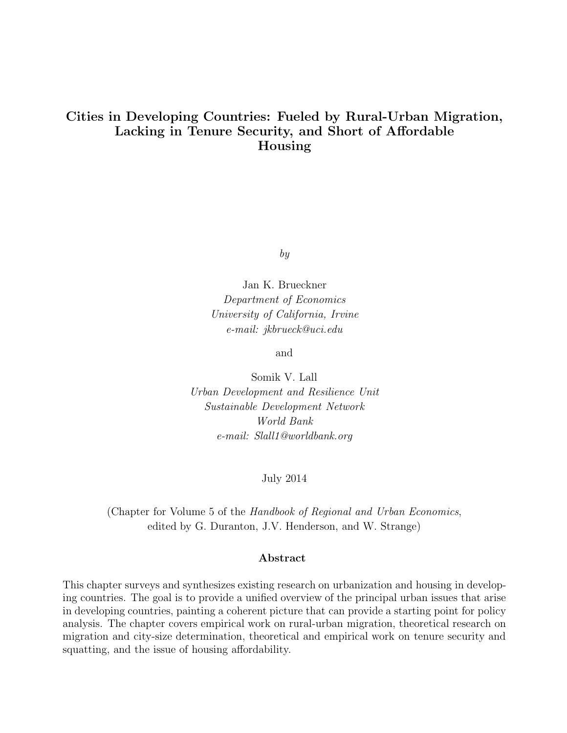# Cities in Developing Countries: Fueled by Rural-Urban Migration, Lacking in Tenure Security, and Short of Affordable Housing

*by*

Jan K. Brueckner  
*Department of Economics*  
*University of California, Irvine*  
*e-mail: jkbrueck@uci.edu*

and

Somik V. Lall  
*Urban Development and Resilience Unit*  
*Sustainable Development Network*  
*World Bank*  
*e-mail: Slall1@worldbank.org*

July 2014

(Chapter for Volume 5 of the *Handbook of Regional and Urban Economics*, edited by G. Duranton, J.V. Henderson, and W. Strange)

**Abstract**

This chapter surveys and synthesizes existing research on urbanization and housing in developing countries. The goal is to provide a unified overview of the principal urban issues that arise in developing countries, painting a coherent picture that can provide a starting point for policy analysis. The chapter covers empirical work on rural-urban migration, theoretical research on migration and city-size determination, theoretical and empirical work on tenure security and squatting, and the issue of housing affordability.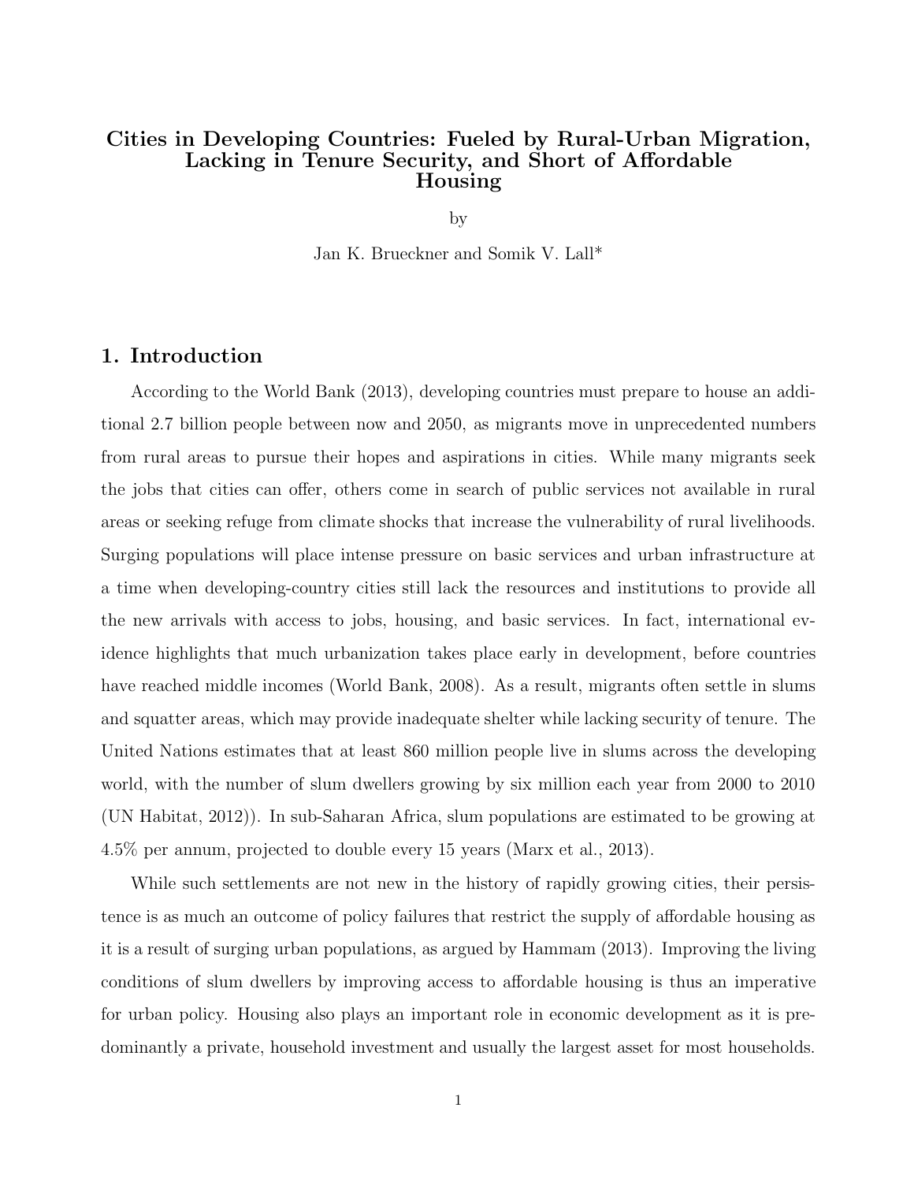# Cities in Developing Countries: Fueled by Rural-Urban Migration, Lacking in Tenure Security, and Short of Affordable Housing

by

Jan K. Brueckner and Somik V. Lall*

## 1. Introduction

According to the World Bank (2013), developing countries must prepare to house an additional 2.7 billion people between now and 2050, as migrants move in unprecedented numbers from rural areas to pursue their hopes and aspirations in cities. While many migrants seek the jobs that cities can offer, others come in search of public services not available in rural areas or seeking refuge from climate shocks that increase the vulnerability of rural livelihoods. Surging populations will place intense pressure on basic services and urban infrastructure at a time when developing-country cities still lack the resources and institutions to provide all the new arrivals with access to jobs, housing, and basic services. In fact, international evidence highlights that much urbanization takes place early in development, before countries have reached middle incomes (World Bank, 2008). As a result, migrants often settle in slums and squatter areas, which may provide inadequate shelter while lacking security of tenure. The United Nations estimates that at least 860 million people live in slums across the developing world, with the number of slum dwellers growing by six million each year from 2000 to 2010 (UN Habitat, 2012)). In sub-Saharan Africa, slum populations are estimated to be growing at 4.5% per annum, projected to double every 15 years (Marx et al., 2013).

While such settlements are not new in the history of rapidly growing cities, their persistence is as much an outcome of policy failures that restrict the supply of affordable housing as it is a result of surging urban populations, as argued by Hammam (2013). Improving the living conditions of slum dwellers by improving access to affordable housing is thus an imperative for urban policy. Housing also plays an important role in economic development as it is predominantly a private, household investment and usually the largest asset for most households.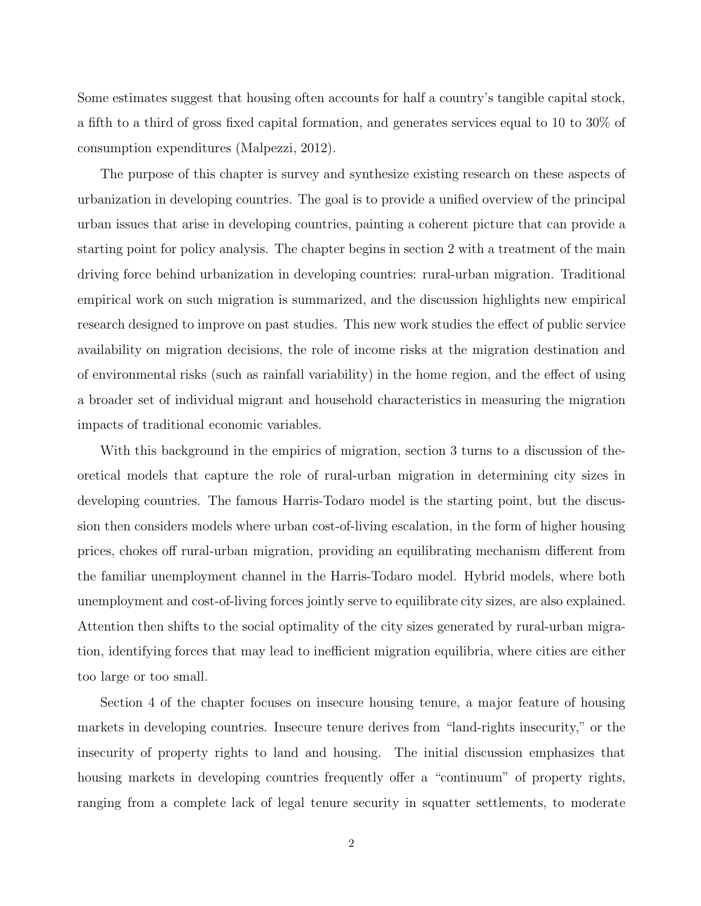Some estimates suggest that housing often accounts for half a country's tangible capital stock, a fifth to a third of gross fixed capital formation, and generates services equal to 10 to 30% of consumption expenditures (Malpezzi, 2012).

The purpose of this chapter is survey and synthesize existing research on these aspects of urbanization in developing countries. The goal is to provide a unified overview of the principal urban issues that arise in developing countries, painting a coherent picture that can provide a starting point for policy analysis. The chapter begins in section 2 with a treatment of the main driving force behind urbanization in developing countries: rural-urban migration. Traditional empirical work on such migration is summarized, and the discussion highlights new empirical research designed to improve on past studies. This new work studies the effect of public service availability on migration decisions, the role of income risks at the migration destination and of environmental risks (such as rainfall variability) in the home region, and the effect of using a broader set of individual migrant and household characteristics in measuring the migration impacts of traditional economic variables.

With this background in the empirics of migration, section 3 turns to a discussion of theoretical models that capture the role of rural-urban migration in determining city sizes in developing countries. The famous Harris-Todaro model is the starting point, but the discussion then considers models where urban cost-of-living escalation, in the form of higher housing prices, chokes off rural-urban migration, providing an equilibrating mechanism different from the familiar unemployment channel in the Harris-Todaro model. Hybrid models, where both unemployment and cost-of-living forces jointly serve to equilibrate city sizes, are also explained. Attention then shifts to the social optimality of the city sizes generated by rural-urban migration, identifying forces that may lead to inefficient migration equilibria, where cities are either too large or too small.

Section 4 of the chapter focuses on insecure housing tenure, a major feature of housing markets in developing countries. Insecure tenure derives from "land-rights insecurity," or the insecurity of property rights to land and housing. The initial discussion emphasizes that housing markets in developing countries frequently offer a "continuum" of property rights, ranging from a complete lack of legal tenure security in squatter settlements, to moderate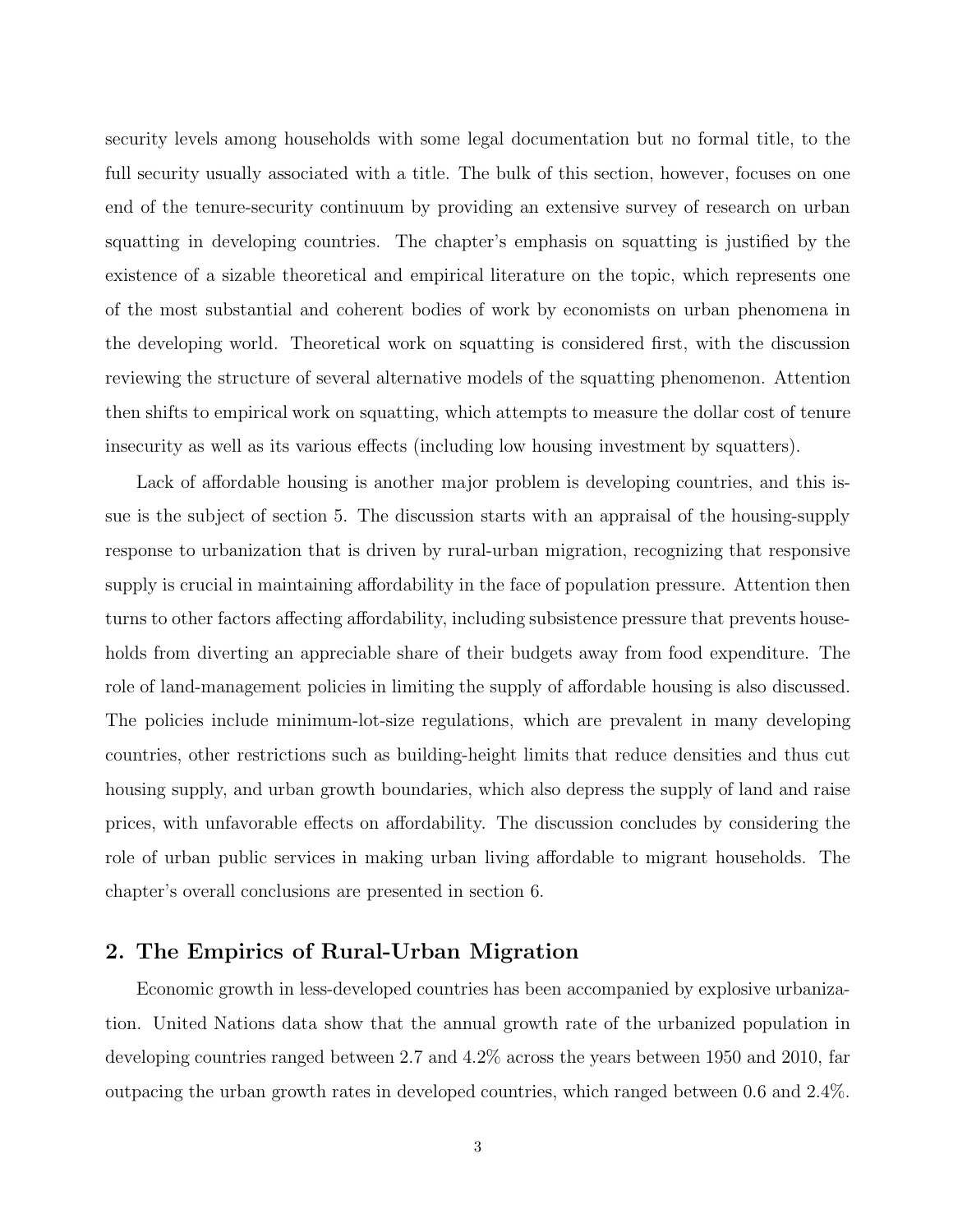security levels among households with some legal documentation but no formal title, to the full security usually associated with a title. The bulk of this section, however, focuses on one end of the tenure-security continuum by providing an extensive survey of research on urban squatting in developing countries. The chapter's emphasis on squatting is justified by the existence of a sizable theoretical and empirical literature on the topic, which represents one of the most substantial and coherent bodies of work by economists on urban phenomena in the developing world. Theoretical work on squatting is considered first, with the discussion reviewing the structure of several alternative models of the squatting phenomenon. Attention then shifts to empirical work on squatting, which attempts to measure the dollar cost of tenure insecurity as well as its various effects (including low housing investment by squatters).

Lack of affordable housing is another major problem is developing countries, and this issue is the subject of section 5. The discussion starts with an appraisal of the housing-supply response to urbanization that is driven by rural-urban migration, recognizing that responsive supply is crucial in maintaining affordability in the face of population pressure. Attention then turns to other factors affecting affordability, including subsistence pressure that prevents households from diverting an appreciable share of their budgets away from food expenditure. The role of land-management policies in limiting the supply of affordable housing is also discussed. The policies include minimum-lot-size regulations, which are prevalent in many developing countries, other restrictions such as building-height limits that reduce densities and thus cut housing supply, and urban growth boundaries, which also depress the supply of land and raise prices, with unfavorable effects on affordability. The discussion concludes by considering the role of urban public services in making urban living affordable to migrant households. The chapter's overall conclusions are presented in section 6.

## 2. The Empirics of Rural-Urban Migration

Economic growth in less-developed countries has been accompanied by explosive urbanization. United Nations data show that the annual growth rate of the urbanized population in developing countries ranged between 2.7 and 4.2% across the years between 1950 and 2010, far outpacing the urban growth rates in developed countries, which ranged between 0.6 and 2.4%.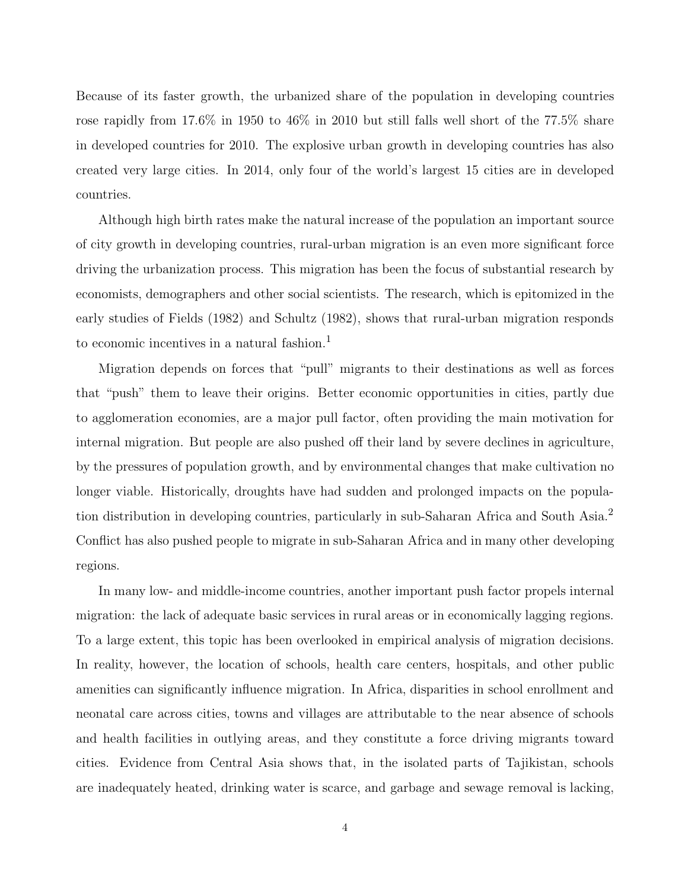Because of its faster growth, the urbanized share of the population in developing countries rose rapidly from 17.6% in 1950 to 46% in 2010 but still falls well short of the 77.5% share in developed countries for 2010. The explosive urban growth in developing countries has also created very large cities. In 2014, only four of the world's largest 15 cities are in developed countries.

Although high birth rates make the natural increase of the population an important source of city growth in developing countries, rural-urban migration is an even more significant force driving the urbanization process. This migration has been the focus of substantial research by economists, demographers and other social scientists. The research, which is epitomized in the early studies of Fields (1982) and Schultz (1982), shows that rural-urban migration responds to economic incentives in a natural fashion.[1]

Migration depends on forces that "pull" migrants to their destinations as well as forces that "push" them to leave their origins. Better economic opportunities in cities, partly due to agglomeration economies, are a major pull factor, often providing the main motivation for internal migration. But people are also pushed off their land by severe declines in agriculture, by the pressures of population growth, and by environmental changes that make cultivation no longer viable. Historically, droughts have had sudden and prolonged impacts on the population distribution in developing countries, particularly in sub-Saharan Africa and South Asia.[2] Conflict has also pushed people to migrate in sub-Saharan Africa and in many other developing regions.

In many low- and middle-income countries, another important push factor propels internal migration: the lack of adequate basic services in rural areas or in economically lagging regions. To a large extent, this topic has been overlooked in empirical analysis of migration decisions. In reality, however, the location of schools, health care centers, hospitals, and other public amenities can significantly influence migration. In Africa, disparities in school enrollment and neonatal care across cities, towns and villages are attributable to the near absence of schools and health facilities in outlying areas, and they constitute a force driving migrants toward cities. Evidence from Central Asia shows that, in the isolated parts of Tajikistan, schools are inadequately heated, drinking water is scarce, and garbage and sewage removal is lacking,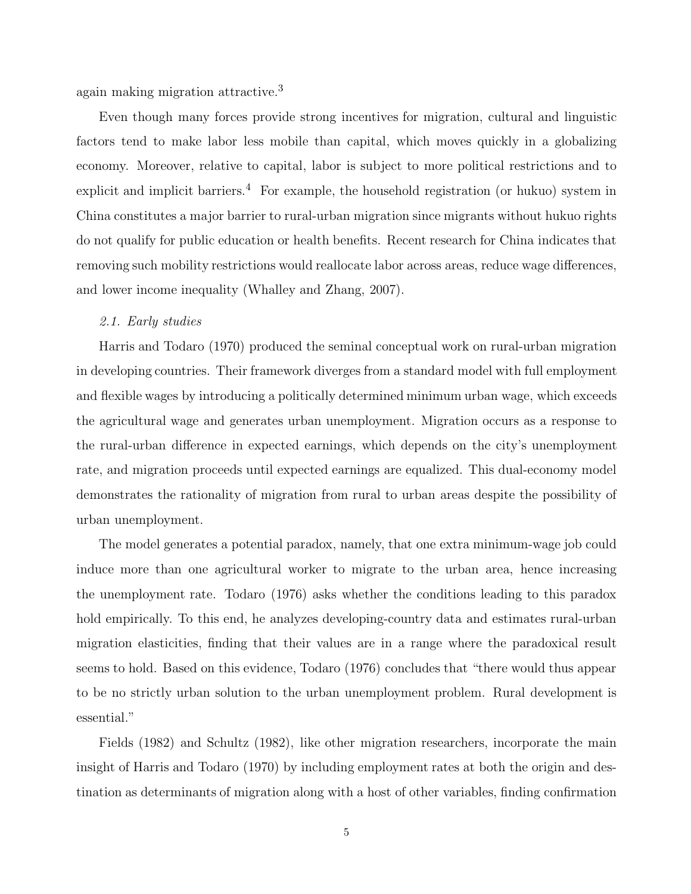again making migration attractive.[3]

Even though many forces provide strong incentives for migration, cultural and linguistic factors tend to make labor less mobile than capital, which moves quickly in a globalizing economy. Moreover, relative to capital, labor is subject to more political restrictions and to explicit and implicit barriers.[4] For example, the household registration (or hukuo) system in China constitutes a major barrier to rural-urban migration since migrants without hukuo rights do not qualify for public education or health benefits. Recent research for China indicates that removing such mobility restrictions would reallocate labor across areas, reduce wage differences, and lower income inequality (Whalley and Zhang, 2007).

*2.1. Early studies*

Harris and Todaro (1970) produced the seminal conceptual work on rural-urban migration in developing countries. Their framework diverges from a standard model with full employment and flexible wages by introducing a politically determined minimum urban wage, which exceeds the agricultural wage and generates urban unemployment. Migration occurs as a response to the rural-urban difference in expected earnings, which depends on the city's unemployment rate, and migration proceeds until expected earnings are equalized. This dual-economy model demonstrates the rationality of migration from rural to urban areas despite the possibility of urban unemployment.

The model generates a potential paradox, namely, that one extra minimum-wage job could induce more than one agricultural worker to migrate to the urban area, hence increasing the unemployment rate. Todaro (1976) asks whether the conditions leading to this paradox hold empirically. To this end, he analyzes developing-country data and estimates rural-urban migration elasticities, finding that their values are in a range where the paradoxical result seems to hold. Based on this evidence, Todaro (1976) concludes that "there would thus appear to be no strictly urban solution to the urban unemployment problem. Rural development is essential."

Fields (1982) and Schultz (1982), like other migration researchers, incorporate the main insight of Harris and Todaro (1970) by including employment rates at both the origin and destination as determinants of migration along with a host of other variables, finding confirmation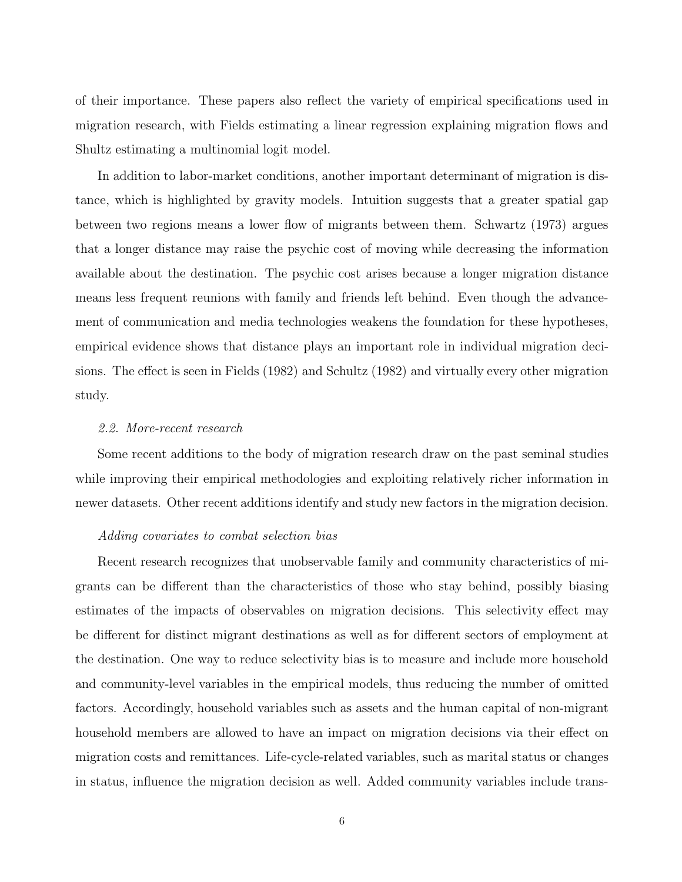of their importance. These papers also reflect the variety of empirical specifications used in migration research, with Fields estimating a linear regression explaining migration flows and Shultz estimating a multinomial logit model.

In addition to labor-market conditions, another important determinant of migration is distance, which is highlighted by gravity models. Intuition suggests that a greater spatial gap between two regions means a lower flow of migrants between them. Schwartz (1973) argues that a longer distance may raise the psychic cost of moving while decreasing the information available about the destination. The psychic cost arises because a longer migration distance means less frequent reunions with family and friends left behind. Even though the advancement of communication and media technologies weakens the foundation for these hypotheses, empirical evidence shows that distance plays an important role in individual migration decisions. The effect is seen in Fields (1982) and Schultz (1982) and virtually every other migration study.

### *2.2. More-recent research*

Some recent additions to the body of migration research draw on the past seminal studies while improving their empirical methodologies and exploiting relatively richer information in newer datasets. Other recent additions identify and study new factors in the migration decision.

*Adding covariates to combat selection bias*

Recent research recognizes that unobservable family and community characteristics of migrants can be different than the characteristics of those who stay behind, possibly biasing estimates of the impacts of observables on migration decisions. This selectivity effect may be different for distinct migrant destinations as well as for different sectors of employment at the destination. One way to reduce selectivity bias is to measure and include more household and community-level variables in the empirical models, thus reducing the number of omitted factors. Accordingly, household variables such as assets and the human capital of non-migrant household members are allowed to have an impact on migration decisions via their effect on migration costs and remittances. Life-cycle-related variables, such as marital status or changes in status, influence the migration decision as well. Added community variables include trans-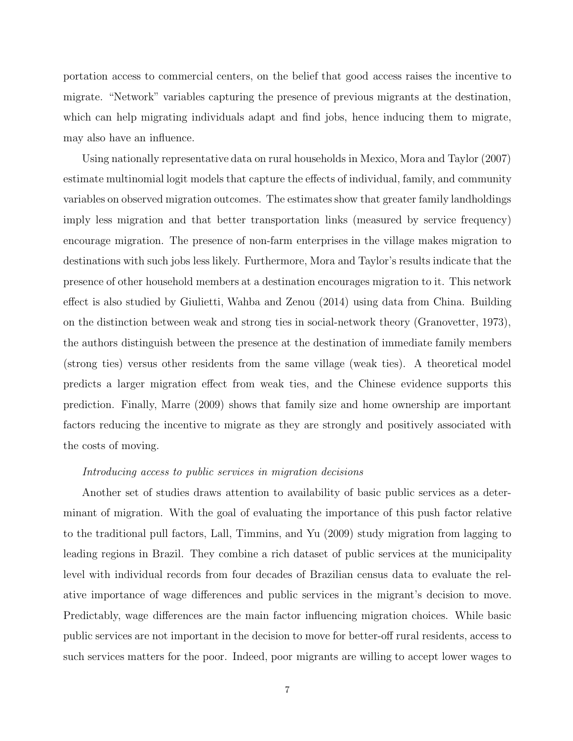portation access to commercial centers, on the belief that good access raises the incentive to migrate. "Network" variables capturing the presence of previous migrants at the destination, which can help migrating individuals adapt and find jobs, hence inducing them to migrate, may also have an influence.

Using nationally representative data on rural households in Mexico, Mora and Taylor (2007) estimate multinomial logit models that capture the effects of individual, family, and community variables on observed migration outcomes. The estimates show that greater family landholdings imply less migration and that better transportation links (measured by service frequency) encourage migration. The presence of non-farm enterprises in the village makes migration to destinations with such jobs less likely. Furthermore, Mora and Taylor's results indicate that the presence of other household members at a destination encourages migration to it. This network effect is also studied by Giulietti, Wahba and Zenou (2014) using data from China. Building on the distinction between weak and strong ties in social-network theory (Granovetter, 1973), the authors distinguish between the presence at the destination of immediate family members (strong ties) versus other residents from the same village (weak ties). A theoretical model predicts a larger migration effect from weak ties, and the Chinese evidence supports this prediction. Finally, Marre (2009) shows that family size and home ownership are important factors reducing the incentive to migrate as they are strongly and positively associated with the costs of moving.

*Introducing access to public services in migration decisions*

Another set of studies draws attention to availability of basic public services as a determinant of migration. With the goal of evaluating the importance of this push factor relative to the traditional pull factors, Lall, Timmins, and Yu (2009) study migration from lagging to leading regions in Brazil. They combine a rich dataset of public services at the municipality level with individual records from four decades of Brazilian census data to evaluate the relative importance of wage differences and public services in the migrant's decision to move. Predictably, wage differences are the main factor influencing migration choices. While basic public services are not important in the decision to move for better-off rural residents, access to such services matters for the poor. Indeed, poor migrants are willing to accept lower wages to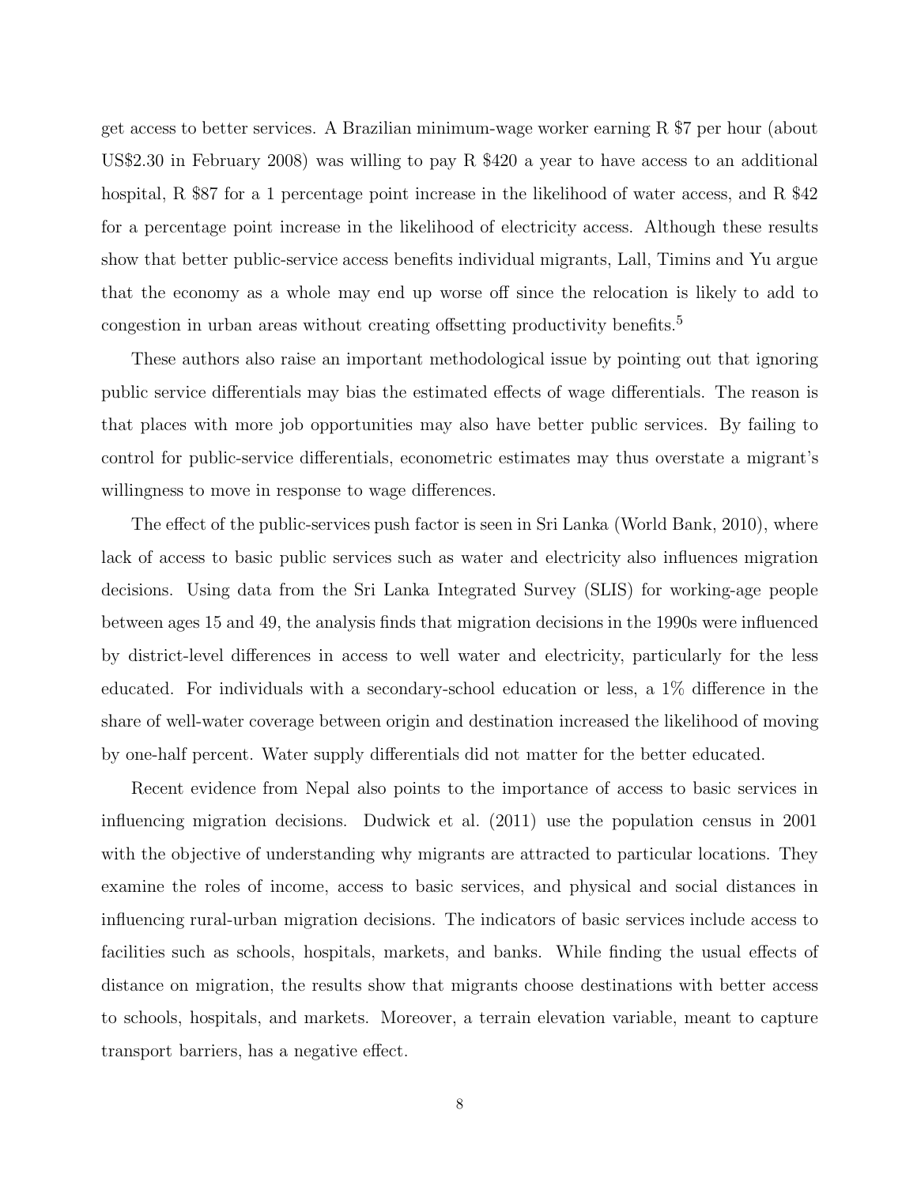get access to better services. A Brazilian minimum-wage worker earning R $7 per hour (about US$2.30 in February 2008) was willing to pay R $420 a year to have access to an additional hospital, R $87 for a 1 percentage point increase in the likelihood of water access, and R $42 for a percentage point increase in the likelihood of electricity access. Although these results show that better public-service access benefits individual migrants, Lall, Timins and Yu argue that the economy as a whole may end up worse off since the relocation is likely to add to congestion in urban areas without creating offsetting productivity benefits.[5]

These authors also raise an important methodological issue by pointing out that ignoring public service differentials may bias the estimated effects of wage differentials. The reason is that places with more job opportunities may also have better public services. By failing to control for public-service differentials, econometric estimates may thus overstate a migrant's willingness to move in response to wage differences.

The effect of the public-services push factor is seen in Sri Lanka (World Bank, 2010), where lack of access to basic public services such as water and electricity also influences migration decisions. Using data from the Sri Lanka Integrated Survey (SLIS) for working-age people between ages 15 and 49, the analysis finds that migration decisions in the 1990s were influenced by district-level differences in access to well water and electricity, particularly for the less educated. For individuals with a secondary-school education or less, a 1% difference in the share of well-water coverage between origin and destination increased the likelihood of moving by one-half percent. Water supply differentials did not matter for the better educated.

Recent evidence from Nepal also points to the importance of access to basic services in influencing migration decisions. Dudwick et al. (2011) use the population census in 2001 with the objective of understanding why migrants are attracted to particular locations. They examine the roles of income, access to basic services, and physical and social distances in influencing rural-urban migration decisions. The indicators of basic services include access to facilities such as schools, hospitals, markets, and banks. While finding the usual effects of distance on migration, the results show that migrants choose destinations with better access to schools, hospitals, and markets. Moreover, a terrain elevation variable, meant to capture transport barriers, has a negative effect.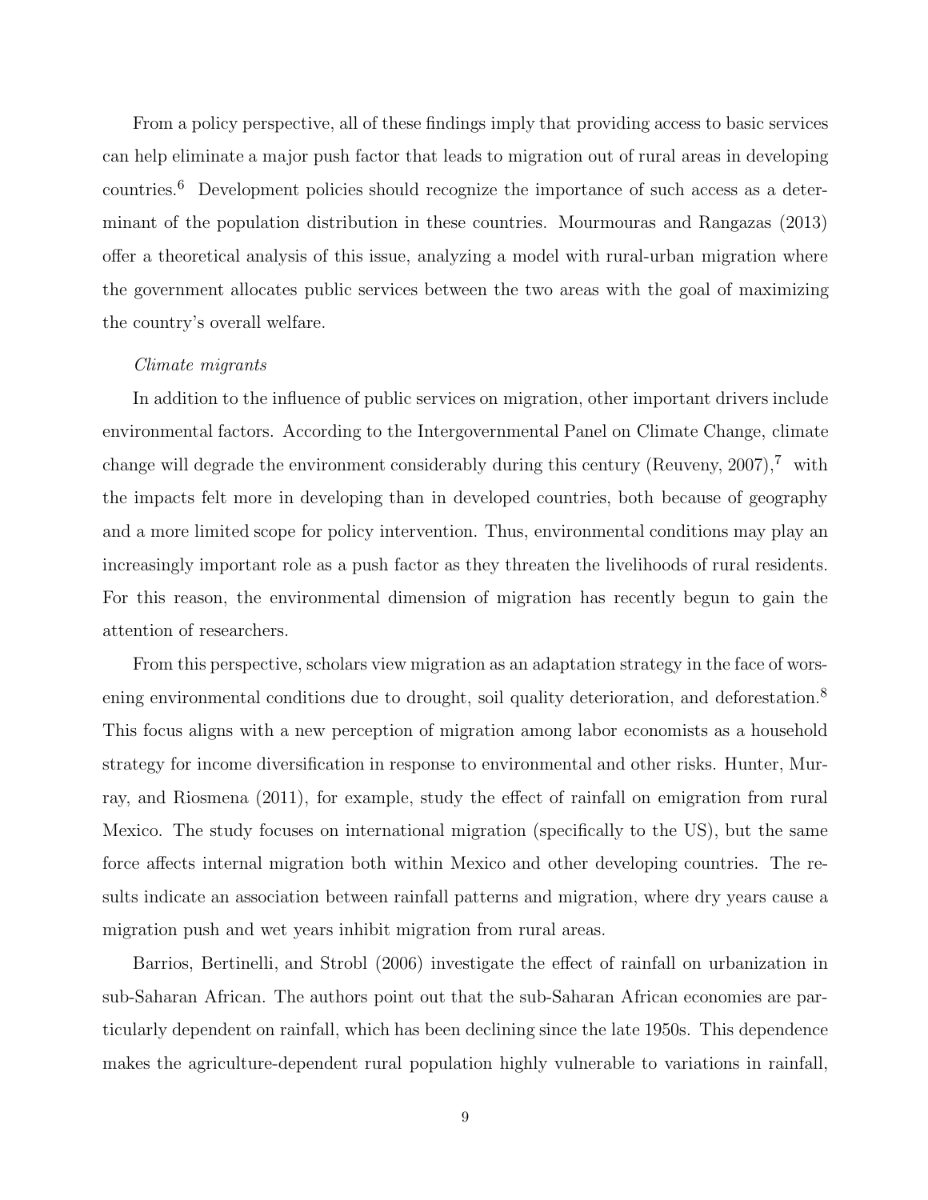From a policy perspective, all of these findings imply that providing access to basic services can help eliminate a major push factor that leads to migration out of rural areas in developing countries.[6] Development policies should recognize the importance of such access as a determinant of the population distribution in these countries. Mourmouras and Rangazas (2013) offer a theoretical analysis of this issue, analyzing a model with rural-urban migration where the government allocates public services between the two areas with the goal of maximizing the country's overall welfare.

*Climate migrants*

In addition to the influence of public services on migration, other important drivers include environmental factors. According to the Intergovernmental Panel on Climate Change, climate change will degrade the environment considerably during this century (Reuveny, 2007),[7] with the impacts felt more in developing than in developed countries, both because of geography and a more limited scope for policy intervention. Thus, environmental conditions may play an increasingly important role as a push factor as they threaten the livelihoods of rural residents. For this reason, the environmental dimension of migration has recently begun to gain the attention of researchers.

From this perspective, scholars view migration as an adaptation strategy in the face of worsening environmental conditions due to drought, soil quality deterioration, and deforestation.[8] This focus aligns with a new perception of migration among labor economists as a household strategy for income diversification in response to environmental and other risks. Hunter, Murray, and Riosmena (2011), for example, study the effect of rainfall on emigration from rural Mexico. The study focuses on international migration (specifically to the US), but the same force affects internal migration both within Mexico and other developing countries. The results indicate an association between rainfall patterns and migration, where dry years cause a migration push and wet years inhibit migration from rural areas.

Barrios, Bertinelli, and Strobl (2006) investigate the effect of rainfall on urbanization in sub-Saharan African. The authors point out that the sub-Saharan African economies are particularly dependent on rainfall, which has been declining since the late 1950s. This dependence makes the agriculture-dependent rural population highly vulnerable to variations in rainfall,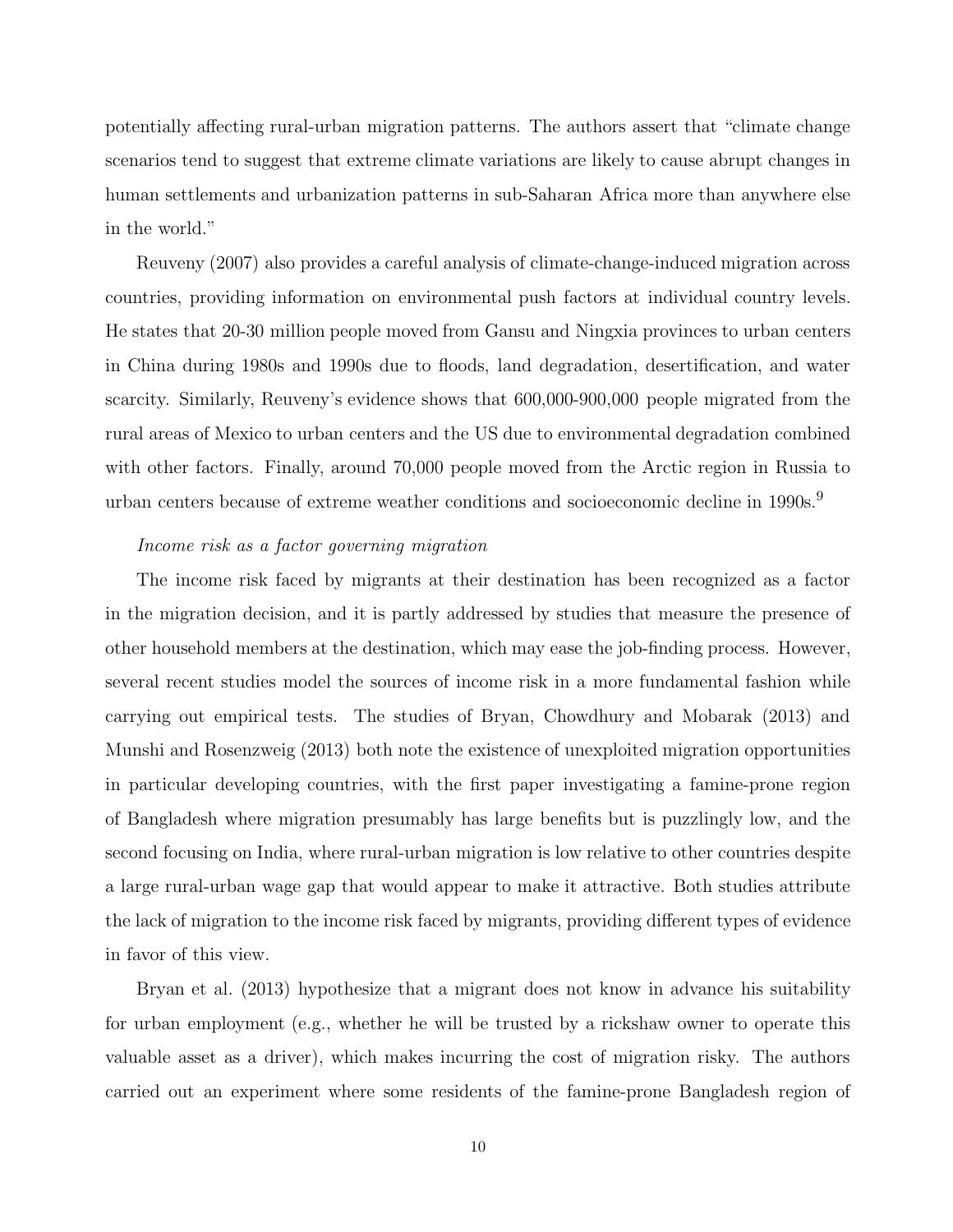potentially affecting rural-urban migration patterns. The authors assert that "climate change scenarios tend to suggest that extreme climate variations are likely to cause abrupt changes in human settlements and urbanization patterns in sub-Saharan Africa more than anywhere else in the world."

Reuveny (2007) also provides a careful analysis of climate-change-induced migration across countries, providing information on environmental push factors at individual country levels. He states that 20-30 million people moved from Gansu and Ningxia provinces to urban centers in China during 1980s and 1990s due to floods, land degradation, desertification, and water scarcity. Similarly, Reuveny's evidence shows that 600,000-900,000 people migrated from the rural areas of Mexico to urban centers and the US due to environmental degradation combined with other factors. Finally, around 70,000 people moved from the Arctic region in Russia to urban centers because of extreme weather conditions and socioeconomic decline in 1990s.[9]

*Income risk as a factor governing migration*

The income risk faced by migrants at their destination has been recognized as a factor in the migration decision, and it is partly addressed by studies that measure the presence of other household members at the destination, which may ease the job-finding process. However, several recent studies model the sources of income risk in a more fundamental fashion while carrying out empirical tests. The studies of Bryan, Chowdhury and Mobarak (2013) and Munshi and Rosenzweig (2013) both note the existence of unexploited migration opportunities in particular developing countries, with the first paper investigating a famine-prone region of Bangladesh where migration presumably has large benefits but is puzzlingly low, and the second focusing on India, where rural-urban migration is low relative to other countries despite a large rural-urban wage gap that would appear to make it attractive. Both studies attribute the lack of migration to the income risk faced by migrants, providing different types of evidence in favor of this view.

Bryan et al. (2013) hypothesize that a migrant does not know in advance his suitability for urban employment (e.g., whether he will be trusted by a rickshaw owner to operate this valuable asset as a driver), which makes incurring the cost of migration risky. The authors carried out an experiment where some residents of the famine-prone Bangladesh region of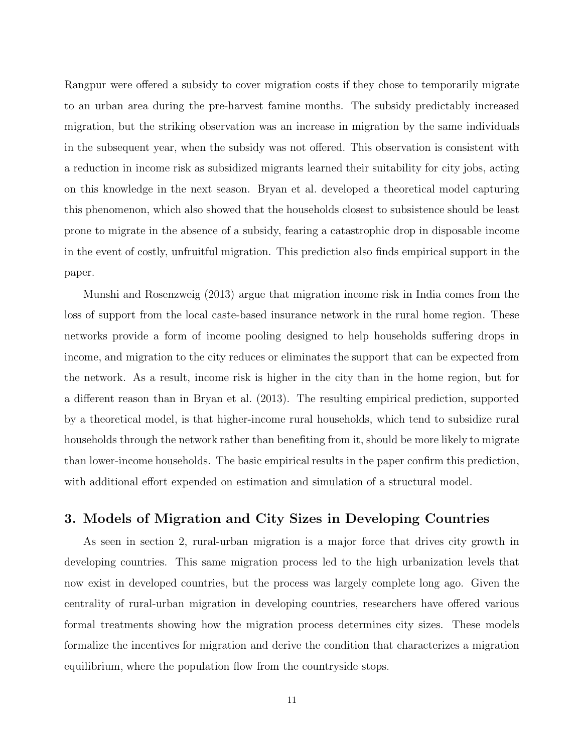Rangpur were offered a subsidy to cover migration costs if they chose to temporarily migrate to an urban area during the pre-harvest famine months. The subsidy predictably increased migration, but the striking observation was an increase in migration by the same individuals in the subsequent year, when the subsidy was not offered. This observation is consistent with a reduction in income risk as subsidized migrants learned their suitability for city jobs, acting on this knowledge in the next season. Bryan et al. developed a theoretical model capturing this phenomenon, which also showed that the households closest to subsistence should be least prone to migrate in the absence of a subsidy, fearing a catastrophic drop in disposable income in the event of costly, unfruitful migration. This prediction also finds empirical support in the paper.

Munshi and Rosenzweig (2013) argue that migration income risk in India comes from the loss of support from the local caste-based insurance network in the rural home region. These networks provide a form of income pooling designed to help households suffering drops in income, and migration to the city reduces or eliminates the support that can be expected from the network. As a result, income risk is higher in the city than in the home region, but for a different reason than in Bryan et al. (2013). The resulting empirical prediction, supported by a theoretical model, is that higher-income rural households, which tend to subsidize rural households through the network rather than benefiting from it, should be more likely to migrate than lower-income households. The basic empirical results in the paper confirm this prediction, with additional effort expended on estimation and simulation of a structural model.

## 3. Models of Migration and City Sizes in Developing Countries

As seen in section 2, rural-urban migration is a major force that drives city growth in developing countries. This same migration process led to the high urbanization levels that now exist in developed countries, but the process was largely complete long ago. Given the centrality of rural-urban migration in developing countries, researchers have offered various formal treatments showing how the migration process determines city sizes. These models formalize the incentives for migration and derive the condition that characterizes a migration equilibrium, where the population flow from the countryside stops.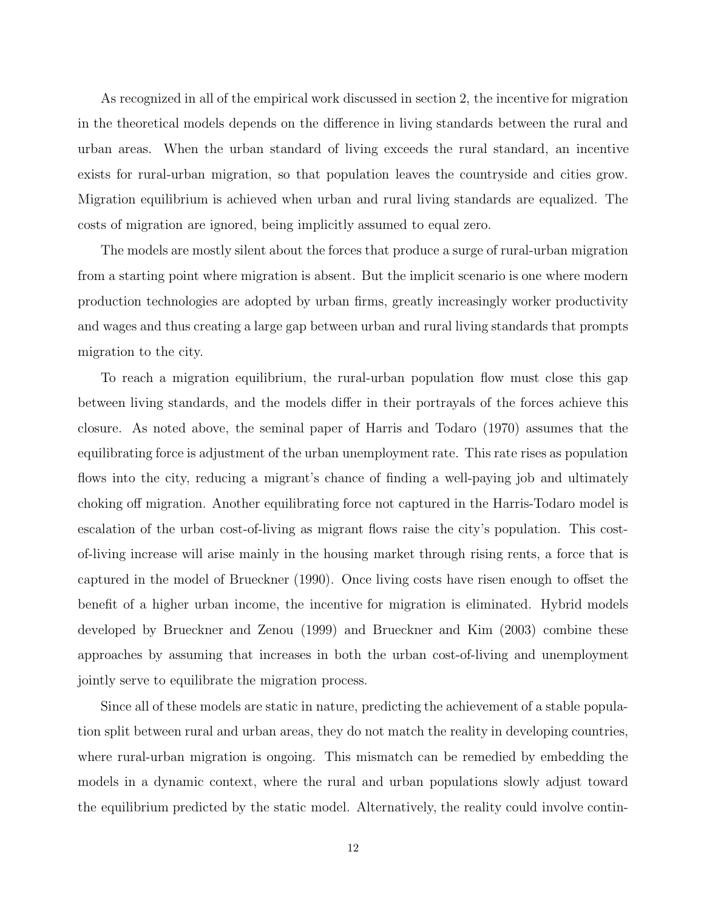As recognized in all of the empirical work discussed in section 2, the incentive for migration in the theoretical models depends on the difference in living standards between the rural and urban areas. When the urban standard of living exceeds the rural standard, an incentive exists for rural-urban migration, so that population leaves the countryside and cities grow. Migration equilibrium is achieved when urban and rural living standards are equalized. The costs of migration are ignored, being implicitly assumed to equal zero.

The models are mostly silent about the forces that produce a surge of rural-urban migration from a starting point where migration is absent. But the implicit scenario is one where modern production technologies are adopted by urban firms, greatly increasingly worker productivity and wages and thus creating a large gap between urban and rural living standards that prompts migration to the city.

To reach a migration equilibrium, the rural-urban population flow must close this gap between living standards, and the models differ in their portrayals of the forces achieve this closure. As noted above, the seminal paper of Harris and Todaro (1970) assumes that the equilibrating force is adjustment of the urban unemployment rate. This rate rises as population flows into the city, reducing a migrant's chance of finding a well-paying job and ultimately choking off migration. Another equilibrating force not captured in the Harris-Todaro model is escalation of the urban cost-of-living as migrant flows raise the city's population. This cost-of-living increase will arise mainly in the housing market through rising rents, a force that is captured in the model of Brueckner (1990). Once living costs have risen enough to offset the benefit of a higher urban income, the incentive for migration is eliminated. Hybrid models developed by Brueckner and Zenou (1999) and Brueckner and Kim (2003) combine these approaches by assuming that increases in both the urban cost-of-living and unemployment jointly serve to equilibrate the migration process.

Since all of these models are static in nature, predicting the achievement of a stable population split between rural and urban areas, they do not match the reality in developing countries, where rural-urban migration is ongoing. This mismatch can be remedied by embedding the models in a dynamic context, where the rural and urban populations slowly adjust toward the equilibrium predicted by the static model. Alternatively, the reality could involve contin-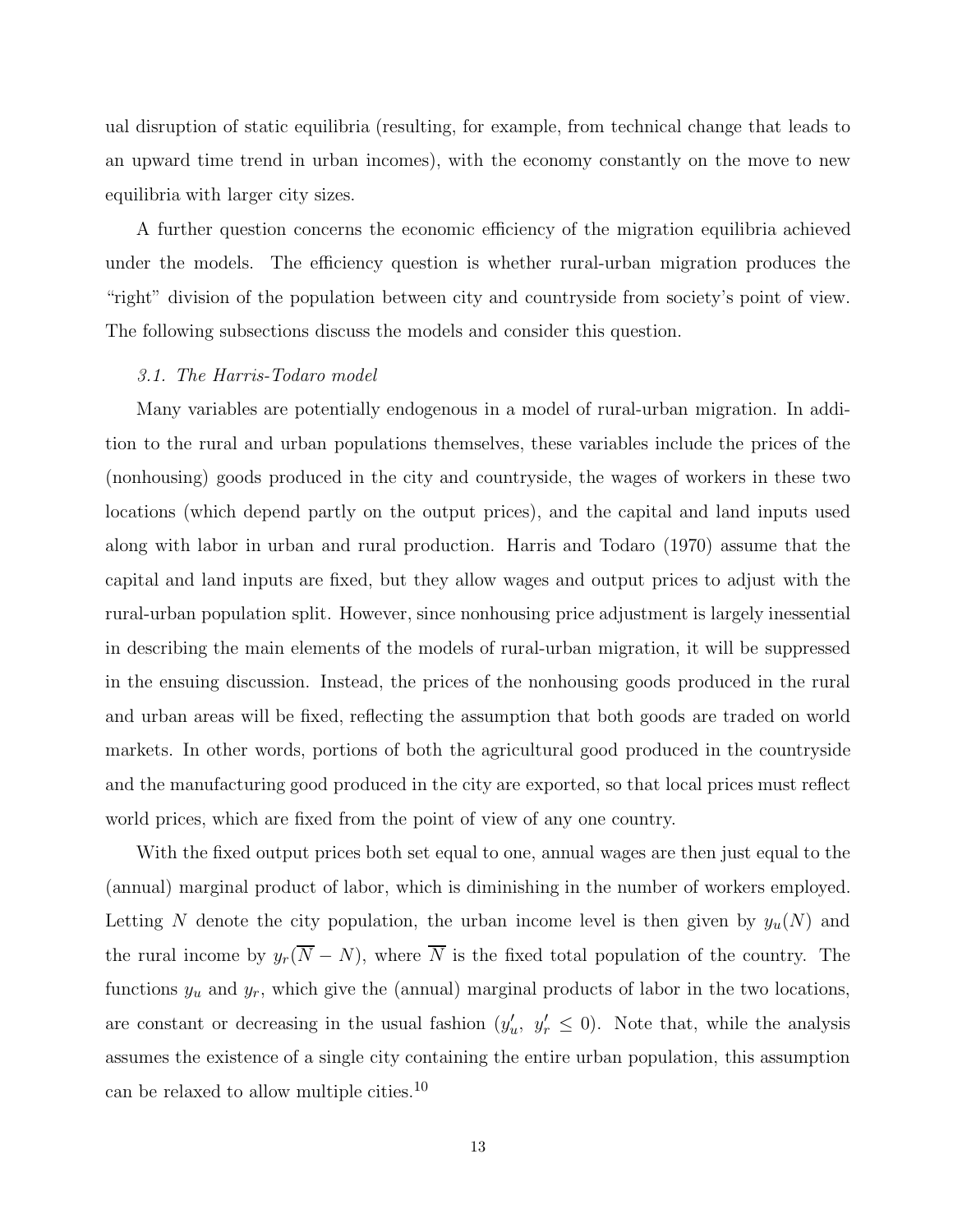ual disruption of static equilibria (resulting, for example, from technical change that leads to an upward time trend in urban incomes), with the economy constantly on the move to new equilibria with larger city sizes.

A further question concerns the economic efficiency of the migration equilibria achieved under the models. The efficiency question is whether rural-urban migration produces the "right" division of the population between city and countryside from society's point of view. The following subsections discuss the models and consider this question.

### *3.1. The Harris-Todaro model*

Many variables are potentially endogenous in a model of rural-urban migration. In addition to the rural and urban populations themselves, these variables include the prices of the (nonhousing) goods produced in the city and countryside, the wages of workers in these two locations (which depend partly on the output prices), and the capital and land inputs used along with labor in urban and rural production. Harris and Todaro (1970) assume that the capital and land inputs are fixed, but they allow wages and output prices to adjust with the rural-urban population split. However, since nonhousing price adjustment is largely inessential in describing the main elements of the models of rural-urban migration, it will be suppressed in the ensuing discussion. Instead, the prices of the nonhousing goods produced in the rural and urban areas will be fixed, reflecting the assumption that both goods are traded on world markets. In other words, portions of both the agricultural good produced in the countryside and the manufacturing good produced in the city are exported, so that local prices must reflect world prices, which are fixed from the point of view of any one country.

With the fixed output prices both set equal to one, annual wages are then just equal to the (annual) marginal product of labor, which is diminishing in the number of workers employed. Letting $N$ denote the city population, the urban income level is then given by $y_u(N)$ and the rural income by $y_r(\overline{N} - N)$, where $\overline{N}$ is the fixed total population of the country. The functions $y_u$ and $y_r$, which give the (annual) marginal products of labor in the two locations, are constant or decreasing in the usual fashion ($y_u',\ y_r' \leq 0$). Note that, while the analysis assumes the existence of a single city containing the entire urban population, this assumption can be relaxed to allow multiple cities.[10]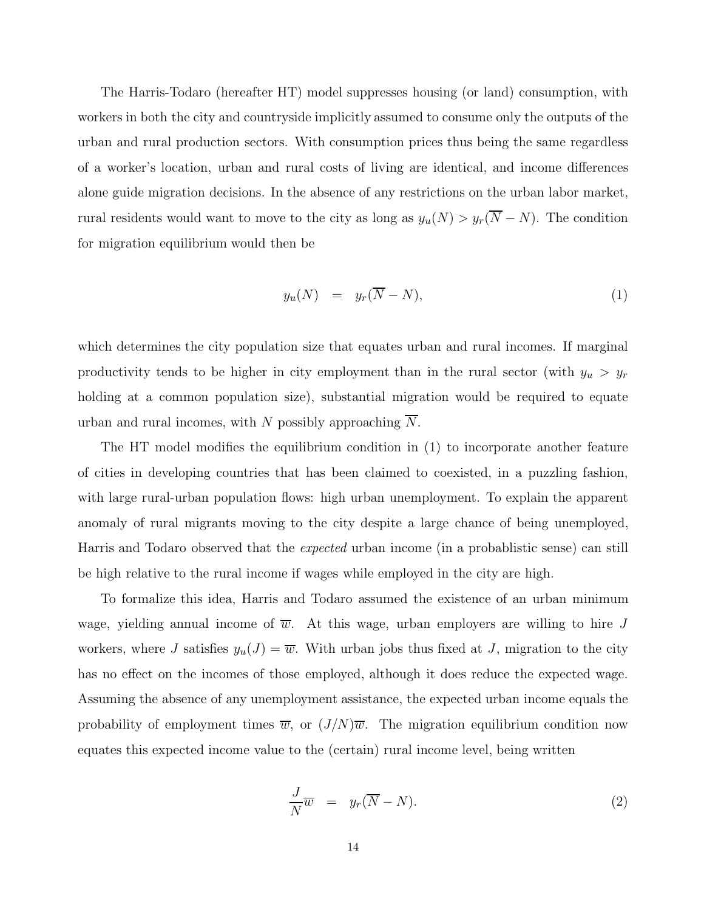The Harris-Todaro (hereafter HT) model suppresses housing (or land) consumption, with workers in both the city and countryside implicitly assumed to consume only the outputs of the urban and rural production sectors. With consumption prices thus being the same regardless of a worker's location, urban and rural costs of living are identical, and income differences alone guide migration decisions. In the absence of any restrictions on the urban labor market, rural residents would want to move to the city as long as $y_u(N) > y_r(\overline{N} - N)$. The condition for migration equilibrium would then be

$$y_u(N) \quad = \quad y_r(\overline{N} - N), \tag{1}$$

which determines the city population size that equates urban and rural incomes. If marginal productivity tends to be higher in city employment than in the rural sector (with $y_u > y_r$ holding at a common population size), substantial migration would be required to equate urban and rural incomes, with $N$ possibly approaching $\overline{N}$.

The HT model modifies the equilibrium condition in (1) to incorporate another feature of cities in developing countries that has been claimed to coexisted, in a puzzling fashion, with large rural-urban population flows: high urban unemployment. To explain the apparent anomaly of rural migrants moving to the city despite a large chance of being unemployed, Harris and Todaro observed that the *expected* urban income (in a probablistic sense) can still be high relative to the rural income if wages while employed in the city are high.

To formalize this idea, Harris and Todaro assumed the existence of an urban minimum wage, yielding annual income of $\overline{w}$. At this wage, urban employers are willing to hire $J$ workers, where $J$ satisfies $y_u(J) = \overline{w}$. With urban jobs thus fixed at $J$, migration to the city has no effect on the incomes of those employed, although it does reduce the expected wage. Assuming the absence of any unemployment assistance, the expected urban income equals the probability of employment times $\overline{w}$, or $(J/N)\overline{w}$. The migration equilibrium condition now equates this expected income value to the (certain) rural income level, being written

$$\frac{J}{N}\overline{w} \quad = \quad y_r(\overline{N} - N). \tag{2}$$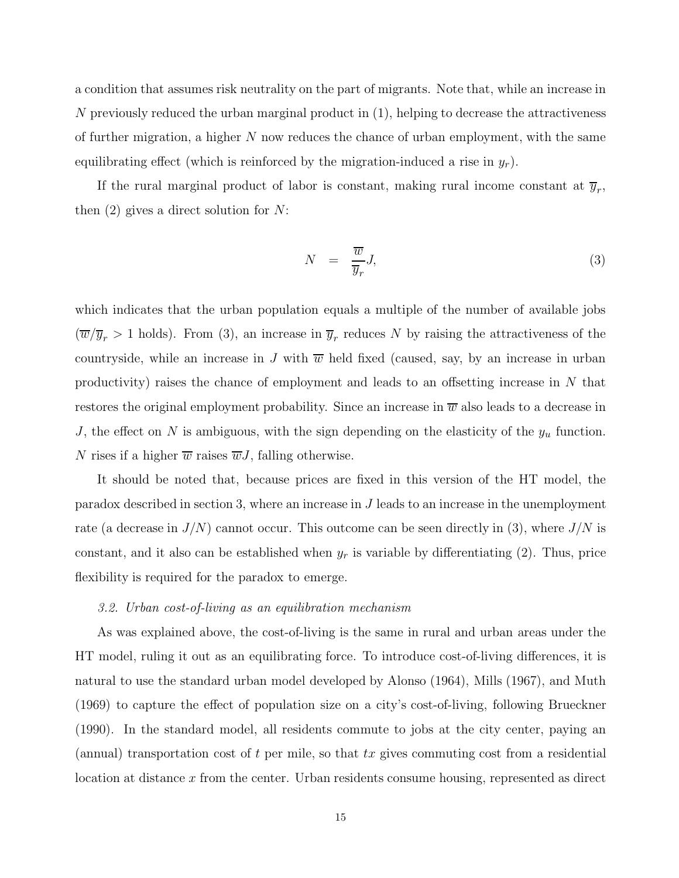a condition that assumes risk neutrality on the part of migrants. Note that, while an increase in $N$ previously reduced the urban marginal product in (1), helping to decrease the attractiveness of further migration, a higher $N$ now reduces the chance of urban employment, with the same equilibrating effect (which is reinforced by the migration-induced a rise in $y_r$).

If the rural marginal product of labor is constant, making rural income constant at $\overline{y}_r$, then (2) gives a direct solution for $N$:

$$N = \frac{\overline{w}}{\overline{y}_r}J, \tag{3}$$

which indicates that the urban population equals a multiple of the number of available jobs ($\overline{w}/\overline{y}_r > 1$ holds). From (3), an increase in $\overline{y}_r$ reduces $N$ by raising the attractiveness of the countryside, while an increase in $J$ with $\overline{w}$ held fixed (caused, say, by an increase in urban productivity) raises the chance of employment and leads to an offsetting increase in $N$ that restores the original employment probability. Since an increase in $\overline{w}$ also leads to a decrease in $J$, the effect on $N$ is ambiguous, with the sign depending on the elasticity of the $y_u$ function. $N$ rises if a higher $\overline{w}$ raises $\overline{w}J$, falling otherwise.

It should be noted that, because prices are fixed in this version of the HT model, the paradox described in section 3, where an increase in $J$ leads to an increase in the unemployment rate (a decrease in $J/N$) cannot occur. This outcome can be seen directly in (3), where $J/N$ is constant, and it also can be established when $y_r$ is variable by differentiating (2). Thus, price flexibility is required for the paradox to emerge.

### *3.2. Urban cost-of-living as an equilibration mechanism*

As was explained above, the cost-of-living is the same in rural and urban areas under the HT model, ruling it out as an equilibrating force. To introduce cost-of-living differences, it is natural to use the standard urban model developed by Alonso (1964), Mills (1967), and Muth (1969) to capture the effect of population size on a city's cost-of-living, following Brueckner (1990). In the standard model, all residents commute to jobs at the city center, paying an (annual) transportation cost of $t$ per mile, so that $tx$ gives commuting cost from a residential location at distance $x$ from the center. Urban residents consume housing, represented as direct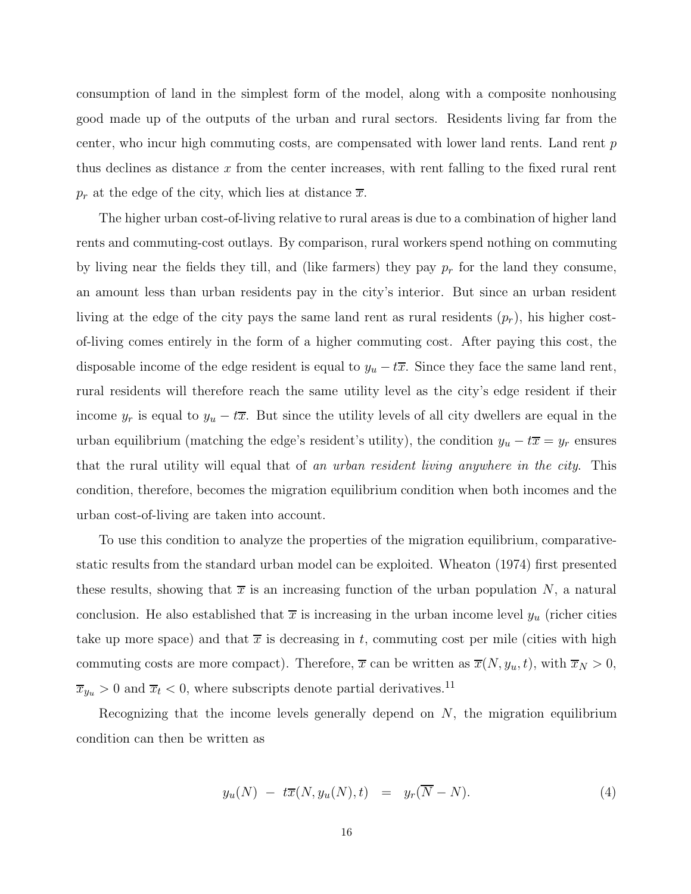consumption of land in the simplest form of the model, along with a composite nonhousing good made up of the outputs of the urban and rural sectors. Residents living far from the center, who incur high commuting costs, are compensated with lower land rents. Land rent $p$ thus declines as distance $x$ from the center increases, with rent falling to the fixed rural rent $p_r$ at the edge of the city, which lies at distance $\overline{x}$.

The higher urban cost-of-living relative to rural areas is due to a combination of higher land rents and commuting-cost outlays. By comparison, rural workers spend nothing on commuting by living near the fields they till, and (like farmers) they pay $p_r$ for the land they consume, an amount less than urban residents pay in the city's interior. But since an urban resident living at the edge of the city pays the same land rent as rural residents ($p_r$), his higher cost-of-living comes entirely in the form of a higher commuting cost. After paying this cost, the disposable income of the edge resident is equal to $y_u - t\overline{x}$. Since they face the same land rent, rural residents will therefore reach the same utility level as the city's edge resident if their income $y_r$ is equal to $y_u - t\overline{x}$. But since the utility levels of all city dwellers are equal in the urban equilibrium (matching the edge's resident's utility), the condition $y_u - t\overline{x} = y_r$ ensures that the rural utility will equal that of *an urban resident living anywhere in the city*. This condition, therefore, becomes the migration equilibrium condition when both incomes and the urban cost-of-living are taken into account.

To use this condition to analyze the properties of the migration equilibrium, comparative-static results from the standard urban model can be exploited. Wheaton (1974) first presented these results, showing that $\overline{x}$ is an increasing function of the urban population $N$, a natural conclusion. He also established that $\overline{x}$ is increasing in the urban income level $y_u$ (richer cities take up more space) and that $\overline{x}$ is decreasing in $t$, commuting cost per mile (cities with high commuting costs are more compact). Therefore, $\overline{x}$ can be written as $\overline{x}(N, y_u, t)$, with $\overline{x}_N > 0$, $\overline{x}_{y_u} > 0$ and $\overline{x}_t < 0$, where subscripts denote partial derivatives.[11]

Recognizing that the income levels generally depend on $N$, the migration equilibrium condition can then be written as

$$y_u(N) \; - \; t\overline{x}(N, y_u(N), t) \;\; = \;\; y_r(\overline{N} - N). \tag{4}$$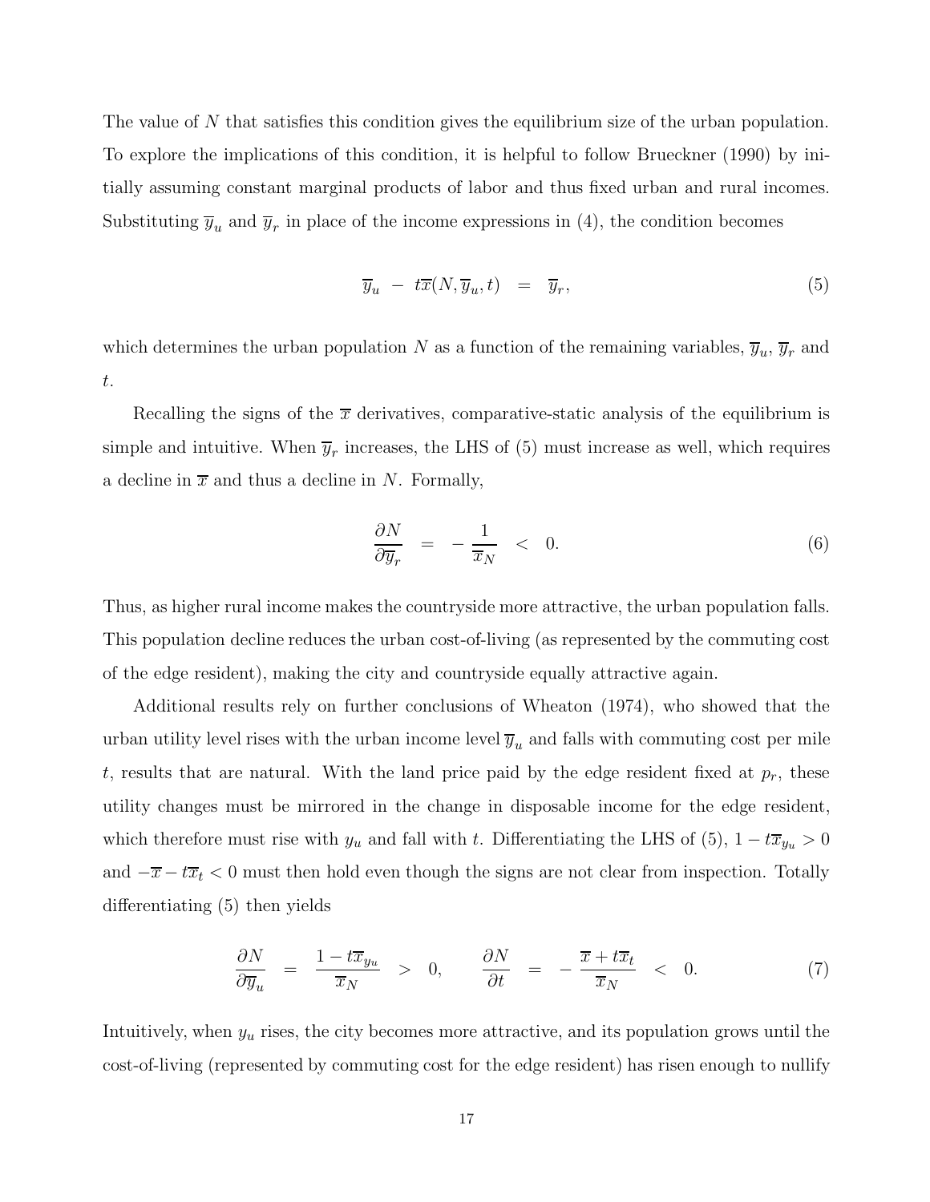The value of $N$ that satisfies this condition gives the equilibrium size of the urban population. To explore the implications of this condition, it is helpful to follow Brueckner (1990) by initially assuming constant marginal products of labor and thus fixed urban and rural incomes. Substituting $\overline{y}_u$ and $\overline{y}_r$ in place of the income expressions in (4), the condition becomes

$$\overline{y}_u \;-\; t\overline{x}(N, \overline{y}_u, t) \;\;=\;\; \overline{y}_r, \tag{5}$$

which determines the urban population $N$ as a function of the remaining variables, $\overline{y}_u$, $\overline{y}_r$ and $t$.

Recalling the signs of the $\overline{x}$ derivatives, comparative-static analysis of the equilibrium is simple and intuitive. When $\overline{y}_r$ increases, the LHS of (5) must increase as well, which requires a decline in $\overline{x}$ and thus a decline in $N$. Formally,

$$\frac{\partial N}{\partial \overline{y}_r} \;\;=\;\; -\,\frac{1}{\overline{x}_N} \;\;<\;\; 0. \tag{6}$$

Thus, as higher rural income makes the countryside more attractive, the urban population falls. This population decline reduces the urban cost-of-living (as represented by the commuting cost of the edge resident), making the city and countryside equally attractive again.

Additional results rely on further conclusions of Wheaton (1974), who showed that the urban utility level rises with the urban income level $\overline{y}_u$ and falls with commuting cost per mile $t$, results that are natural. With the land price paid by the edge resident fixed at $p_r$, these utility changes must be mirrored in the change in disposable income for the edge resident, which therefore must rise with $y_u$ and fall with $t$. Differentiating the LHS of (5), $1 - t\overline{x}_{y_u} > 0$ and $-\overline{x} - t\overline{x}_t < 0$ must then hold even though the signs are not clear from inspection. Totally differentiating (5) then yields

$$\frac{\partial N}{\partial \overline{y}_u} \;\;=\;\; \frac{1 - t\overline{x}_{y_u}}{\overline{x}_N} \;\;>\;\; 0, \qquad \frac{\partial N}{\partial t} \;\;=\;\; -\,\frac{\overline{x} + t\overline{x}_t}{\overline{x}_N} \;\;<\;\; 0. \tag{7}$$

Intuitively, when $y_u$ rises, the city becomes more attractive, and its population grows until the cost-of-living (represented by commuting cost for the edge resident) has risen enough to nullify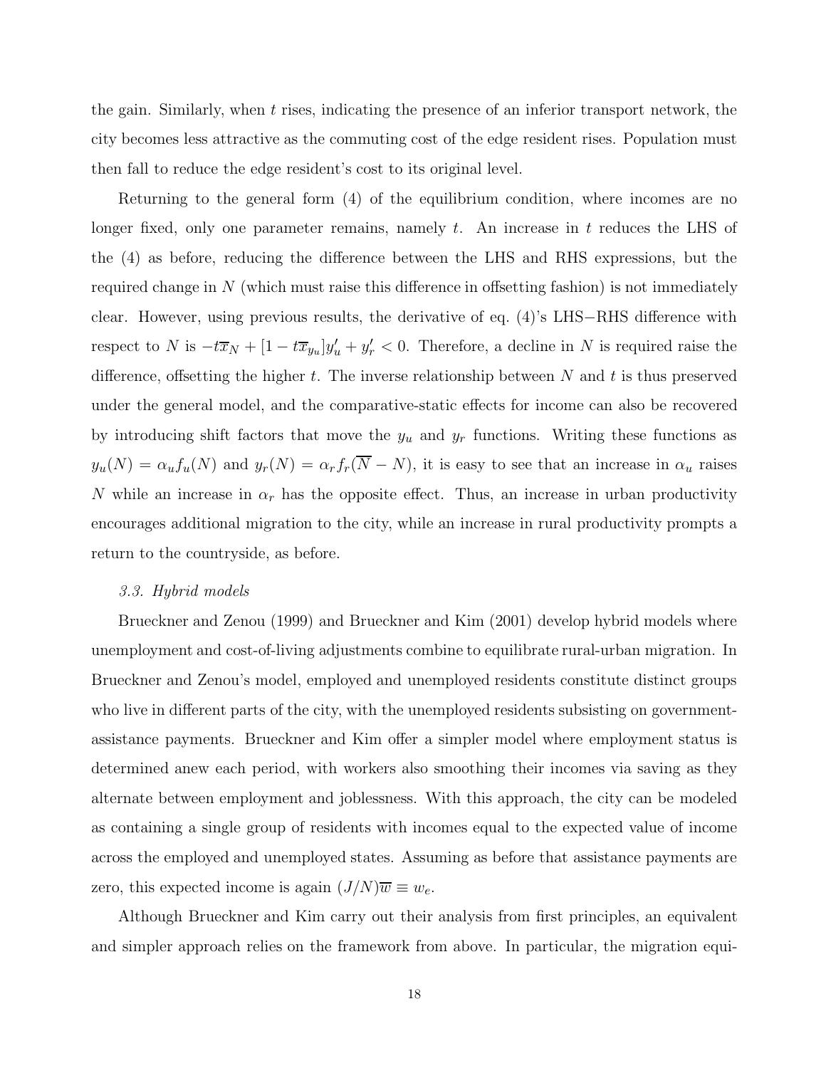the gain. Similarly, when $t$ rises, indicating the presence of an inferior transport network, the city becomes less attractive as the commuting cost of the edge resident rises. Population must then fall to reduce the edge resident's cost to its original level.

Returning to the general form (4) of the equilibrium condition, where incomes are no longer fixed, only one parameter remains, namely $t$. An increase in $t$ reduces the LHS of the (4) as before, reducing the difference between the LHS and RHS expressions, but the required change in $N$ (which must raise this difference in offsetting fashion) is not immediately clear. However, using previous results, the derivative of eq. (4)'s LHS−RHS difference with respect to $N$ is $-t\overline{x}_N + [1 - t\overline{x}_{y_u}]y_u' + y_r' < 0$. Therefore, a decline in $N$ is required raise the difference, offsetting the higher $t$. The inverse relationship between $N$ and $t$ is thus preserved under the general model, and the comparative-static effects for income can also be recovered by introducing shift factors that move the $y_u$ and $y_r$ functions. Writing these functions as $y_u(N) = \alpha_u f_u(N)$ and $y_r(N) = \alpha_r f_r(\overline{N} - N)$, it is easy to see that an increase in $\alpha_u$ raises $N$ while an increase in $\alpha_r$ has the opposite effect. Thus, an increase in urban productivity encourages additional migration to the city, while an increase in rural productivity prompts a return to the countryside, as before.

### *3.3. Hybrid models*

Brueckner and Zenou (1999) and Brueckner and Kim (2001) develop hybrid models where unemployment and cost-of-living adjustments combine to equilibrate rural-urban migration. In Brueckner and Zenou's model, employed and unemployed residents constitute distinct groups who live in different parts of the city, with the unemployed residents subsisting on government-assistance payments. Brueckner and Kim offer a simpler model where employment status is determined anew each period, with workers also smoothing their incomes via saving as they alternate between employment and joblessness. With this approach, the city can be modeled as containing a single group of residents with incomes equal to the expected value of income across the employed and unemployed states. Assuming as before that assistance payments are zero, this expected income is again $(J/N)\overline{w} \equiv w_e$.

Although Brueckner and Kim carry out their analysis from first principles, an equivalent and simpler approach relies on the framework from above. In particular, the migration equi-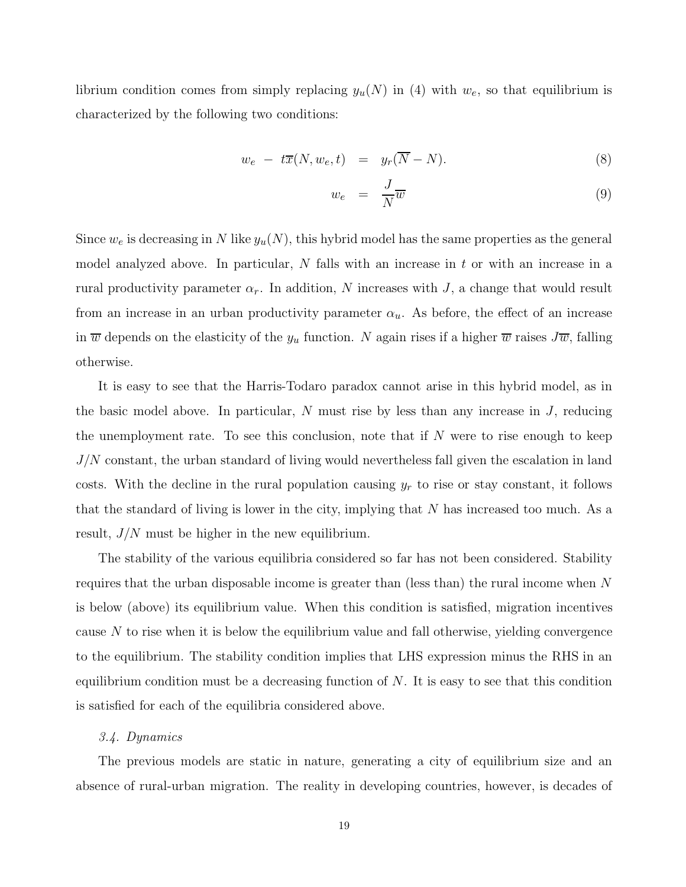librium condition comes from simply replacing $y_u(N)$ in (4) with $w_e$, so that equilibrium is characterized by the following two conditions:

$$w_e \; - \; t\overline{x}(N, w_e, t) \;\; = \;\; y_r(\overline{N} - N). \tag{8}$$

$$w_e \;\; = \;\; \frac{J}{N}\overline{w} \tag{9}$$

Since $w_e$ is decreasing in $N$ like $y_u(N)$, this hybrid model has the same properties as the general model analyzed above. In particular, $N$ falls with an increase in $t$ or with an increase in a rural productivity parameter $\alpha_r$. In addition, $N$ increases with $J$, a change that would result from an increase in an urban productivity parameter $\alpha_u$. As before, the effect of an increase in $\overline{w}$ depends on the elasticity of the $y_u$ function. $N$ again rises if a higher $\overline{w}$ raises $J\overline{w}$, falling otherwise.

It is easy to see that the Harris-Todaro paradox cannot arise in this hybrid model, as in the basic model above. In particular, $N$ must rise by less than any increase in $J$, reducing the unemployment rate. To see this conclusion, note that if $N$ were to rise enough to keep $J/N$ constant, the urban standard of living would nevertheless fall given the escalation in land costs. With the decline in the rural population causing $y_r$ to rise or stay constant, it follows that the standard of living is lower in the city, implying that $N$ has increased too much. As a result, $J/N$ must be higher in the new equilibrium.

The stability of the various equilibria considered so far has not been considered. Stability requires that the urban disposable income is greater than (less than) the rural income when $N$ is below (above) its equilibrium value. When this condition is satisfied, migration incentives cause $N$ to rise when it is below the equilibrium value and fall otherwise, yielding convergence to the equilibrium. The stability condition implies that LHS expression minus the RHS in an equilibrium condition must be a decreasing function of $N$. It is easy to see that this condition is satisfied for each of the equilibria considered above.

### *3.4. Dynamics*

The previous models are static in nature, generating a city of equilibrium size and an absence of rural-urban migration. The reality in developing countries, however, is decades of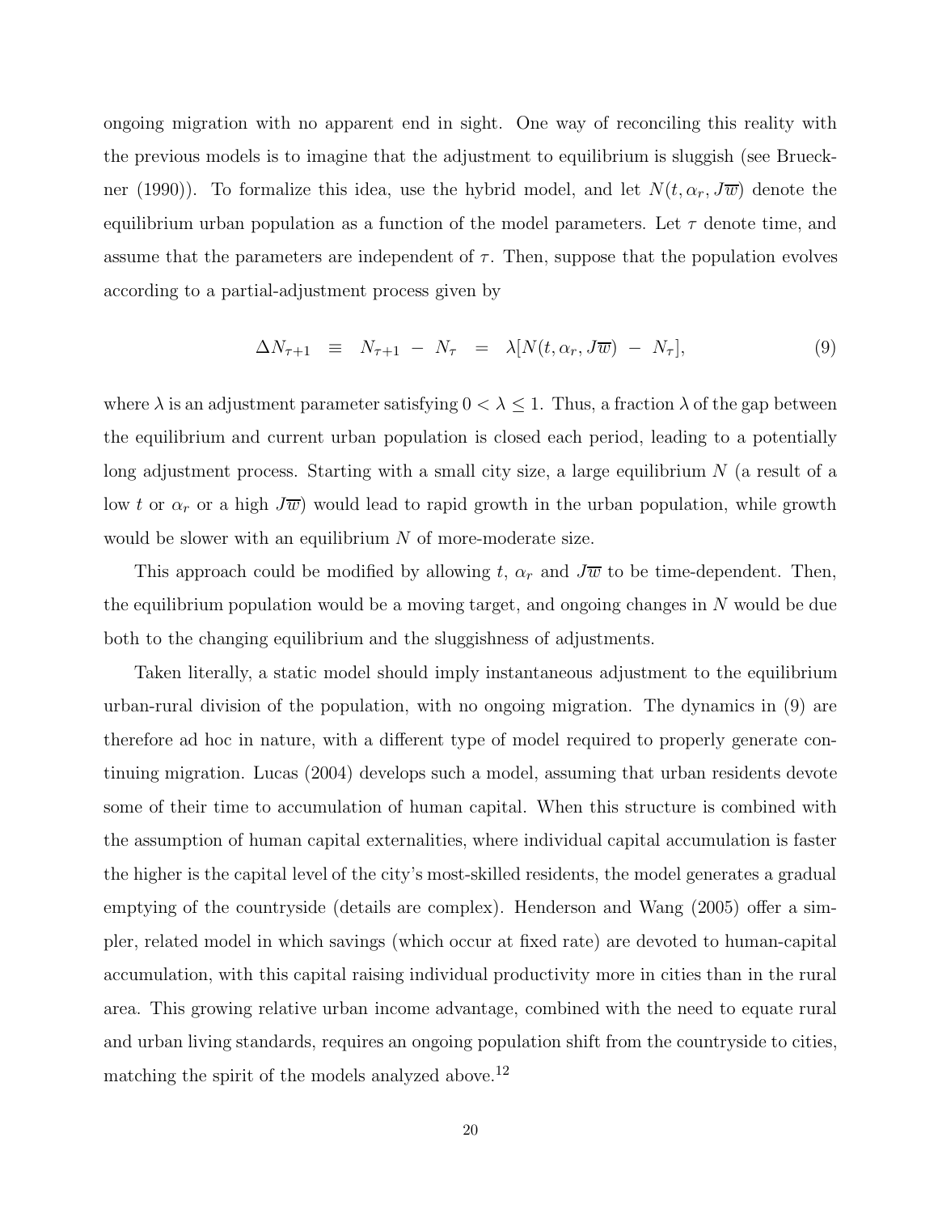ongoing migration with no apparent end in sight. One way of reconciling this reality with the previous models is to imagine that the adjustment to equilibrium is sluggish (see Brueckner (1990)). To formalize this idea, use the hybrid model, and let $N(t, \alpha_r, J\overline{w})$ denote the equilibrium urban population as a function of the model parameters. Let $\tau$ denote time, and assume that the parameters are independent of $\tau$. Then, suppose that the population evolves according to a partial-adjustment process given by

$$\Delta N_{\tau+1} \;\equiv\; N_{\tau+1} \;-\; N_{\tau} \;=\; \lambda[N(t, \alpha_r, J\overline{w}) \;-\; N_{\tau}], \tag{9}$$

where $\lambda$ is an adjustment parameter satisfying $0 < \lambda \leq 1$. Thus, a fraction $\lambda$ of the gap between the equilibrium and current urban population is closed each period, leading to a potentially long adjustment process. Starting with a small city size, a large equilibrium $N$ (a result of a low $t$ or $\alpha_r$ or a high $J\overline{w}$) would lead to rapid growth in the urban population, while growth would be slower with an equilibrium $N$ of more-moderate size.

This approach could be modified by allowing $t$, $\alpha_r$ and $J\overline{w}$ to be time-dependent. Then, the equilibrium population would be a moving target, and ongoing changes in $N$ would be due both to the changing equilibrium and the sluggishness of adjustments.

Taken literally, a static model should imply instantaneous adjustment to the equilibrium urban-rural division of the population, with no ongoing migration. The dynamics in (9) are therefore ad hoc in nature, with a different type of model required to properly generate continuing migration. Lucas (2004) develops such a model, assuming that urban residents devote some of their time to accumulation of human capital. When this structure is combined with the assumption of human capital externalities, where individual capital accumulation is faster the higher is the capital level of the city's most-skilled residents, the model generates a gradual emptying of the countryside (details are complex). Henderson and Wang (2005) offer a simpler, related model in which savings (which occur at fixed rate) are devoted to human-capital accumulation, with this capital raising individual productivity more in cities than in the rural area. This growing relative urban income advantage, combined with the need to equate rural and urban living standards, requires an ongoing population shift from the countryside to cities, matching the spirit of the models analyzed above.[12]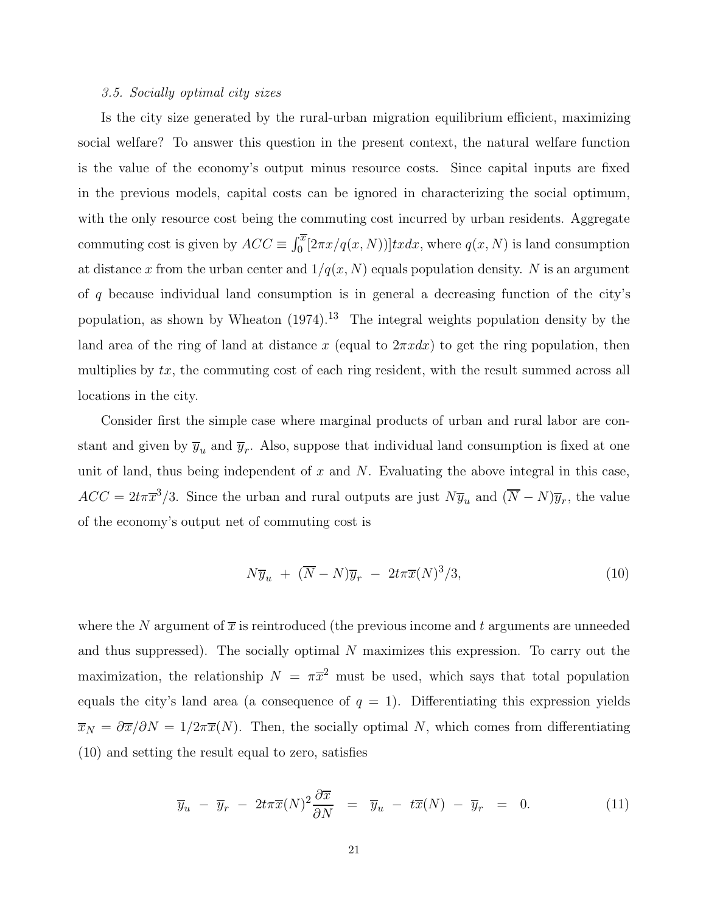*3.5. Socially optimal city sizes*

Is the city size generated by the rural-urban migration equilibrium efficient, maximizing social welfare? To answer this question in the present context, the natural welfare function is the value of the economy's output minus resource costs. Since capital inputs are fixed in the previous models, capital costs can be ignored in characterizing the social optimum, with the only resource cost being the commuting cost incurred by urban residents. Aggregate commuting cost is given by $ACC \equiv \int_0^{\overline{x}} [2\pi x/q(x,N))]tx dx$, where $q(x,N)$ is land consumption at distance $x$ from the urban center and $1/q(x,N)$ equals population density. $N$ is an argument of $q$ because individual land consumption is in general a decreasing function of the city's population, as shown by Wheaton (1974).[13] The integral weights population density by the land area of the ring of land at distance $x$ (equal to $2\pi x dx$) to get the ring population, then multiplies by $tx$, the commuting cost of each ring resident, with the result summed across all locations in the city.

Consider first the simple case where marginal products of urban and rural labor are constant and given by $\overline{y}_u$ and $\overline{y}_r$. Also, suppose that individual land consumption is fixed at one unit of land, thus being independent of $x$ and $N$. Evaluating the above integral in this case, $ACC = 2t\pi\overline{x}^3/3$. Since the urban and rural outputs are just $N\overline{y}_u$ and $(\overline{N} - N)\overline{y}_r$, the value of the economy's output net of commuting cost is

$$N\overline{y}_u \ + \ (\overline{N} - N)\overline{y}_r \ - \ 2t\pi\overline{x}(N)^3/3, \tag{10}$$

where the $N$ argument of $\overline{x}$ is reintroduced (the previous income and $t$ arguments are unneeded and thus suppressed). The socially optimal $N$ maximizes this expression. To carry out the maximization, the relationship $N = \pi\overline{x}^2$ must be used, which says that total population equals the city's land area (a consequence of $q = 1$). Differentiating this expression yields $\overline{x}_N = \partial\overline{x}/\partial N = 1/2\pi\overline{x}(N)$. Then, the socially optimal $N$, which comes from differentiating (10) and setting the result equal to zero, satisfies

$$\overline{y}_u \ - \ \overline{y}_r \ - \ 2t\pi\overline{x}(N)^2\frac{\partial\overline{x}}{\partial N} \ = \ \overline{y}_u \ - \ t\overline{x}(N) \ - \ \overline{y}_r \ = \ 0. \tag{11}$$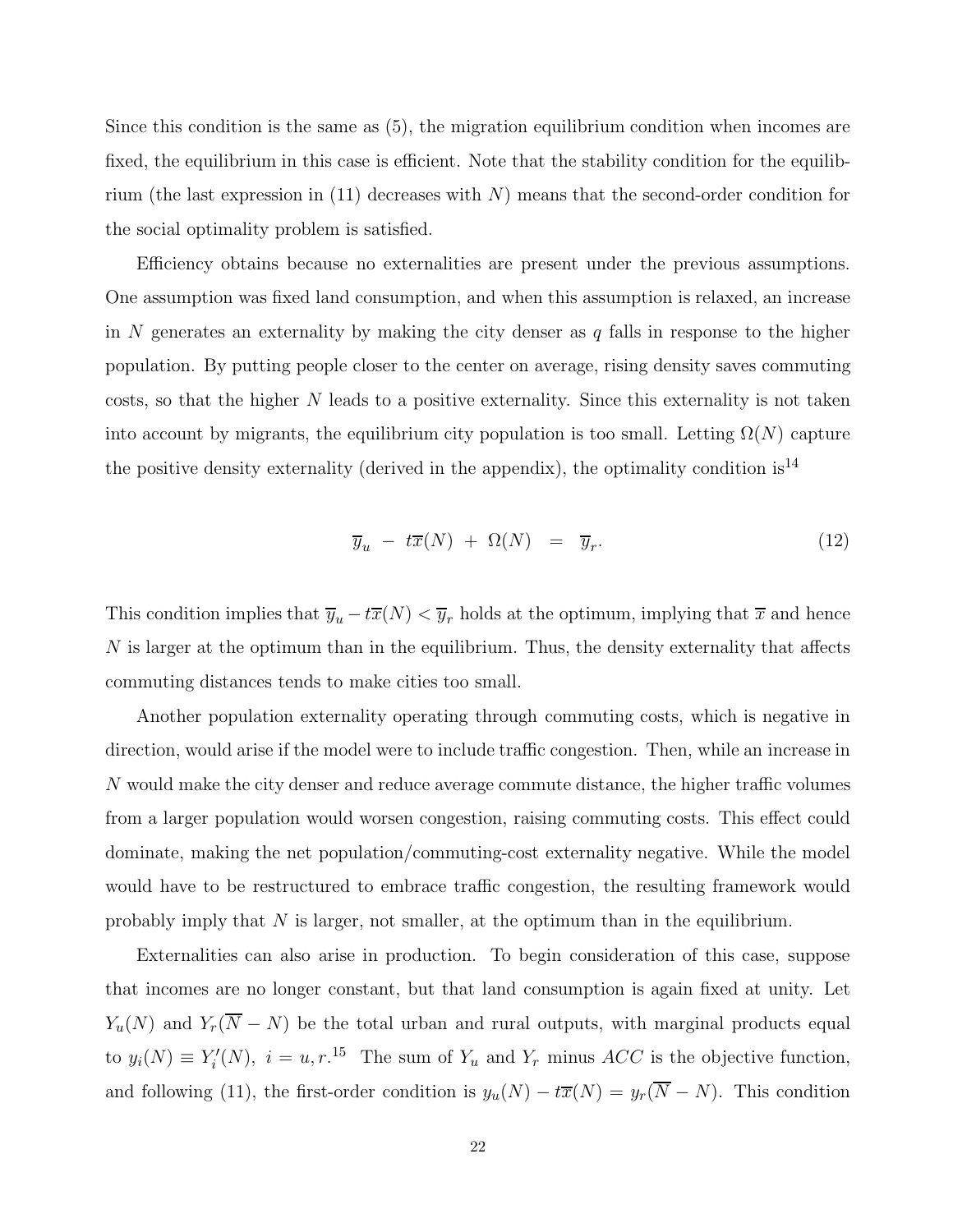Since this condition is the same as (5), the migration equilibrium condition when incomes are fixed, the equilibrium in this case is efficient. Note that the stability condition for the equilibrium (the last expression in (11) decreases with $N$) means that the second-order condition for the social optimality problem is satisfied.

Efficiency obtains because no externalities are present under the previous assumptions. One assumption was fixed land consumption, and when this assumption is relaxed, an increase in $N$ generates an externality by making the city denser as $q$ falls in response to the higher population. By putting people closer to the center on average, rising density saves commuting costs, so that the higher $N$ leads to a positive externality. Since this externality is not taken into account by migrants, the equilibrium city population is too small. Letting $\Omega(N)$ capture the positive density externality (derived in the appendix), the optimality condition is[14]

$$\overline{y}_u \;-\; t\overline{x}(N) \;+\; \Omega(N) \;\;=\;\; \overline{y}_r. \tag{12}$$

This condition implies that $\overline{y}_u - t\overline{x}(N) < \overline{y}_r$ holds at the optimum, implying that $\overline{x}$ and hence $N$ is larger at the optimum than in the equilibrium. Thus, the density externality that affects commuting distances tends to make cities too small.

Another population externality operating through commuting costs, which is negative in direction, would arise if the model were to include traffic congestion. Then, while an increase in $N$ would make the city denser and reduce average commute distance, the higher traffic volumes from a larger population would worsen congestion, raising commuting costs. This effect could dominate, making the net population/commuting-cost externality negative. While the model would have to be restructured to embrace traffic congestion, the resulting framework would probably imply that $N$ is larger, not smaller, at the optimum than in the equilibrium.

Externalities can also arise in production. To begin consideration of this case, suppose that incomes are no longer constant, but that land consumption is again fixed at unity. Let $Y_u(N)$ and $Y_r(\overline{N} - N)$ be the total urban and rural outputs, with marginal products equal to $y_i(N) \equiv Y_i'(N),\ i = u, r$.[15] The sum of $Y_u$ and $Y_r$ minus $ACC$ is the objective function, and following (11), the first-order condition is $y_u(N) - t\overline{x}(N) = y_r(\overline{N} - N)$. This condition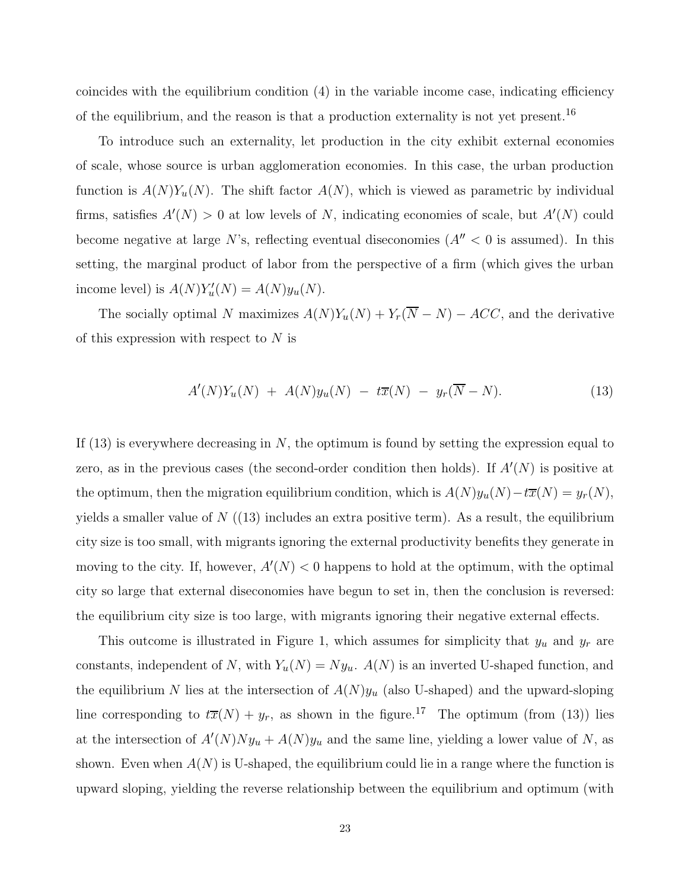coincides with the equilibrium condition (4) in the variable income case, indicating efficiency of the equilibrium, and the reason is that a production externality is not yet present.[16]

To introduce such an externality, let production in the city exhibit external economies of scale, whose source is urban agglomeration economies. In this case, the urban production function is $A(N)Y_u(N)$. The shift factor $A(N)$, which is viewed as parametric by individual firms, satisfies $A'(N) > 0$ at low levels of $N$, indicating economies of scale, but $A'(N)$ could become negative at large $N$'s, reflecting eventual diseconomies ($A'' < 0$ is assumed). In this setting, the marginal product of labor from the perspective of a firm (which gives the urban income level) is $A(N)Y_u'(N) = A(N)y_u(N)$.

The socially optimal $N$ maximizes $A(N)Y_u(N) + Y_r(\overline{N} - N) - ACC$, and the derivative of this expression with respect to $N$ is

$$A'(N)Y_u(N) \; + \; A(N)y_u(N) \; - \; t\overline{x}(N) \; - \; y_r(\overline{N} - N). \tag{13}$$

If (13) is everywhere decreasing in $N$, the optimum is found by setting the expression equal to zero, as in the previous cases (the second-order condition then holds). If $A'(N)$ is positive at the optimum, then the migration equilibrium condition, which is $A(N)y_u(N) - t\overline{x}(N) = y_r(N)$, yields a smaller value of $N$ ((13) includes an extra positive term). As a result, the equilibrium city size is too small, with migrants ignoring the external productivity benefits they generate in moving to the city. If, however, $A'(N) < 0$ happens to hold at the optimum, with the optimal city so large that external diseconomies have begun to set in, then the conclusion is reversed: the equilibrium city size is too large, with migrants ignoring their negative external effects.

This outcome is illustrated in Figure 1, which assumes for simplicity that $y_u$ and $y_r$ are constants, independent of $N$, with $Y_u(N) = Ny_u$. $A(N)$ is an inverted U-shaped function, and the equilibrium $N$ lies at the intersection of $A(N)y_u$ (also U-shaped) and the upward-sloping line corresponding to $t\overline{x}(N) + y_r$, as shown in the figure.[17] The optimum (from (13)) lies at the intersection of $A'(N)Ny_u + A(N)y_u$ and the same line, yielding a lower value of $N$, as shown. Even when $A(N)$ is U-shaped, the equilibrium could lie in a range where the function is upward sloping, yielding the reverse relationship between the equilibrium and optimum (with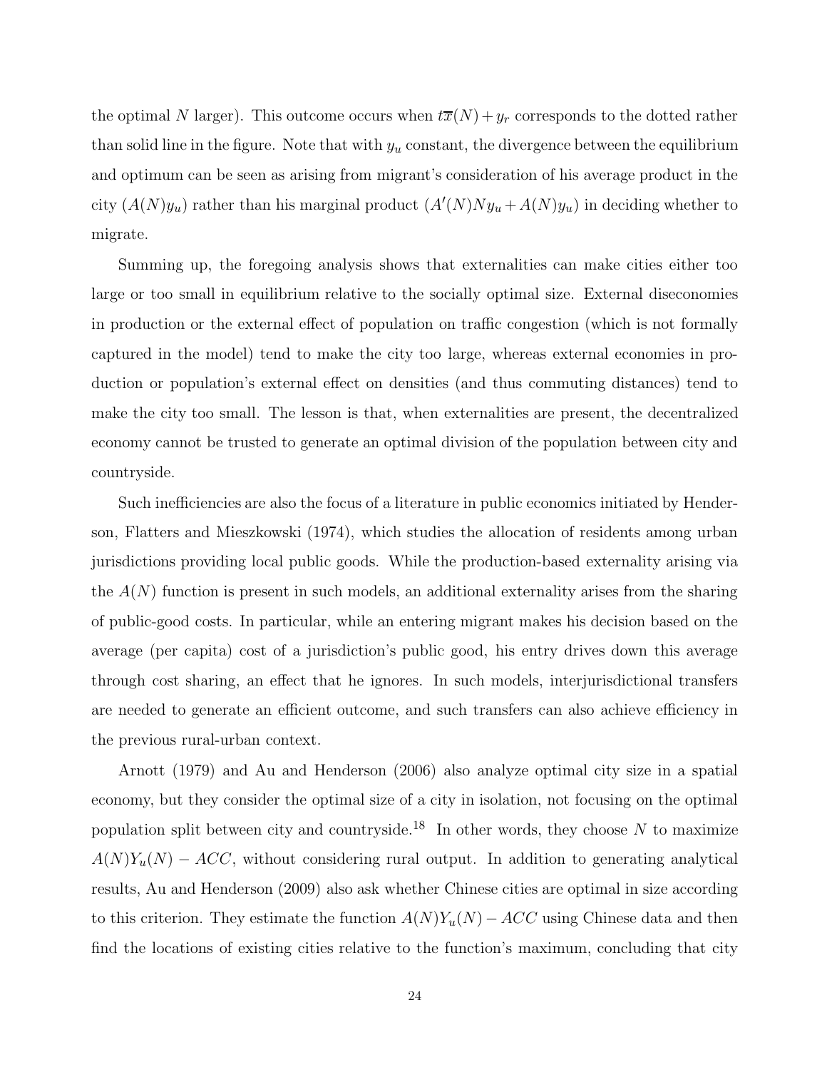the optimal $N$ larger). This outcome occurs when $t\overline{x}(N) + y_r$ corresponds to the dotted rather than solid line in the figure. Note that with $y_u$ constant, the divergence between the equilibrium and optimum can be seen as arising from migrant's consideration of his average product in the city ($A(N)y_u$) rather than his marginal product ($A'(N)Ny_u + A(N)y_u$) in deciding whether to migrate.

Summing up, the foregoing analysis shows that externalities can make cities either too large or too small in equilibrium relative to the socially optimal size. External diseconomies in production or the external effect of population on traffic congestion (which is not formally captured in the model) tend to make the city too large, whereas external economies in production or population's external effect on densities (and thus commuting distances) tend to make the city too small. The lesson is that, when externalities are present, the decentralized economy cannot be trusted to generate an optimal division of the population between city and countryside.

Such inefficiencies are also the focus of a literature in public economics initiated by Henderson, Flatters and Mieszkowski (1974), which studies the allocation of residents among urban jurisdictions providing local public goods. While the production-based externality arising via the $A(N)$ function is present in such models, an additional externality arises from the sharing of public-good costs. In particular, while an entering migrant makes his decision based on the average (per capita) cost of a jurisdiction's public good, his entry drives down this average through cost sharing, an effect that he ignores. In such models, interjurisdictional transfers are needed to generate an efficient outcome, and such transfers can also achieve efficiency in the previous rural-urban context.

Arnott (1979) and Au and Henderson (2006) also analyze optimal city size in a spatial economy, but they consider the optimal size of a city in isolation, not focusing on the optimal population split between city and countryside.[18] In other words, they choose $N$ to maximize $A(N)Y_u(N) - ACC$, without considering rural output. In addition to generating analytical results, Au and Henderson (2009) also ask whether Chinese cities are optimal in size according to this criterion. They estimate the function $A(N)Y_u(N) - ACC$ using Chinese data and then find the locations of existing cities relative to the function's maximum, concluding that city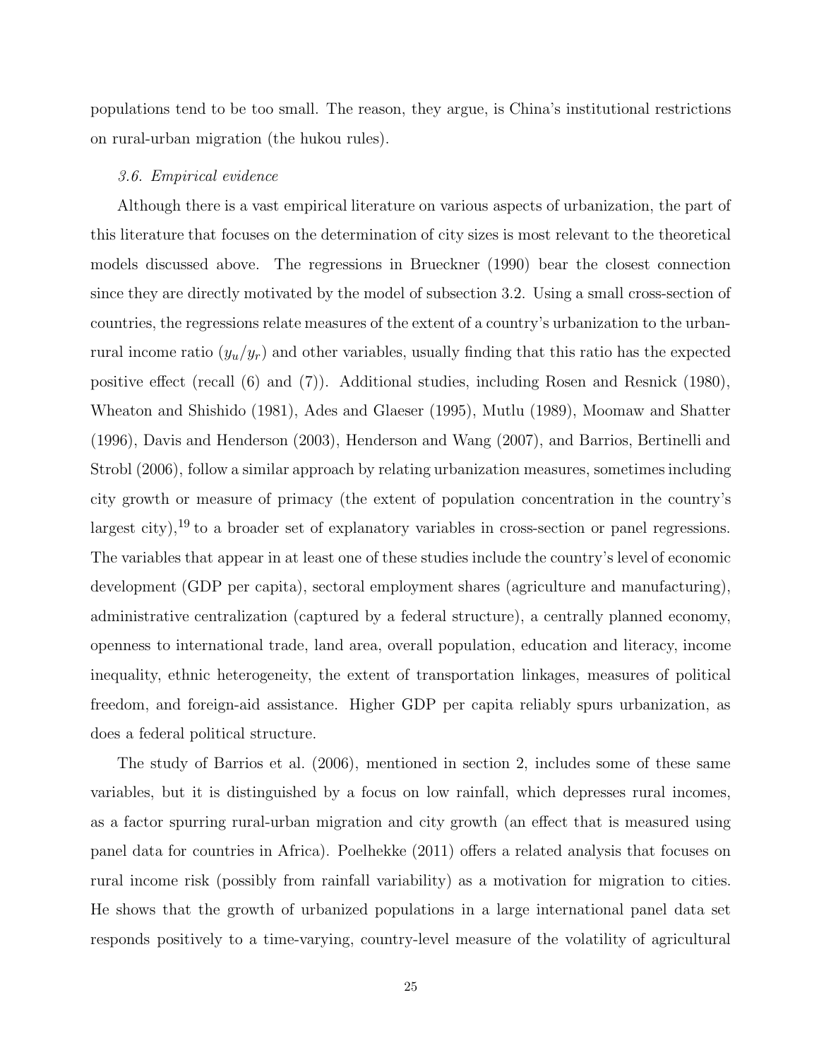populations tend to be too small. The reason, they argue, is China's institutional restrictions on rural-urban migration (the hukou rules).

### *3.6. Empirical evidence*

Although there is a vast empirical literature on various aspects of urbanization, the part of this literature that focuses on the determination of city sizes is most relevant to the theoretical models discussed above. The regressions in Brueckner (1990) bear the closest connection since they are directly motivated by the model of subsection 3.2. Using a small cross-section of countries, the regressions relate measures of the extent of a country's urbanization to the urban-rural income ratio ($y_u/y_r$) and other variables, usually finding that this ratio has the expected positive effect (recall (6) and (7)). Additional studies, including Rosen and Resnick (1980), Wheaton and Shishido (1981), Ades and Glaeser (1995), Mutlu (1989), Moomaw and Shatter (1996), Davis and Henderson (2003), Henderson and Wang (2007), and Barrios, Bertinelli and Strobl (2006), follow a similar approach by relating urbanization measures, sometimes including city growth or measure of primacy (the extent of population concentration in the country's largest city),[19] to a broader set of explanatory variables in cross-section or panel regressions. The variables that appear in at least one of these studies include the country's level of economic development (GDP per capita), sectoral employment shares (agriculture and manufacturing), administrative centralization (captured by a federal structure), a centrally planned economy, openness to international trade, land area, overall population, education and literacy, income inequality, ethnic heterogeneity, the extent of transportation linkages, measures of political freedom, and foreign-aid assistance. Higher GDP per capita reliably spurs urbanization, as does a federal political structure.

The study of Barrios et al. (2006), mentioned in section 2, includes some of these same variables, but it is distinguished by a focus on low rainfall, which depresses rural incomes, as a factor spurring rural-urban migration and city growth (an effect that is measured using panel data for countries in Africa). Poelhekke (2011) offers a related analysis that focuses on rural income risk (possibly from rainfall variability) as a motivation for migration to cities. He shows that the growth of urbanized populations in a large international panel data set responds positively to a time-varying, country-level measure of the volatility of agricultural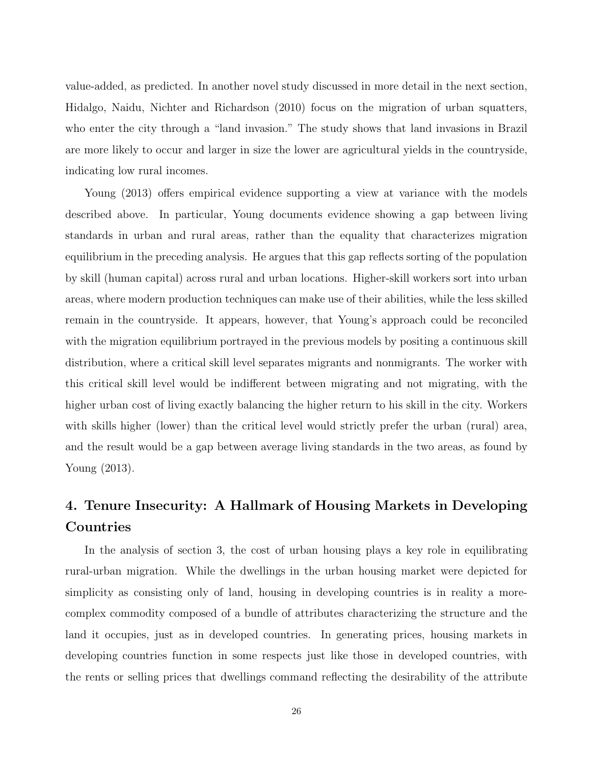value-added, as predicted. In another novel study discussed in more detail in the next section, Hidalgo, Naidu, Nichter and Richardson (2010) focus on the migration of urban squatters, who enter the city through a "land invasion." The study shows that land invasions in Brazil are more likely to occur and larger in size the lower are agricultural yields in the countryside, indicating low rural incomes.

Young (2013) offers empirical evidence supporting a view at variance with the models described above. In particular, Young documents evidence showing a gap between living standards in urban and rural areas, rather than the equality that characterizes migration equilibrium in the preceding analysis. He argues that this gap reflects sorting of the population by skill (human capital) across rural and urban locations. Higher-skill workers sort into urban areas, where modern production techniques can make use of their abilities, while the less skilled remain in the countryside. It appears, however, that Young's approach could be reconciled with the migration equilibrium portrayed in the previous models by positing a continuous skill distribution, where a critical skill level separates migrants and nonmigrants. The worker with this critical skill level would be indifferent between migrating and not migrating, with the higher urban cost of living exactly balancing the higher return to his skill in the city. Workers with skills higher (lower) than the critical level would strictly prefer the urban (rural) area, and the result would be a gap between average living standards in the two areas, as found by Young (2013).

## 4. Tenure Insecurity: A Hallmark of Housing Markets in Developing Countries

In the analysis of section 3, the cost of urban housing plays a key role in equilibrating rural-urban migration. While the dwellings in the urban housing market were depicted for simplicity as consisting only of land, housing in developing countries is in reality a more-complex commodity composed of a bundle of attributes characterizing the structure and the land it occupies, just as in developed countries. In generating prices, housing markets in developing countries function in some respects just like those in developed countries, with the rents or selling prices that dwellings command reflecting the desirability of the attribute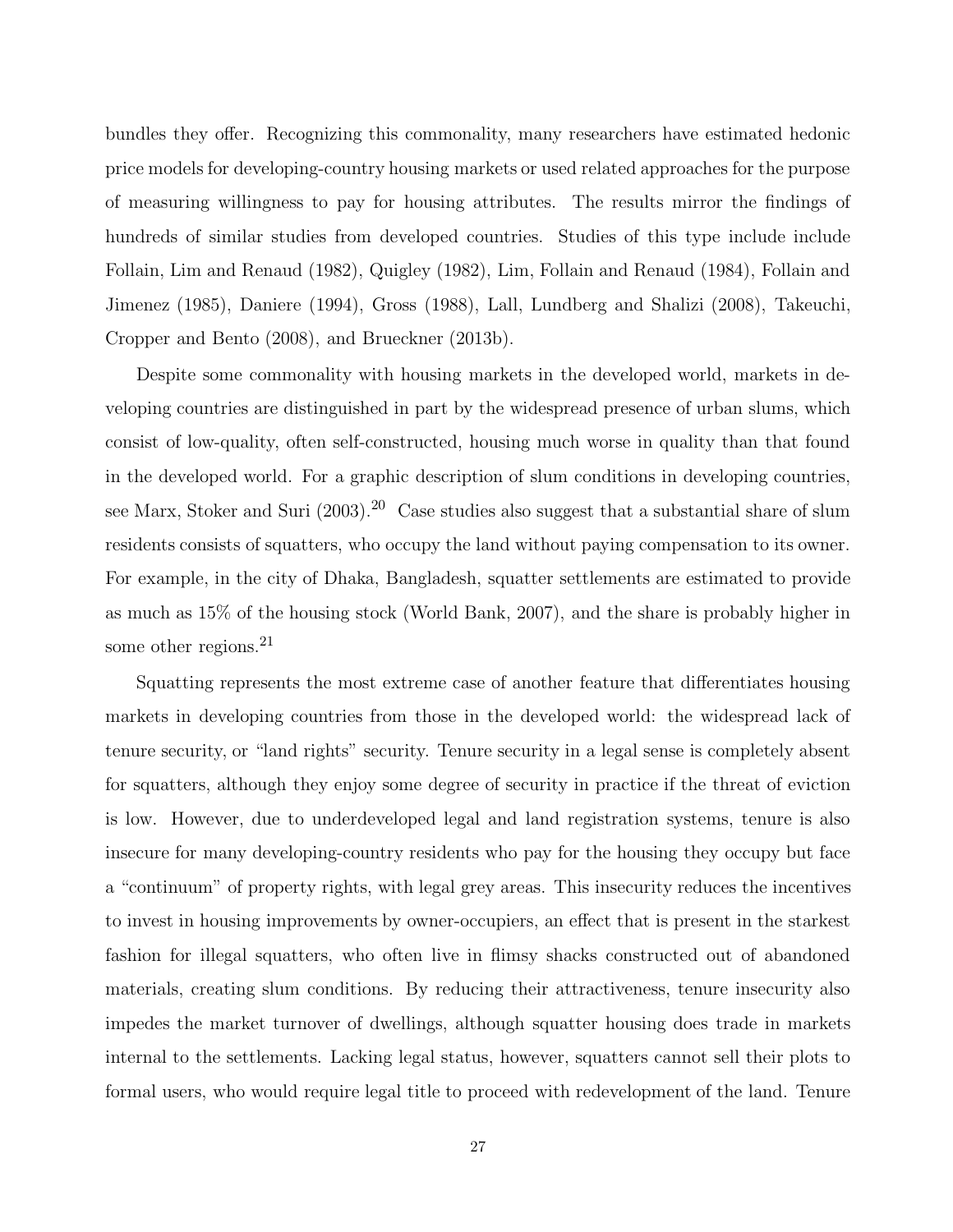bundles they offer. Recognizing this commonality, many researchers have estimated hedonic price models for developing-country housing markets or used related approaches for the purpose of measuring willingness to pay for housing attributes. The results mirror the findings of hundreds of similar studies from developed countries. Studies of this type include include Follain, Lim and Renaud (1982), Quigley (1982), Lim, Follain and Renaud (1984), Follain and Jimenez (1985), Daniere (1994), Gross (1988), Lall, Lundberg and Shalizi (2008), Takeuchi, Cropper and Bento (2008), and Brueckner (2013b).

Despite some commonality with housing markets in the developed world, markets in developing countries are distinguished in part by the widespread presence of urban slums, which consist of low-quality, often self-constructed, housing much worse in quality than that found in the developed world. For a graphic description of slum conditions in developing countries, see Marx, Stoker and Suri (2003).[20] Case studies also suggest that a substantial share of slum residents consists of squatters, who occupy the land without paying compensation to its owner. For example, in the city of Dhaka, Bangladesh, squatter settlements are estimated to provide as much as 15% of the housing stock (World Bank, 2007), and the share is probably higher in some other regions.[21]

Squatting represents the most extreme case of another feature that differentiates housing markets in developing countries from those in the developed world: the widespread lack of tenure security, or "land rights" security. Tenure security in a legal sense is completely absent for squatters, although they enjoy some degree of security in practice if the threat of eviction is low. However, due to underdeveloped legal and land registration systems, tenure is also insecure for many developing-country residents who pay for the housing they occupy but face a "continuum" of property rights, with legal grey areas. This insecurity reduces the incentives to invest in housing improvements by owner-occupiers, an effect that is present in the starkest fashion for illegal squatters, who often live in flimsy shacks constructed out of abandoned materials, creating slum conditions. By reducing their attractiveness, tenure insecurity also impedes the market turnover of dwellings, although squatter housing does trade in markets internal to the settlements. Lacking legal status, however, squatters cannot sell their plots to formal users, who would require legal title to proceed with redevelopment of the land. Tenure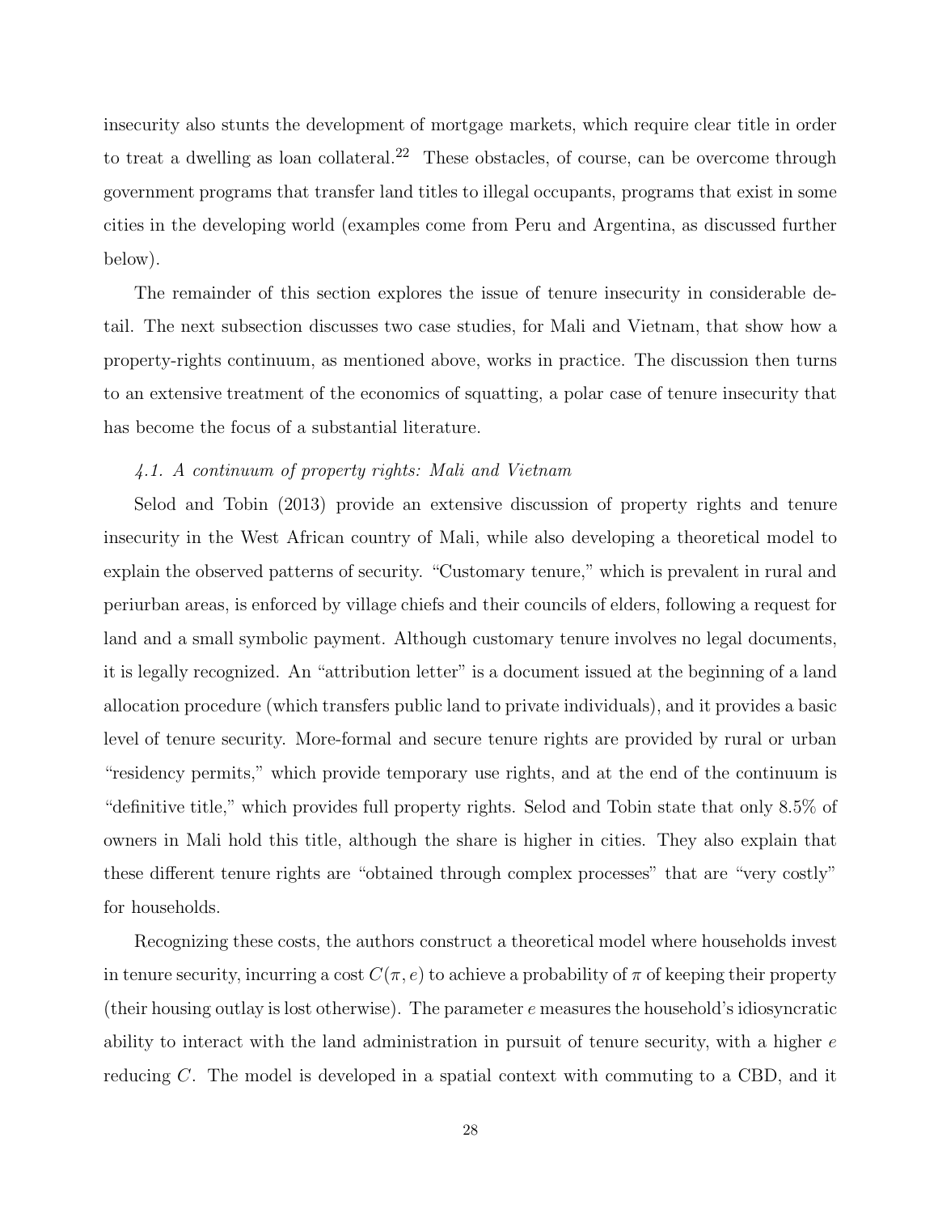insecurity also stunts the development of mortgage markets, which require clear title in order to treat a dwelling as loan collateral.[22] These obstacles, of course, can be overcome through government programs that transfer land titles to illegal occupants, programs that exist in some cities in the developing world (examples come from Peru and Argentina, as discussed further below).

The remainder of this section explores the issue of tenure insecurity in considerable detail. The next subsection discusses two case studies, for Mali and Vietnam, that show how a property-rights continuum, as mentioned above, works in practice. The discussion then turns to an extensive treatment of the economics of squatting, a polar case of tenure insecurity that has become the focus of a substantial literature.

### *4.1. A continuum of property rights: Mali and Vietnam*

Selod and Tobin (2013) provide an extensive discussion of property rights and tenure insecurity in the West African country of Mali, while also developing a theoretical model to explain the observed patterns of security. "Customary tenure," which is prevalent in rural and periurban areas, is enforced by village chiefs and their councils of elders, following a request for land and a small symbolic payment. Although customary tenure involves no legal documents, it is legally recognized. An "attribution letter" is a document issued at the beginning of a land allocation procedure (which transfers public land to private individuals), and it provides a basic level of tenure security. More-formal and secure tenure rights are provided by rural or urban "residency permits," which provide temporary use rights, and at the end of the continuum is "definitive title," which provides full property rights. Selod and Tobin state that only 8.5% of owners in Mali hold this title, although the share is higher in cities. They also explain that these different tenure rights are "obtained through complex processes" that are "very costly" for households.

Recognizing these costs, the authors construct a theoretical model where households invest in tenure security, incurring a cost $C(\pi, e)$ to achieve a probability of $\pi$ of keeping their property (their housing outlay is lost otherwise). The parameter $e$ measures the household's idiosyncratic ability to interact with the land administration in pursuit of tenure security, with a higher $e$ reducing $C$. The model is developed in a spatial context with commuting to a CBD, and it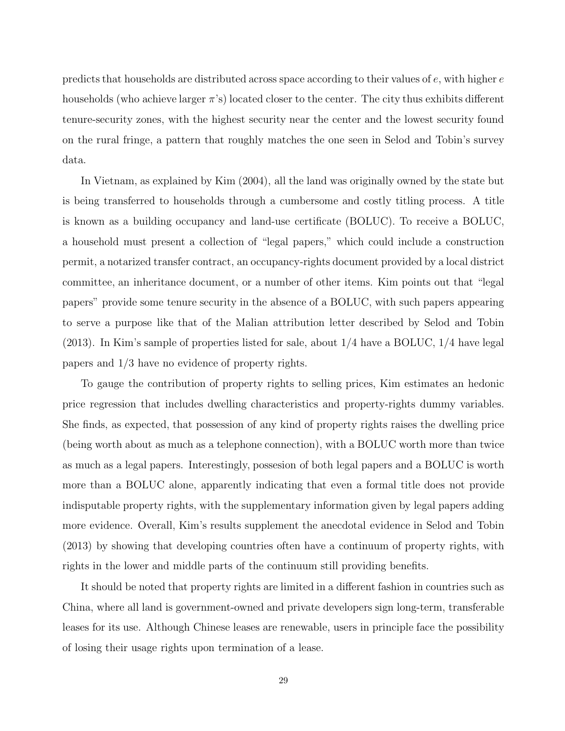predicts that households are distributed across space according to their values of $e$, with higher $e$ households (who achieve larger $\pi$'s) located closer to the center. The city thus exhibits different tenure-security zones, with the highest security near the center and the lowest security found on the rural fringe, a pattern that roughly matches the one seen in Selod and Tobin's survey data.

In Vietnam, as explained by Kim (2004), all the land was originally owned by the state but is being transferred to households through a cumbersome and costly titling process. A title is known as a building occupancy and land-use certificate (BOLUC). To receive a BOLUC, a household must present a collection of "legal papers," which could include a construction permit, a notarized transfer contract, an occupancy-rights document provided by a local district committee, an inheritance document, or a number of other items. Kim points out that "legal papers" provide some tenure security in the absence of a BOLUC, with such papers appearing to serve a purpose like that of the Malian attribution letter described by Selod and Tobin (2013). In Kim's sample of properties listed for sale, about 1/4 have a BOLUC, 1/4 have legal papers and 1/3 have no evidence of property rights.

To gauge the contribution of property rights to selling prices, Kim estimates an hedonic price regression that includes dwelling characteristics and property-rights dummy variables. She finds, as expected, that possession of any kind of property rights raises the dwelling price (being worth about as much as a telephone connection), with a BOLUC worth more than twice as much as a legal papers. Interestingly, possesion of both legal papers and a BOLUC is worth more than a BOLUC alone, apparently indicating that even a formal title does not provide indisputable property rights, with the supplementary information given by legal papers adding more evidence. Overall, Kim's results supplement the anecdotal evidence in Selod and Tobin (2013) by showing that developing countries often have a continuum of property rights, with rights in the lower and middle parts of the continuum still providing benefits.

It should be noted that property rights are limited in a different fashion in countries such as China, where all land is government-owned and private developers sign long-term, transferable leases for its use. Although Chinese leases are renewable, users in principle face the possibility of losing their usage rights upon termination of a lease.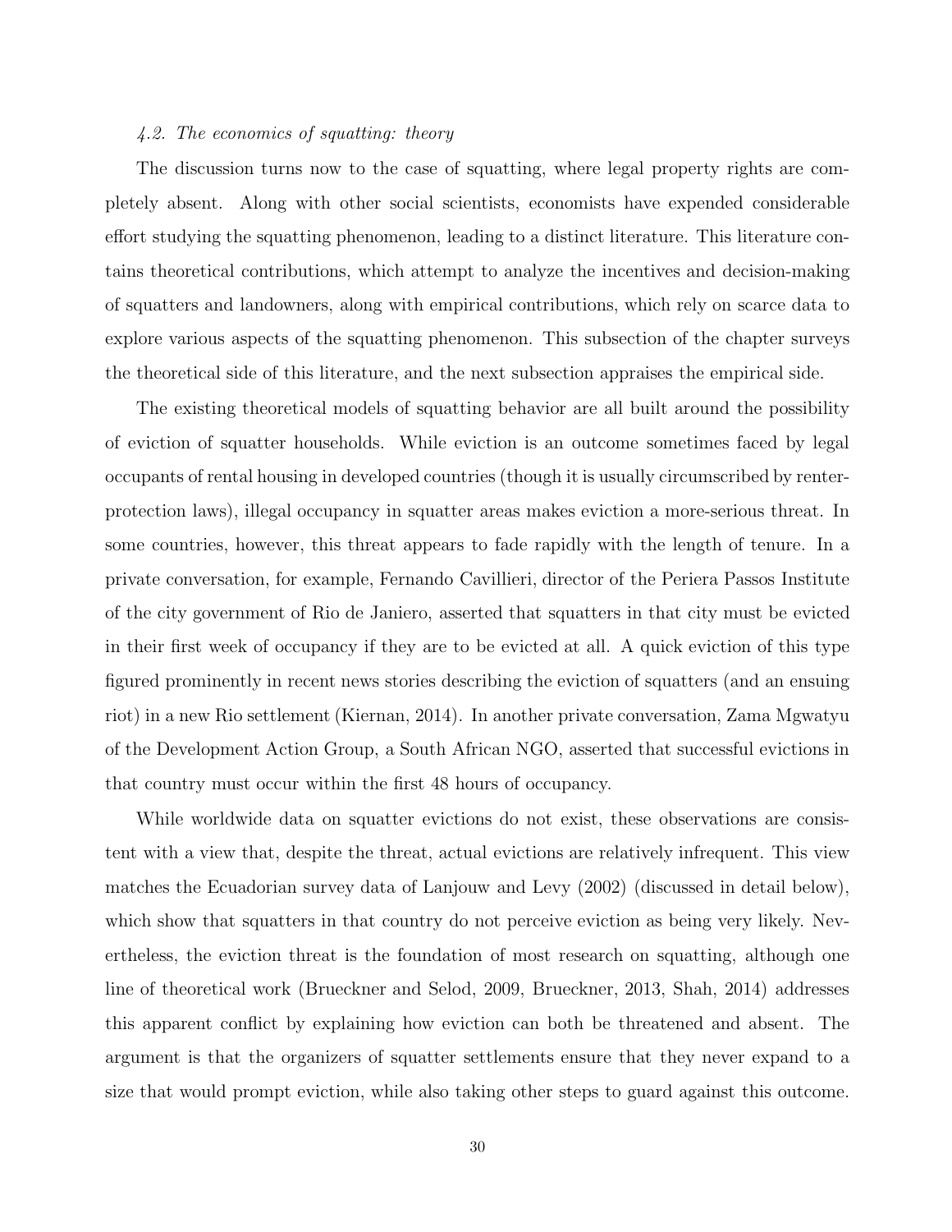*4.2. The economics of squatting: theory*

The discussion turns now to the case of squatting, where legal property rights are completely absent. Along with other social scientists, economists have expended considerable effort studying the squatting phenomenon, leading to a distinct literature. This literature contains theoretical contributions, which attempt to analyze the incentives and decision-making of squatters and landowners, along with empirical contributions, which rely on scarce data to explore various aspects of the squatting phenomenon. This subsection of the chapter surveys the theoretical side of this literature, and the next subsection appraises the empirical side.

The existing theoretical models of squatting behavior are all built around the possibility of eviction of squatter households. While eviction is an outcome sometimes faced by legal occupants of rental housing in developed countries (though it is usually circumscribed by renter-protection laws), illegal occupancy in squatter areas makes eviction a more-serious threat. In some countries, however, this threat appears to fade rapidly with the length of tenure. In a private conversation, for example, Fernando Cavillieri, director of the Periera Passos Institute of the city government of Rio de Janiero, asserted that squatters in that city must be evicted in their first week of occupancy if they are to be evicted at all. A quick eviction of this type figured prominently in recent news stories describing the eviction of squatters (and an ensuing riot) in a new Rio settlement (Kiernan, 2014). In another private conversation, Zama Mgwatyu of the Development Action Group, a South African NGO, asserted that successful evictions in that country must occur within the first 48 hours of occupancy.

While worldwide data on squatter evictions do not exist, these observations are consistent with a view that, despite the threat, actual evictions are relatively infrequent. This view matches the Ecuadorian survey data of Lanjouw and Levy (2002) (discussed in detail below), which show that squatters in that country do not perceive eviction as being very likely. Nevertheless, the eviction threat is the foundation of most research on squatting, although one line of theoretical work (Brueckner and Selod, 2009, Brueckner, 2013, Shah, 2014) addresses this apparent conflict by explaining how eviction can both be threatened and absent. The argument is that the organizers of squatter settlements ensure that they never expand to a size that would prompt eviction, while also taking other steps to guard against this outcome.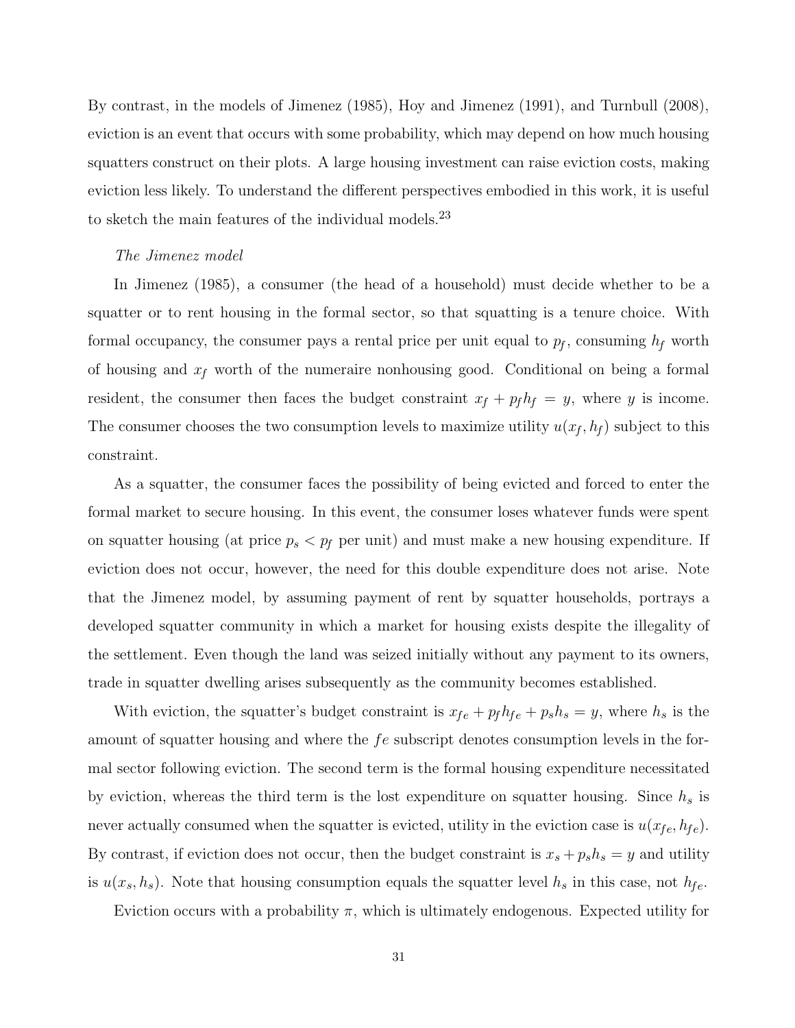By contrast, in the models of Jimenez (1985), Hoy and Jimenez (1991), and Turnbull (2008), eviction is an event that occurs with some probability, which may depend on how much housing squatters construct on their plots. A large housing investment can raise eviction costs, making eviction less likely. To understand the different perspectives embodied in this work, it is useful to sketch the main features of the individual models.[23]

*The Jimenez model*

In Jimenez (1985), a consumer (the head of a household) must decide whether to be a squatter or to rent housing in the formal sector, so that squatting is a tenure choice. With formal occupancy, the consumer pays a rental price per unit equal to $p_f$, consuming $h_f$ worth of housing and $x_f$ worth of the numeraire nonhousing good. Conditional on being a formal resident, the consumer then faces the budget constraint $x_f + p_f h_f = y$, where $y$ is income. The consumer chooses the two consumption levels to maximize utility $u(x_f, h_f)$ subject to this constraint.

As a squatter, the consumer faces the possibility of being evicted and forced to enter the formal market to secure housing. In this event, the consumer loses whatever funds were spent on squatter housing (at price $p_s < p_f$ per unit) and must make a new housing expenditure. If eviction does not occur, however, the need for this double expenditure does not arise. Note that the Jimenez model, by assuming payment of rent by squatter households, portrays a developed squatter community in which a market for housing exists despite the illegality of the settlement. Even though the land was seized initially without any payment to its owners, trade in squatter dwelling arises subsequently as the community becomes established.

With eviction, the squatter's budget constraint is $x_{fe} + p_f h_{fe} + p_s h_s = y$, where $h_s$ is the amount of squatter housing and where the $fe$ subscript denotes consumption levels in the formal sector following eviction. The second term is the formal housing expenditure necessitated by eviction, whereas the third term is the lost expenditure on squatter housing. Since $h_s$ is never actually consumed when the squatter is evicted, utility in the eviction case is $u(x_{fe}, h_{fe})$. By contrast, if eviction does not occur, then the budget constraint is $x_s + p_s h_s = y$ and utility is $u(x_s, h_s)$. Note that housing consumption equals the squatter level $h_s$ in this case, not $h_{fe}$.

Eviction occurs with a probability $\pi$, which is ultimately endogenous. Expected utility for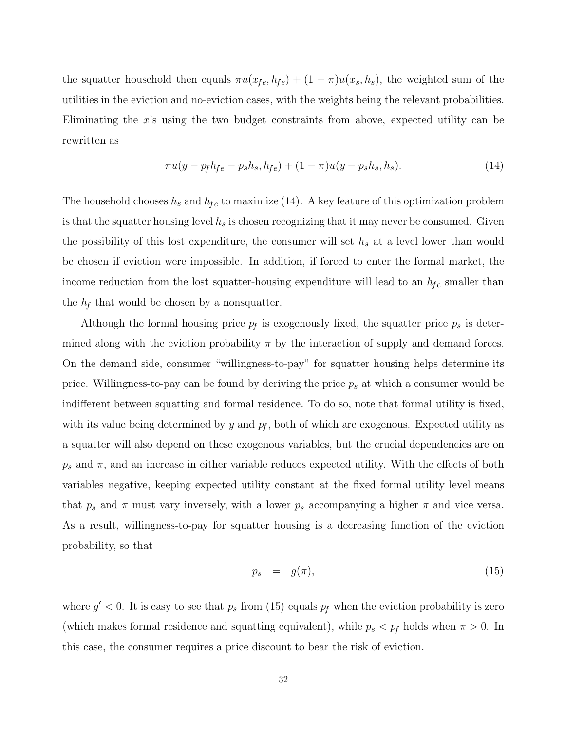the squatter household then equals $\pi u(x_{fe}, h_{fe}) + (1 - \pi)u(x_s, h_s)$, the weighted sum of the utilities in the eviction and no-eviction cases, with the weights being the relevant probabilities. Eliminating the $x$'s using the two budget constraints from above, expected utility can be rewritten as

$$\pi u(y - p_f h_{fe} - p_s h_s, h_{fe}) + (1 - \pi)u(y - p_s h_s, h_s). \tag{14}$$

The household chooses $h_s$ and $h_{fe}$ to maximize (14). A key feature of this optimization problem is that the squatter housing level $h_s$ is chosen recognizing that it may never be consumed. Given the possibility of this lost expenditure, the consumer will set $h_s$ at a level lower than would be chosen if eviction were impossible. In addition, if forced to enter the formal market, the income reduction from the lost squatter-housing expenditure will lead to an $h_{fe}$ smaller than the $h_f$ that would be chosen by a nonsquatter.

Although the formal housing price $p_f$ is exogenously fixed, the squatter price $p_s$ is determined along with the eviction probability $\pi$ by the interaction of supply and demand forces. On the demand side, consumer "willingness-to-pay" for squatter housing helps determine its price. Willingness-to-pay can be found by deriving the price $p_s$ at which a consumer would be indifferent between squatting and formal residence. To do so, note that formal utility is fixed, with its value being determined by $y$ and $p_f$, both of which are exogenous. Expected utility as a squatter will also depend on these exogenous variables, but the crucial dependencies are on $p_s$ and $\pi$, and an increase in either variable reduces expected utility. With the effects of both variables negative, keeping expected utility constant at the fixed formal utility level means that $p_s$ and $\pi$ must vary inversely, with a lower $p_s$ accompanying a higher $\pi$ and vice versa. As a result, willingness-to-pay for squatter housing is a decreasing function of the eviction probability, so that

$$p_s \quad = \quad g(\pi), \tag{15}$$

where $g' < 0$. It is easy to see that $p_s$ from (15) equals $p_f$ when the eviction probability is zero (which makes formal residence and squatting equivalent), while $p_s < p_f$ holds when $\pi > 0$. In this case, the consumer requires a price discount to bear the risk of eviction.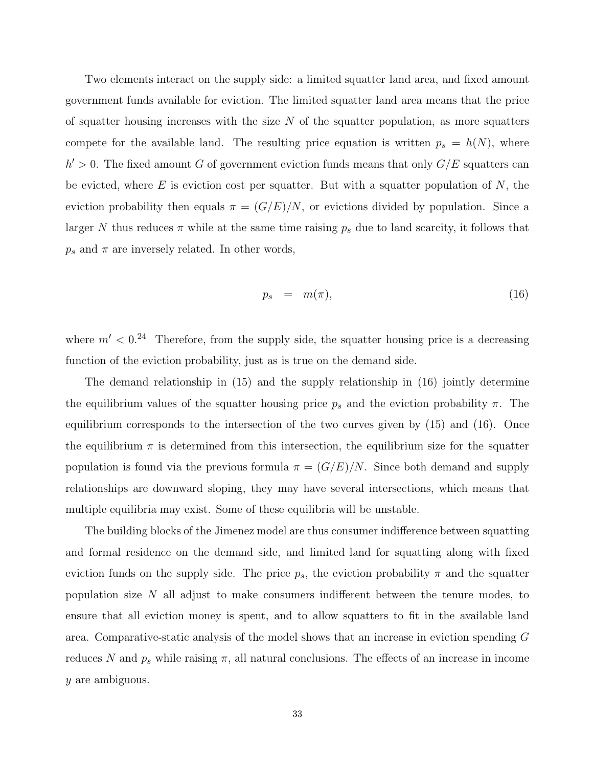Two elements interact on the supply side: a limited squatter land area, and fixed amount government funds available for eviction. The limited squatter land area means that the price of squatter housing increases with the size $N$ of the squatter population, as more squatters compete for the available land. The resulting price equation is written $p_s = h(N)$, where $h' > 0$. The fixed amount $G$ of government eviction funds means that only $G/E$ squatters can be evicted, where $E$ is eviction cost per squatter. But with a squatter population of $N$, the eviction probability then equals $\pi = (G/E)/N$, or evictions divided by population. Since a larger $N$ thus reduces $\pi$ while at the same time raising $p_s$ due to land scarcity, it follows that $p_s$ and $\pi$ are inversely related. In other words,

$$p_s \quad = \quad m(\pi), \tag{16}$$

where $m' < 0$.[24] Therefore, from the supply side, the squatter housing price is a decreasing function of the eviction probability, just as is true on the demand side.

The demand relationship in (15) and the supply relationship in (16) jointly determine the equilibrium values of the squatter housing price $p_s$ and the eviction probability $\pi$. The equilibrium corresponds to the intersection of the two curves given by (15) and (16). Once the equilibrium $\pi$ is determined from this intersection, the equilibrium size for the squatter population is found via the previous formula $\pi = (G/E)/N$. Since both demand and supply relationships are downward sloping, they may have several intersections, which means that multiple equilibria may exist. Some of these equilibria will be unstable.

The building blocks of the Jimenez model are thus consumer indifference between squatting and formal residence on the demand side, and limited land for squatting along with fixed eviction funds on the supply side. The price $p_s$, the eviction probability $\pi$ and the squatter population size $N$ all adjust to make consumers indifferent between the tenure modes, to ensure that all eviction money is spent, and to allow squatters to fit in the available land area. Comparative-static analysis of the model shows that an increase in eviction spending $G$ reduces $N$ and $p_s$ while raising $\pi$, all natural conclusions. The effects of an increase in income $y$ are ambiguous.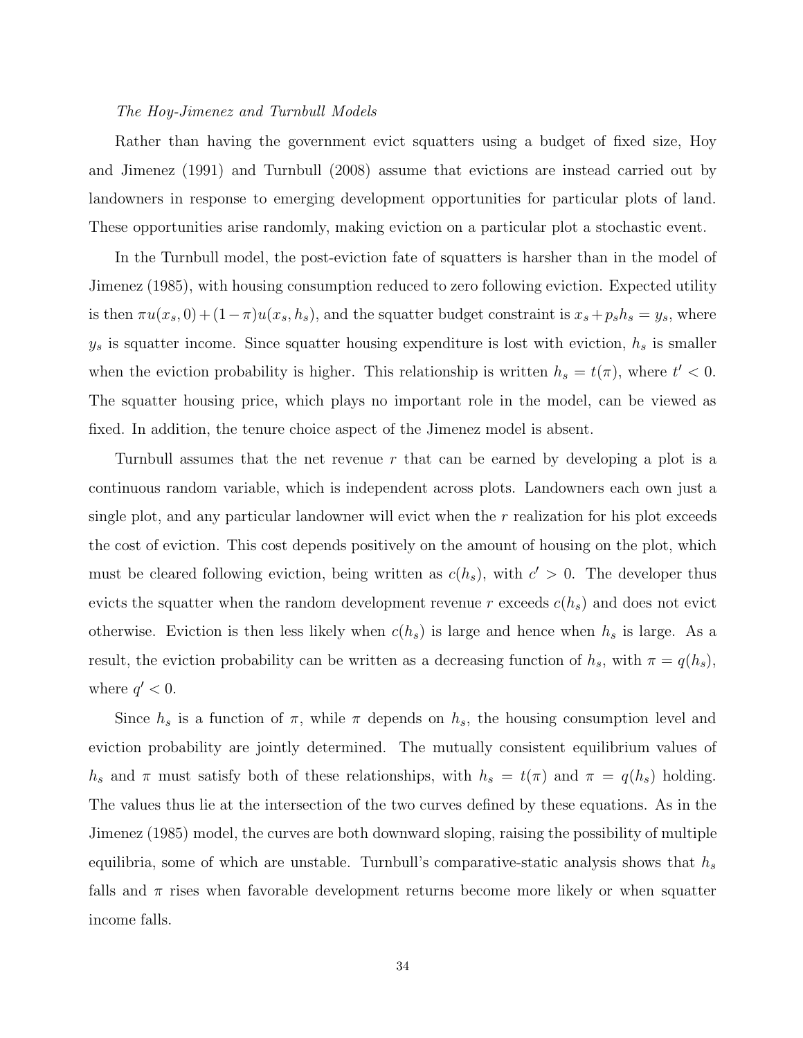*The Hoy-Jimenez and Turnbull Models*

Rather than having the government evict squatters using a budget of fixed size, Hoy and Jimenez (1991) and Turnbull (2008) assume that evictions are instead carried out by landowners in response to emerging development opportunities for particular plots of land. These opportunities arise randomly, making eviction on a particular plot a stochastic event.

In the Turnbull model, the post-eviction fate of squatters is harsher than in the model of Jimenez (1985), with housing consumption reduced to zero following eviction. Expected utility is then $\pi u(x_s, 0) + (1 - \pi)u(x_s, h_s)$, and the squatter budget constraint is $x_s + p_s h_s = y_s$, where $y_s$ is squatter income. Since squatter housing expenditure is lost with eviction, $h_s$ is smaller when the eviction probability is higher. This relationship is written $h_s = t(\pi)$, where $t' < 0$. The squatter housing price, which plays no important role in the model, can be viewed as fixed. In addition, the tenure choice aspect of the Jimenez model is absent.

Turnbull assumes that the net revenue $r$ that can be earned by developing a plot is a continuous random variable, which is independent across plots. Landowners each own just a single plot, and any particular landowner will evict when the $r$ realization for his plot exceeds the cost of eviction. This cost depends positively on the amount of housing on the plot, which must be cleared following eviction, being written as $c(h_s)$, with $c' > 0$. The developer thus evicts the squatter when the random development revenue $r$ exceeds $c(h_s)$ and does not evict otherwise. Eviction is then less likely when $c(h_s)$ is large and hence when $h_s$ is large. As a result, the eviction probability can be written as a decreasing function of $h_s$, with $\pi = q(h_s)$, where $q' < 0$.

Since $h_s$ is a function of $\pi$, while $\pi$ depends on $h_s$, the housing consumption level and eviction probability are jointly determined. The mutually consistent equilibrium values of $h_s$ and $\pi$ must satisfy both of these relationships, with $h_s = t(\pi)$ and $\pi = q(h_s)$ holding. The values thus lie at the intersection of the two curves defined by these equations. As in the Jimenez (1985) model, the curves are both downward sloping, raising the possibility of multiple equilibria, some of which are unstable. Turnbull's comparative-static analysis shows that $h_s$ falls and $\pi$ rises when favorable development returns become more likely or when squatter income falls.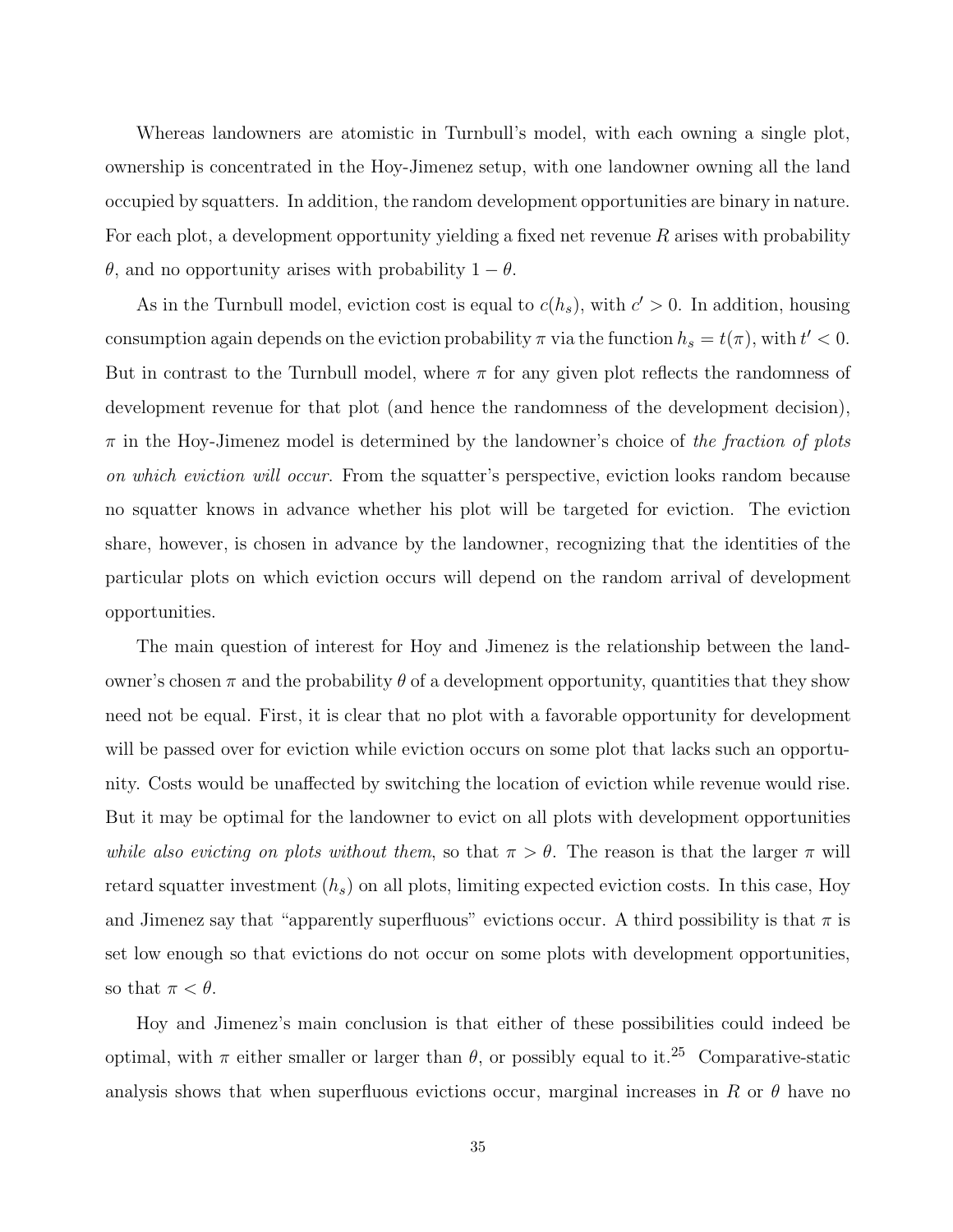Whereas landowners are atomistic in Turnbull's model, with each owning a single plot, ownership is concentrated in the Hoy-Jimenez setup, with one landowner owning all the land occupied by squatters. In addition, the random development opportunities are binary in nature. For each plot, a development opportunity yielding a fixed net revenue $R$ arises with probability $\theta$, and no opportunity arises with probability $1 - \theta$.

As in the Turnbull model, eviction cost is equal to $c(h_s)$, with $c' > 0$. In addition, housing consumption again depends on the eviction probability $\pi$ via the function $h_s = t(\pi)$, with $t' < 0$. But in contrast to the Turnbull model, where $\pi$ for any given plot reflects the randomness of development revenue for that plot (and hence the randomness of the development decision), $\pi$ in the Hoy-Jimenez model is determined by the landowner's choice of *the fraction of plots on which eviction will occur.* From the squatter's perspective, eviction looks random because no squatter knows in advance whether his plot will be targeted for eviction. The eviction share, however, is chosen in advance by the landowner, recognizing that the identities of the particular plots on which eviction occurs will depend on the random arrival of development opportunities.

The main question of interest for Hoy and Jimenez is the relationship between the landowner's chosen $\pi$ and the probability $\theta$ of a development opportunity, quantities that they show need not be equal. First, it is clear that no plot with a favorable opportunity for development will be passed over for eviction while eviction occurs on some plot that lacks such an opportunity. Costs would be unaffected by switching the location of eviction while revenue would rise. But it may be optimal for the landowner to evict on all plots with development opportunities *while also evicting on plots without them*, so that $\pi > \theta$. The reason is that the larger $\pi$ will retard squatter investment ($h_s$) on all plots, limiting expected eviction costs. In this case, Hoy and Jimenez say that "apparently superfluous" evictions occur. A third possibility is that $\pi$ is set low enough so that evictions do not occur on some plots with development opportunities, so that $\pi < \theta$.

Hoy and Jimenez's main conclusion is that either of these possibilities could indeed be optimal, with $\pi$ either smaller or larger than $\theta$, or possibly equal to it.[25] Comparative-static analysis shows that when superfluous evictions occur, marginal increases in $R$ or $\theta$ have no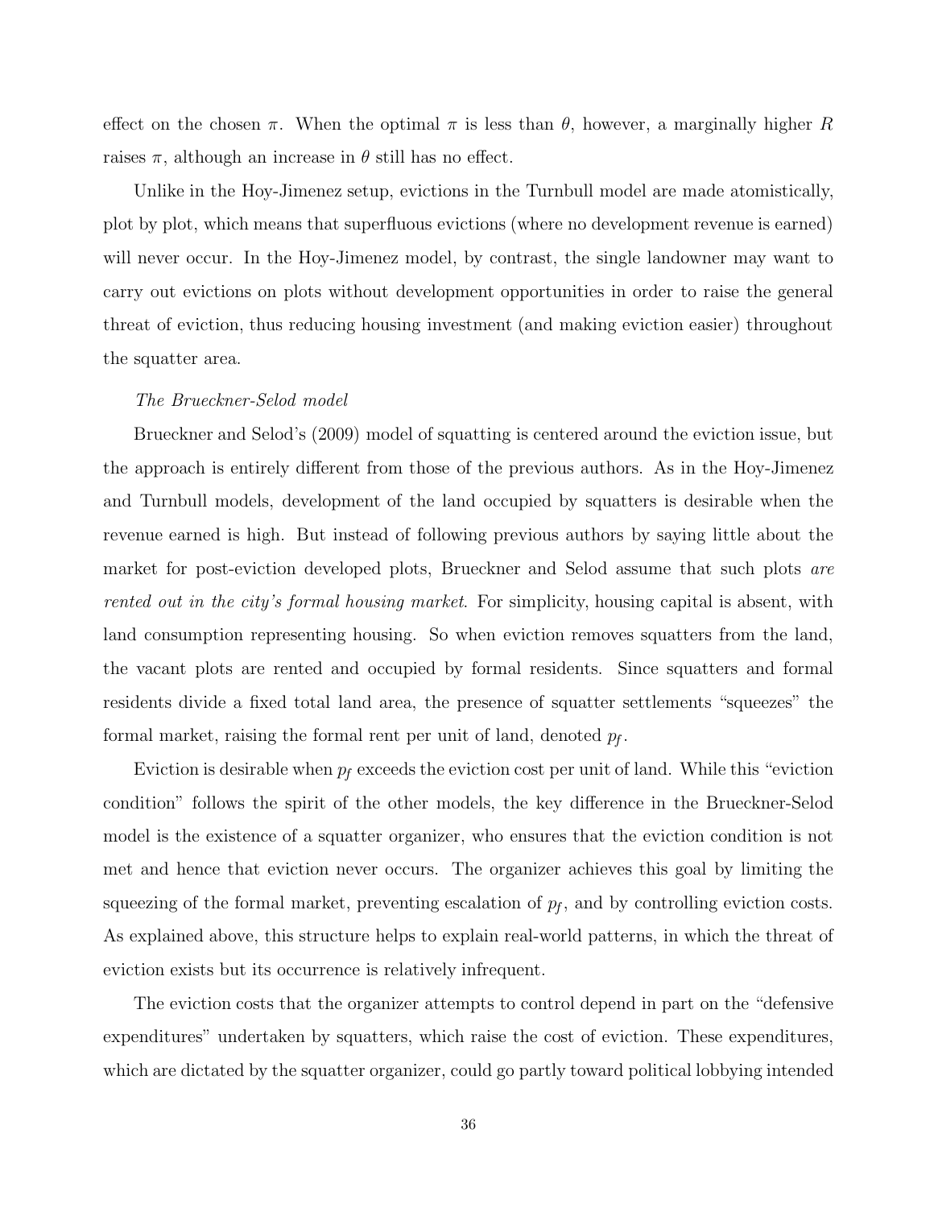effect on the chosen $\pi$. When the optimal $\pi$ is less than $\theta$, however, a marginally higher $R$ raises $\pi$, although an increase in $\theta$ still has no effect.

Unlike in the Hoy-Jimenez setup, evictions in the Turnbull model are made atomistically, plot by plot, which means that superfluous evictions (where no development revenue is earned) will never occur. In the Hoy-Jimenez model, by contrast, the single landowner may want to carry out evictions on plots without development opportunities in order to raise the general threat of eviction, thus reducing housing investment (and making eviction easier) throughout the squatter area.

*The Brueckner-Selod model*

Brueckner and Selod's (2009) model of squatting is centered around the eviction issue, but the approach is entirely different from those of the previous authors. As in the Hoy-Jimenez and Turnbull models, development of the land occupied by squatters is desirable when the revenue earned is high. But instead of following previous authors by saying little about the market for post-eviction developed plots, Brueckner and Selod assume that such plots *are rented out in the city's formal housing market*. For simplicity, housing capital is absent, with land consumption representing housing. So when eviction removes squatters from the land, the vacant plots are rented and occupied by formal residents. Since squatters and formal residents divide a fixed total land area, the presence of squatter settlements "squeezes" the formal market, raising the formal rent per unit of land, denoted $p_f$.

Eviction is desirable when $p_f$ exceeds the eviction cost per unit of land. While this "eviction condition" follows the spirit of the other models, the key difference in the Brueckner-Selod model is the existence of a squatter organizer, who ensures that the eviction condition is not met and hence that eviction never occurs. The organizer achieves this goal by limiting the squeezing of the formal market, preventing escalation of $p_f$, and by controlling eviction costs. As explained above, this structure helps to explain real-world patterns, in which the threat of eviction exists but its occurrence is relatively infrequent.

The eviction costs that the organizer attempts to control depend in part on the "defensive expenditures" undertaken by squatters, which raise the cost of eviction. These expenditures, which are dictated by the squatter organizer, could go partly toward political lobbying intended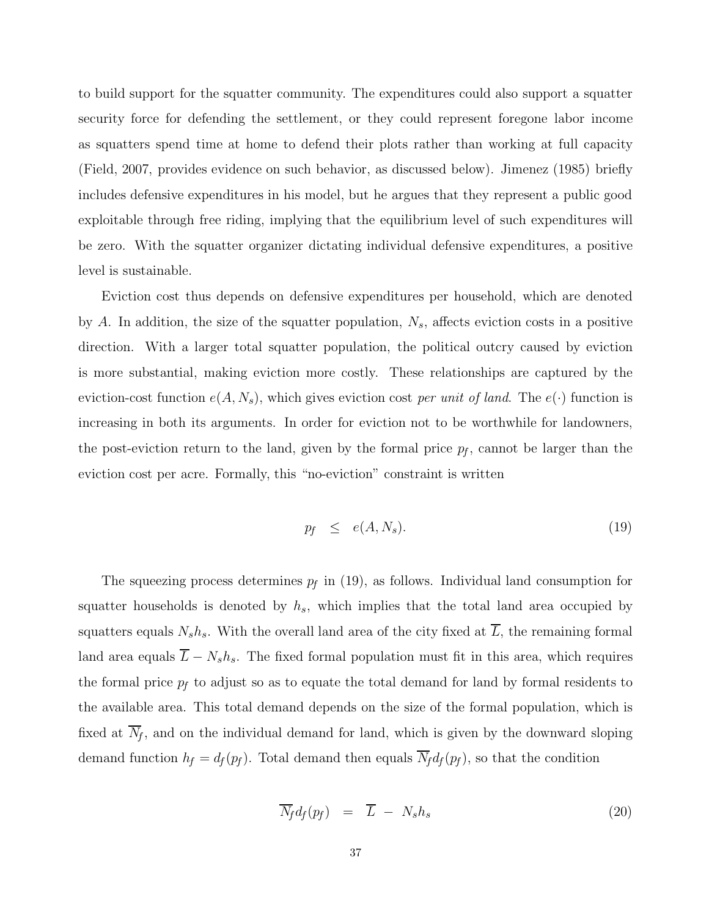to build support for the squatter community. The expenditures could also support a squatter security force for defending the settlement, or they could represent foregone labor income as squatters spend time at home to defend their plots rather than working at full capacity (Field, 2007, provides evidence on such behavior, as discussed below). Jimenez (1985) briefly includes defensive expenditures in his model, but he argues that they represent a public good exploitable through free riding, implying that the equilibrium level of such expenditures will be zero. With the squatter organizer dictating individual defensive expenditures, a positive level is sustainable.

Eviction cost thus depends on defensive expenditures per household, which are denoted by $A$. In addition, the size of the squatter population, $N_s$, affects eviction costs in a positive direction. With a larger total squatter population, the political outcry caused by eviction is more substantial, making eviction more costly. These relationships are captured by the eviction-cost function $e(A, N_s)$, which gives eviction cost *per unit of land*. The $e(\cdot)$ function is increasing in both its arguments. In order for eviction not to be worthwhile for landowners, the post-eviction return to the land, given by the formal price $p_f$, cannot be larger than the eviction cost per acre. Formally, this "no-eviction" constraint is written

$$p_f \leq e(A, N_s). \tag{19}$$

The squeezing process determines $p_f$ in (19), as follows. Individual land consumption for squatter households is denoted by $h_s$, which implies that the total land area occupied by squatters equals $N_s h_s$. With the overall land area of the city fixed at $\overline{L}$, the remaining formal land area equals $\overline{L} - N_s h_s$. The fixed formal population must fit in this area, which requires the formal price $p_f$ to adjust so as to equate the total demand for land by formal residents to the available area. This total demand depends on the size of the formal population, which is fixed at $\overline{N_f}$, and on the individual demand for land, which is given by the downward sloping demand function $h_f = d_f(p_f)$. Total demand then equals $\overline{N_f} d_f(p_f)$, so that the condition

$$\overline{N_f} d_f(p_f) = \overline{L} - N_s h_s \tag{20}$$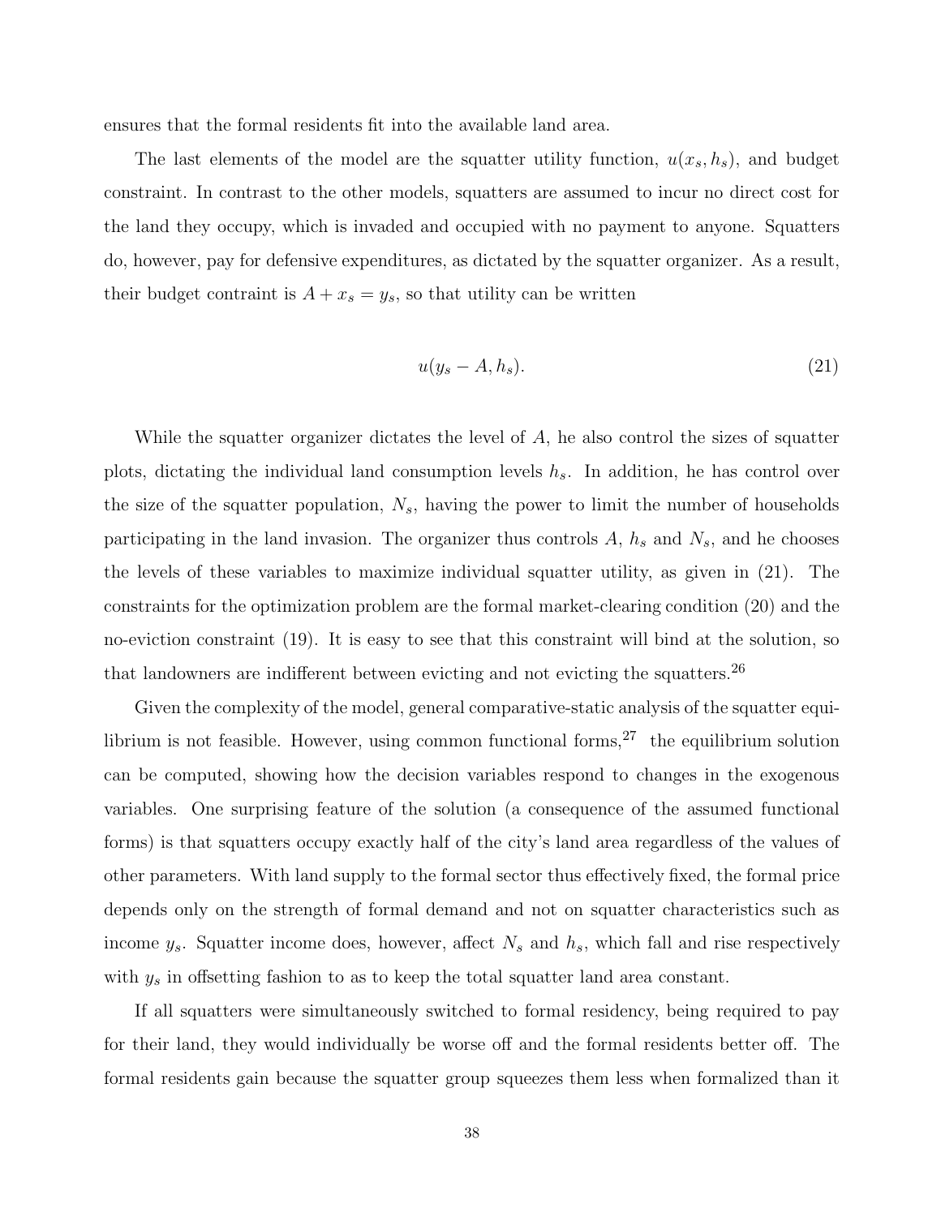ensures that the formal residents fit into the available land area.

The last elements of the model are the squatter utility function, $u(x_s, h_s)$, and budget constraint. In contrast to the other models, squatters are assumed to incur no direct cost for the land they occupy, which is invaded and occupied with no payment to anyone. Squatters do, however, pay for defensive expenditures, as dictated by the squatter organizer. As a result, their budget contraint is $A + x_s = y_s$, so that utility can be written

$$u(y_s - A, h_s). \tag{21}$$

While the squatter organizer dictates the level of $A$, he also control the sizes of squatter plots, dictating the individual land consumption levels $h_s$. In addition, he has control over the size of the squatter population, $N_s$, having the power to limit the number of households participating in the land invasion. The organizer thus controls $A$, $h_s$ and $N_s$, and he chooses the levels of these variables to maximize individual squatter utility, as given in (21). The constraints for the optimization problem are the formal market-clearing condition (20) and the no-eviction constraint (19). It is easy to see that this constraint will bind at the solution, so that landowners are indifferent between evicting and not evicting the squatters.[26]

Given the complexity of the model, general comparative-static analysis of the squatter equilibrium is not feasible. However, using common functional forms,[27] the equilibrium solution can be computed, showing how the decision variables respond to changes in the exogenous variables. One surprising feature of the solution (a consequence of the assumed functional forms) is that squatters occupy exactly half of the city's land area regardless of the values of other parameters. With land supply to the formal sector thus effectively fixed, the formal price depends only on the strength of formal demand and not on squatter characteristics such as income $y_s$. Squatter income does, however, affect $N_s$ and $h_s$, which fall and rise respectively with $y_s$ in offsetting fashion to as to keep the total squatter land area constant.

If all squatters were simultaneously switched to formal residency, being required to pay for their land, they would individually be worse off and the formal residents better off. The formal residents gain because the squatter group squeezes them less when formalized than it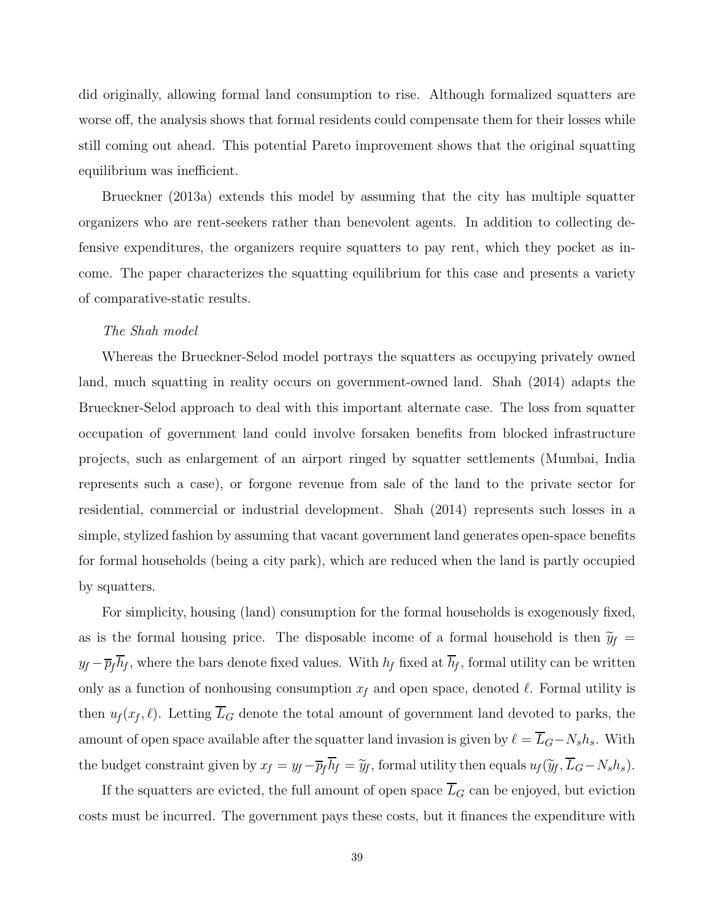did originally, allowing formal land consumption to rise. Although formalized squatters are worse off, the analysis shows that formal residents could compensate them for their losses while still coming out ahead. This potential Pareto improvement shows that the original squatting equilibrium was inefficient.

Brueckner (2013a) extends this model by assuming that the city has multiple squatter organizers who are rent-seekers rather than benevolent agents. In addition to collecting defensive expenditures, the organizers require squatters to pay rent, which they pocket as income. The paper characterizes the squatting equilibrium for this case and presents a variety of comparative-static results.

*The Shah model*

Whereas the Brueckner-Selod model portrays the squatters as occupying privately owned land, much squatting in reality occurs on government-owned land. Shah (2014) adapts the Brueckner-Selod approach to deal with this important alternate case. The loss from squatter occupation of government land could involve forsaken benefits from blocked infrastructure projects, such as enlargement of an airport ringed by squatter settlements (Mumbai, India represents such a case), or forgone revenue from sale of the land to the private sector for residential, commercial or industrial development. Shah (2014) represents such losses in a simple, stylized fashion by assuming that vacant government land generates open-space benefits for formal households (being a city park), which are reduced when the land is partly occupied by squatters.

For simplicity, housing (land) consumption for the formal households is exogenously fixed, as is the formal housing price. The disposable income of a formal household is then $\widetilde{y}_f = y_f - \overline{p}_f \overline{h}_f$, where the bars denote fixed values. With $h_f$ fixed at $\overline{h}_f$, formal utility can be written only as a function of nonhousing consumption $x_f$ and open space, denoted $\ell$. Formal utility is then $u_f(x_f, \ell)$. Letting $\overline{L}_G$ denote the total amount of government land devoted to parks, the amount of open space available after the squatter land invasion is given by $\ell = \overline{L}_G - N_s h_s$. With the budget constraint given by $x_f = y_f - \overline{p}_f \overline{h}_f = \widetilde{y}_f$, formal utility then equals $u_f(\widetilde{y}_f, \overline{L}_G - N_s h_s)$.

If the squatters are evicted, the full amount of open space $\overline{L}_G$ can be enjoyed, but eviction costs must be incurred. The government pays these costs, but it finances the expenditure with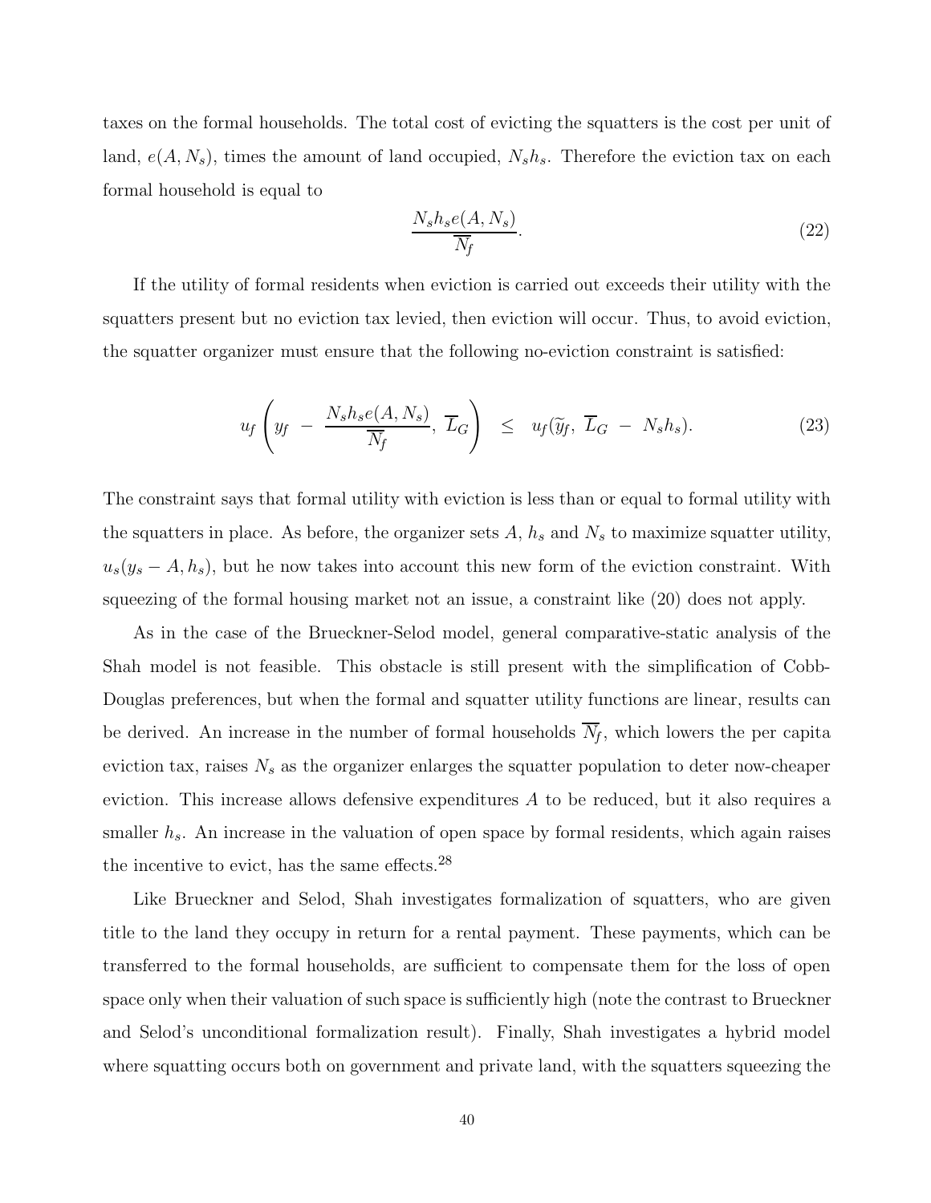taxes on the formal households. The total cost of evicting the squatters is the cost per unit of land, $e(A, N_s)$, times the amount of land occupied, $N_s h_s$. Therefore the eviction tax on each formal household is equal to

$$\frac{N_s h_s e(A, N_s)}{\overline{N}_f}. \tag{22}$$

If the utility of formal residents when eviction is carried out exceeds their utility with the squatters present but no eviction tax levied, then eviction will occur. Thus, to avoid eviction, the squatter organizer must ensure that the following no-eviction constraint is satisfied:

$$u_f\left(y_f \;-\; \frac{N_s h_s e(A, N_s)}{\overline{N}_f},\; \overline{L}_G\right) \;\;\leq\;\; u_f(\widetilde{y}_f,\; \overline{L}_G \;-\; N_s h_s). \tag{23}$$

The constraint says that formal utility with eviction is less than or equal to formal utility with the squatters in place. As before, the organizer sets $A$, $h_s$ and $N_s$ to maximize squatter utility, $u_s(y_s - A, h_s)$, but he now takes into account this new form of the eviction constraint. With squeezing of the formal housing market not an issue, a constraint like (20) does not apply.

As in the case of the Brueckner-Selod model, general comparative-static analysis of the Shah model is not feasible. This obstacle is still present with the simplification of Cobb-Douglas preferences, but when the formal and squatter utility functions are linear, results can be derived. An increase in the number of formal households $\overline{N}_f$, which lowers the per capita eviction tax, raises $N_s$ as the organizer enlarges the squatter population to deter now-cheaper eviction. This increase allows defensive expenditures $A$ to be reduced, but it also requires a smaller $h_s$. An increase in the valuation of open space by formal residents, which again raises the incentive to evict, has the same effects.[28]

Like Brueckner and Selod, Shah investigates formalization of squatters, who are given title to the land they occupy in return for a rental payment. These payments, which can be transferred to the formal households, are sufficient to compensate them for the loss of open space only when their valuation of such space is sufficiently high (note the contrast to Brueckner and Selod's unconditional formalization result). Finally, Shah investigates a hybrid model where squatting occurs both on government and private land, with the squatters squeezing the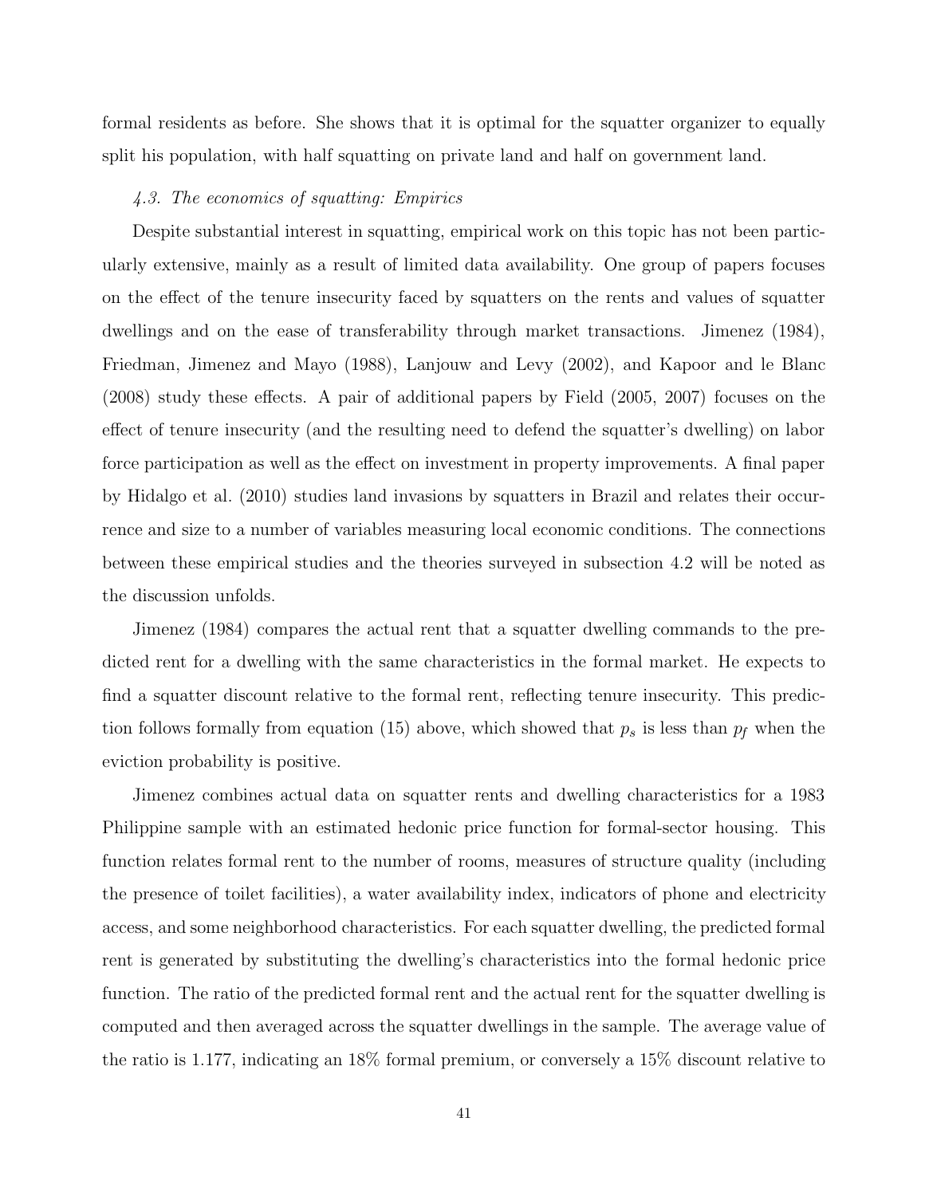formal residents as before. She shows that it is optimal for the squatter organizer to equally split his population, with half squatting on private land and half on government land.

### *4.3. The economics of squatting: Empirics*

Despite substantial interest in squatting, empirical work on this topic has not been particularly extensive, mainly as a result of limited data availability. One group of papers focuses on the effect of the tenure insecurity faced by squatters on the rents and values of squatter dwellings and on the ease of transferability through market transactions. Jimenez (1984), Friedman, Jimenez and Mayo (1988), Lanjouw and Levy (2002), and Kapoor and le Blanc (2008) study these effects. A pair of additional papers by Field (2005, 2007) focuses on the effect of tenure insecurity (and the resulting need to defend the squatter's dwelling) on labor force participation as well as the effect on investment in property improvements. A final paper by Hidalgo et al. (2010) studies land invasions by squatters in Brazil and relates their occurrence and size to a number of variables measuring local economic conditions. The connections between these empirical studies and the theories surveyed in subsection 4.2 will be noted as the discussion unfolds.

Jimenez (1984) compares the actual rent that a squatter dwelling commands to the predicted rent for a dwelling with the same characteristics in the formal market. He expects to find a squatter discount relative to the formal rent, reflecting tenure insecurity. This prediction follows formally from equation (15) above, which showed that $p_s$ is less than $p_f$ when the eviction probability is positive.

Jimenez combines actual data on squatter rents and dwelling characteristics for a 1983 Philippine sample with an estimated hedonic price function for formal-sector housing. This function relates formal rent to the number of rooms, measures of structure quality (including the presence of toilet facilities), a water availability index, indicators of phone and electricity access, and some neighborhood characteristics. For each squatter dwelling, the predicted formal rent is generated by substituting the dwelling's characteristics into the formal hedonic price function. The ratio of the predicted formal rent and the actual rent for the squatter dwelling is computed and then averaged across the squatter dwellings in the sample. The average value of the ratio is 1.177, indicating an 18% formal premium, or conversely a 15% discount relative to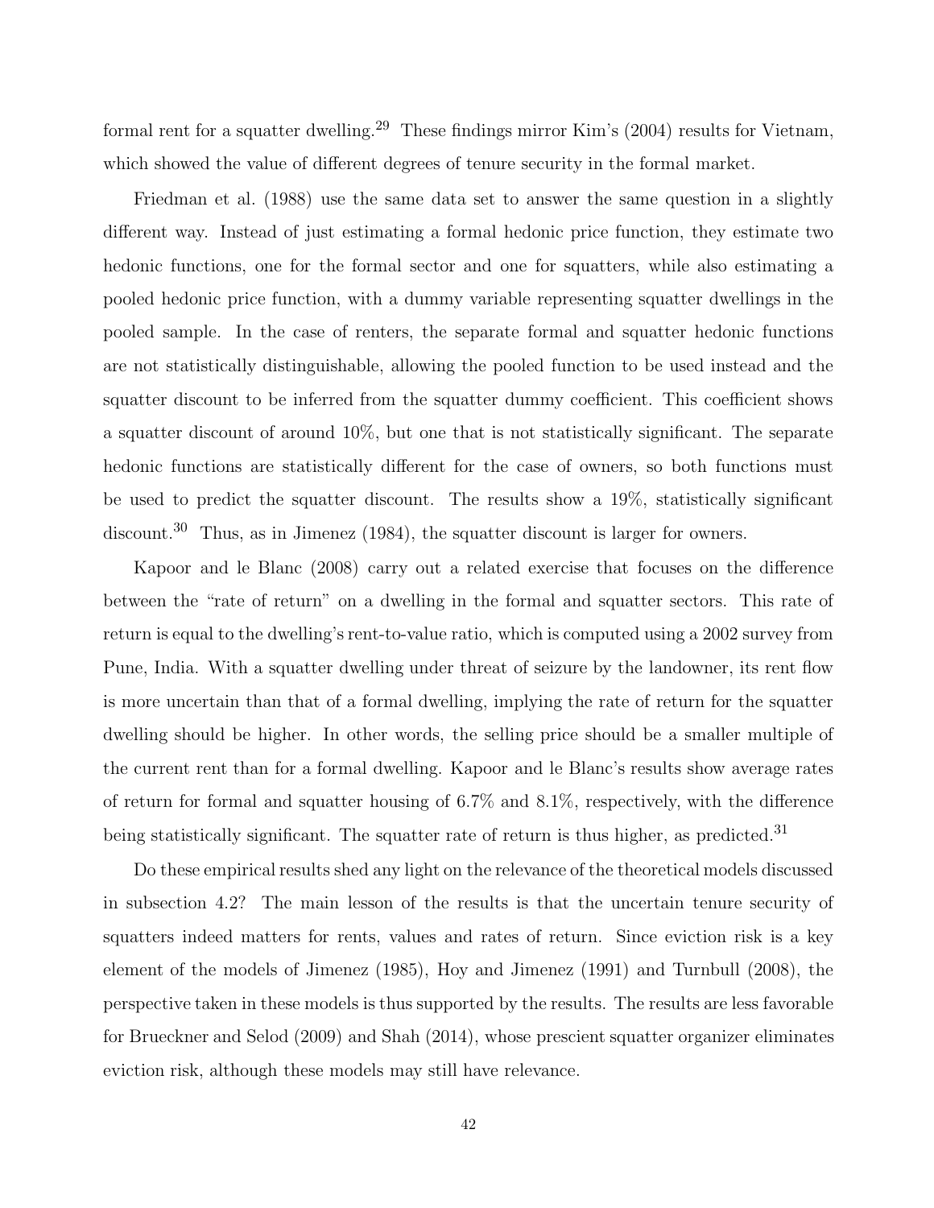formal rent for a squatter dwelling.[29] These findings mirror Kim's (2004) results for Vietnam, which showed the value of different degrees of tenure security in the formal market.

Friedman et al. (1988) use the same data set to answer the same question in a slightly different way. Instead of just estimating a formal hedonic price function, they estimate two hedonic functions, one for the formal sector and one for squatters, while also estimating a pooled hedonic price function, with a dummy variable representing squatter dwellings in the pooled sample. In the case of renters, the separate formal and squatter hedonic functions are not statistically distinguishable, allowing the pooled function to be used instead and the squatter discount to be inferred from the squatter dummy coefficient. This coefficient shows a squatter discount of around 10%, but one that is not statistically significant. The separate hedonic functions are statistically different for the case of owners, so both functions must be used to predict the squatter discount. The results show a 19%, statistically significant discount.[30] Thus, as in Jimenez (1984), the squatter discount is larger for owners.

Kapoor and le Blanc (2008) carry out a related exercise that focuses on the difference between the "rate of return" on a dwelling in the formal and squatter sectors. This rate of return is equal to the dwelling's rent-to-value ratio, which is computed using a 2002 survey from Pune, India. With a squatter dwelling under threat of seizure by the landowner, its rent flow is more uncertain than that of a formal dwelling, implying the rate of return for the squatter dwelling should be higher. In other words, the selling price should be a smaller multiple of the current rent than for a formal dwelling. Kapoor and le Blanc's results show average rates of return for formal and squatter housing of 6.7% and 8.1%, respectively, with the difference being statistically significant. The squatter rate of return is thus higher, as predicted.[31]

Do these empirical results shed any light on the relevance of the theoretical models discussed in subsection 4.2? The main lesson of the results is that the uncertain tenure security of squatters indeed matters for rents, values and rates of return. Since eviction risk is a key element of the models of Jimenez (1985), Hoy and Jimenez (1991) and Turnbull (2008), the perspective taken in these models is thus supported by the results. The results are less favorable for Brueckner and Selod (2009) and Shah (2014), whose prescient squatter organizer eliminates eviction risk, although these models may still have relevance.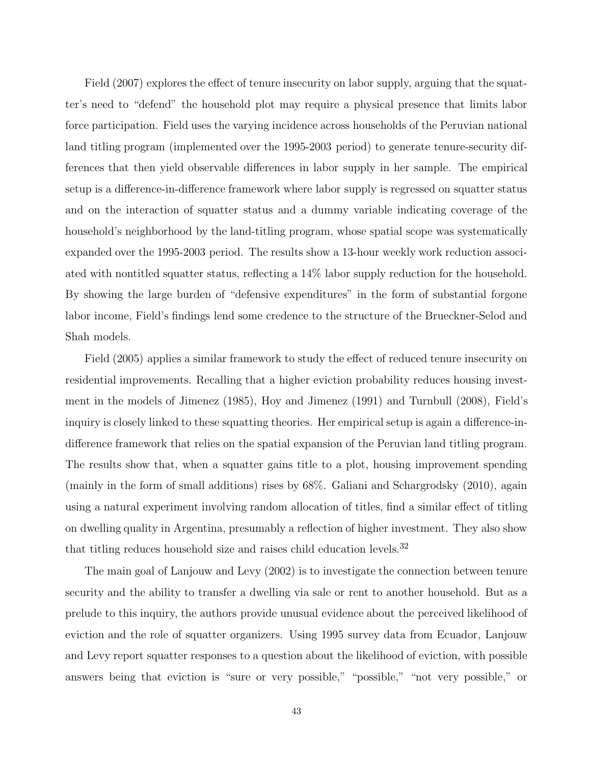Field (2007) explores the effect of tenure insecurity on labor supply, arguing that the squatter's need to "defend" the household plot may require a physical presence that limits labor force participation. Field uses the varying incidence across households of the Peruvian national land titling program (implemented over the 1995-2003 period) to generate tenure-security differences that then yield observable differences in labor supply in her sample. The empirical setup is a difference-in-difference framework where labor supply is regressed on squatter status and on the interaction of squatter status and a dummy variable indicating coverage of the household's neighborhood by the land-titling program, whose spatial scope was systematically expanded over the 1995-2003 period. The results show a 13-hour weekly work reduction associated with nontitled squatter status, reflecting a 14% labor supply reduction for the household. By showing the large burden of "defensive expenditures" in the form of substantial forgone labor income, Field's findings lend some credence to the structure of the Brueckner-Selod and Shah models.

Field (2005) applies a similar framework to study the effect of reduced tenure insecurity on residential improvements. Recalling that a higher eviction probability reduces housing investment in the models of Jimenez (1985), Hoy and Jimenez (1991) and Turnbull (2008), Field's inquiry is closely linked to these squatting theories. Her empirical setup is again a difference-in-difference framework that relies on the spatial expansion of the Peruvian land titling program. The results show that, when a squatter gains title to a plot, housing improvement spending (mainly in the form of small additions) rises by 68%. Galiani and Schargrodsky (2010), again using a natural experiment involving random allocation of titles, find a similar effect of titling on dwelling quality in Argentina, presumably a reflection of higher investment. They also show that titling reduces household size and raises child education levels.[32]

The main goal of Lanjouw and Levy (2002) is to investigate the connection between tenure security and the ability to transfer a dwelling via sale or rent to another household. But as a prelude to this inquiry, the authors provide unusual evidence about the perceived likelihood of eviction and the role of squatter organizers. Using 1995 survey data from Ecuador, Lanjouw and Levy report squatter responses to a question about the likelihood of eviction, with possible answers being that eviction is "sure or very possible," "possible," "not very possible," or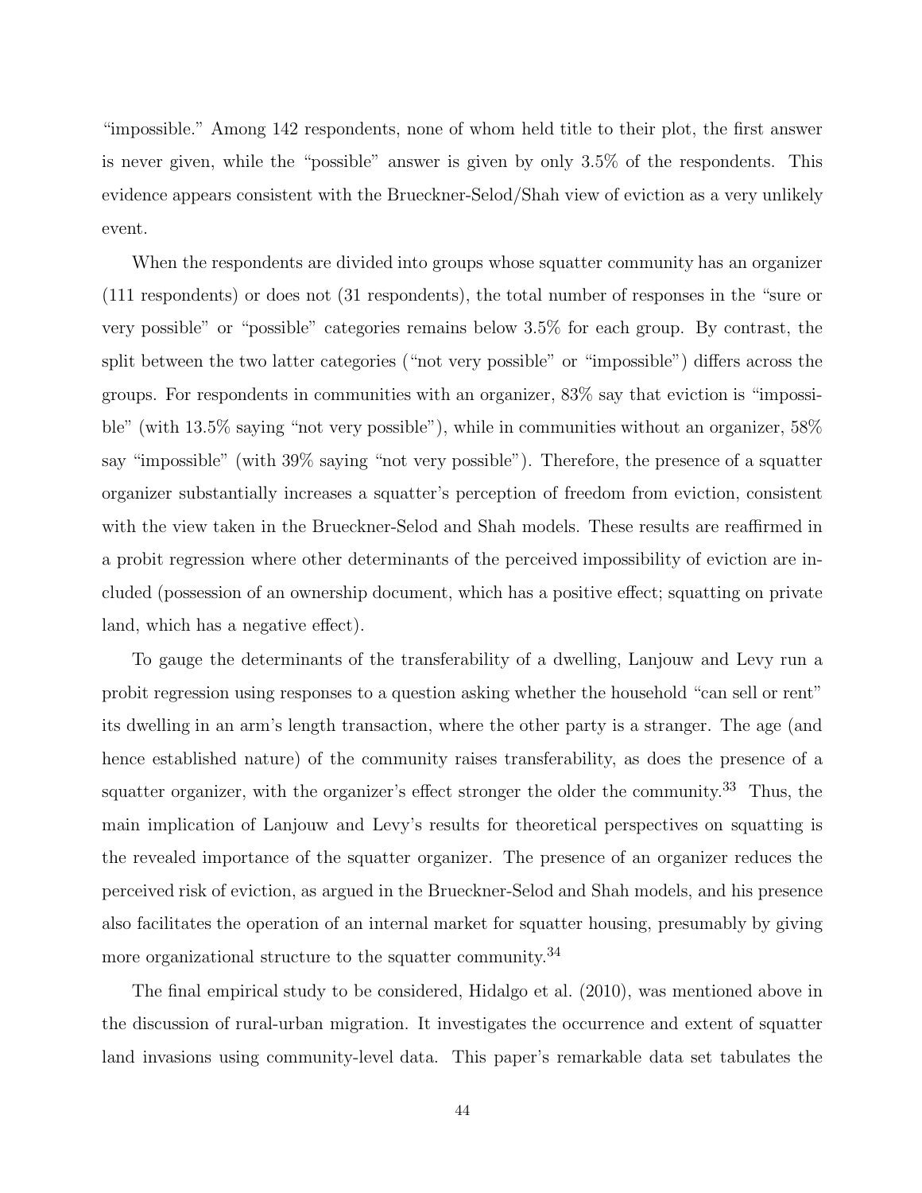"impossible." Among 142 respondents, none of whom held title to their plot, the first answer is never given, while the "possible" answer is given by only 3.5% of the respondents. This evidence appears consistent with the Brueckner-Selod/Shah view of eviction as a very unlikely event.

When the respondents are divided into groups whose squatter community has an organizer (111 respondents) or does not (31 respondents), the total number of responses in the "sure or very possible" or "possible" categories remains below 3.5% for each group. By contrast, the split between the two latter categories ("not very possible" or "impossible") differs across the groups. For respondents in communities with an organizer, 83% say that eviction is "impossible" (with 13.5% saying "not very possible"), while in communities without an organizer, 58% say "impossible" (with 39% saying "not very possible"). Therefore, the presence of a squatter organizer substantially increases a squatter's perception of freedom from eviction, consistent with the view taken in the Brueckner-Selod and Shah models. These results are reaffirmed in a probit regression where other determinants of the perceived impossibility of eviction are included (possession of an ownership document, which has a positive effect; squatting on private land, which has a negative effect).

To gauge the determinants of the transferability of a dwelling, Lanjouw and Levy run a probit regression using responses to a question asking whether the household "can sell or rent" its dwelling in an arm's length transaction, where the other party is a stranger. The age (and hence established nature) of the community raises transferability, as does the presence of a squatter organizer, with the organizer's effect stronger the older the community.[33] Thus, the main implication of Lanjouw and Levy's results for theoretical perspectives on squatting is the revealed importance of the squatter organizer. The presence of an organizer reduces the perceived risk of eviction, as argued in the Brueckner-Selod and Shah models, and his presence also facilitates the operation of an internal market for squatter housing, presumably by giving more organizational structure to the squatter community.[34]

The final empirical study to be considered, Hidalgo et al. (2010), was mentioned above in the discussion of rural-urban migration. It investigates the occurrence and extent of squatter land invasions using community-level data. This paper's remarkable data set tabulates the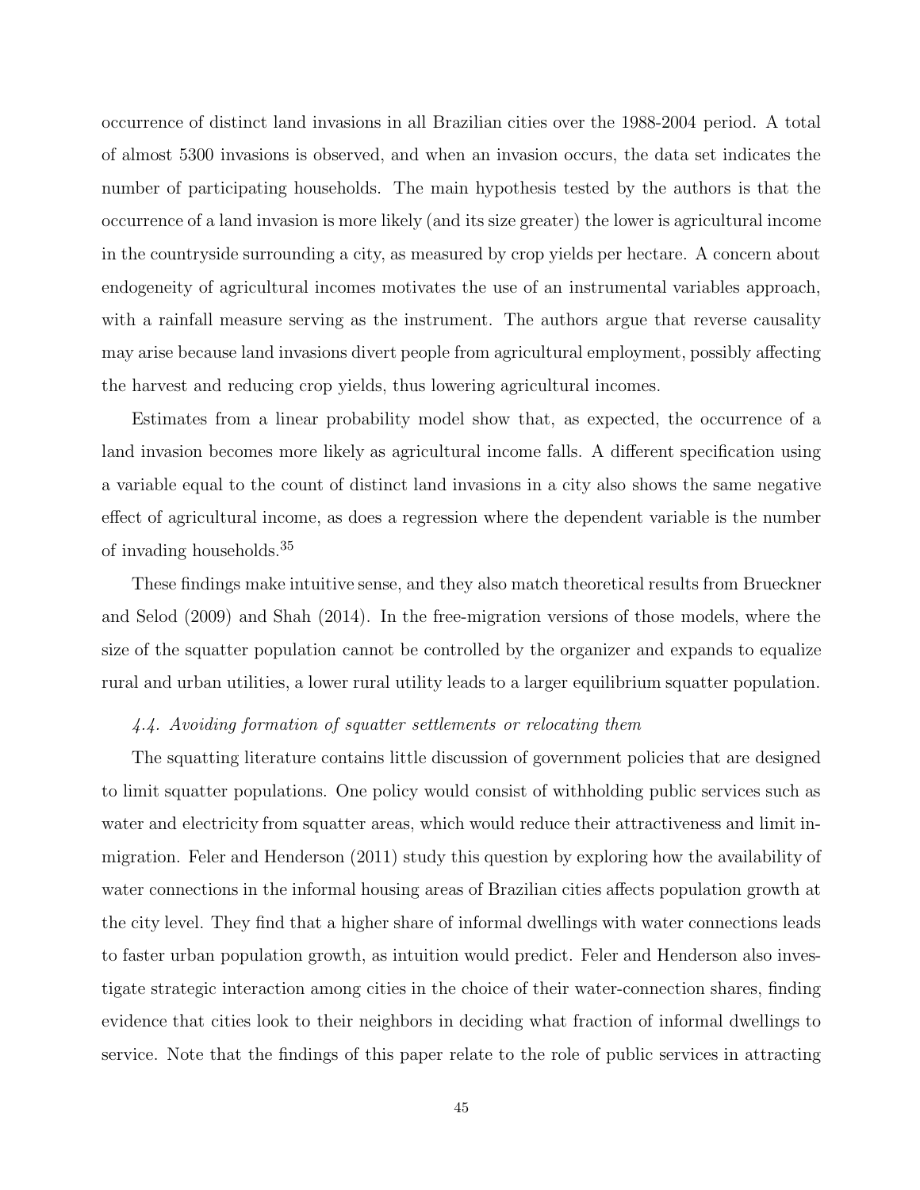occurrence of distinct land invasions in all Brazilian cities over the 1988-2004 period. A total of almost 5300 invasions is observed, and when an invasion occurs, the data set indicates the number of participating households. The main hypothesis tested by the authors is that the occurrence of a land invasion is more likely (and its size greater) the lower is agricultural income in the countryside surrounding a city, as measured by crop yields per hectare. A concern about endogeneity of agricultural incomes motivates the use of an instrumental variables approach, with a rainfall measure serving as the instrument. The authors argue that reverse causality may arise because land invasions divert people from agricultural employment, possibly affecting the harvest and reducing crop yields, thus lowering agricultural incomes.

Estimates from a linear probability model show that, as expected, the occurrence of a land invasion becomes more likely as agricultural income falls. A different specification using a variable equal to the count of distinct land invasions in a city also shows the same negative effect of agricultural income, as does a regression where the dependent variable is the number of invading households.[35]

These findings make intuitive sense, and they also match theoretical results from Brueckner and Selod (2009) and Shah (2014). In the free-migration versions of those models, where the size of the squatter population cannot be controlled by the organizer and expands to equalize rural and urban utilities, a lower rural utility leads to a larger equilibrium squatter population.

### *4.4. Avoiding formation of squatter settlements or relocating them*

The squatting literature contains little discussion of government policies that are designed to limit squatter populations. One policy would consist of withholding public services such as water and electricity from squatter areas, which would reduce their attractiveness and limit in-migration. Feler and Henderson (2011) study this question by exploring how the availability of water connections in the informal housing areas of Brazilian cities affects population growth at the city level. They find that a higher share of informal dwellings with water connections leads to faster urban population growth, as intuition would predict. Feler and Henderson also investigate strategic interaction among cities in the choice of their water-connection shares, finding evidence that cities look to their neighbors in deciding what fraction of informal dwellings to service. Note that the findings of this paper relate to the role of public services in attracting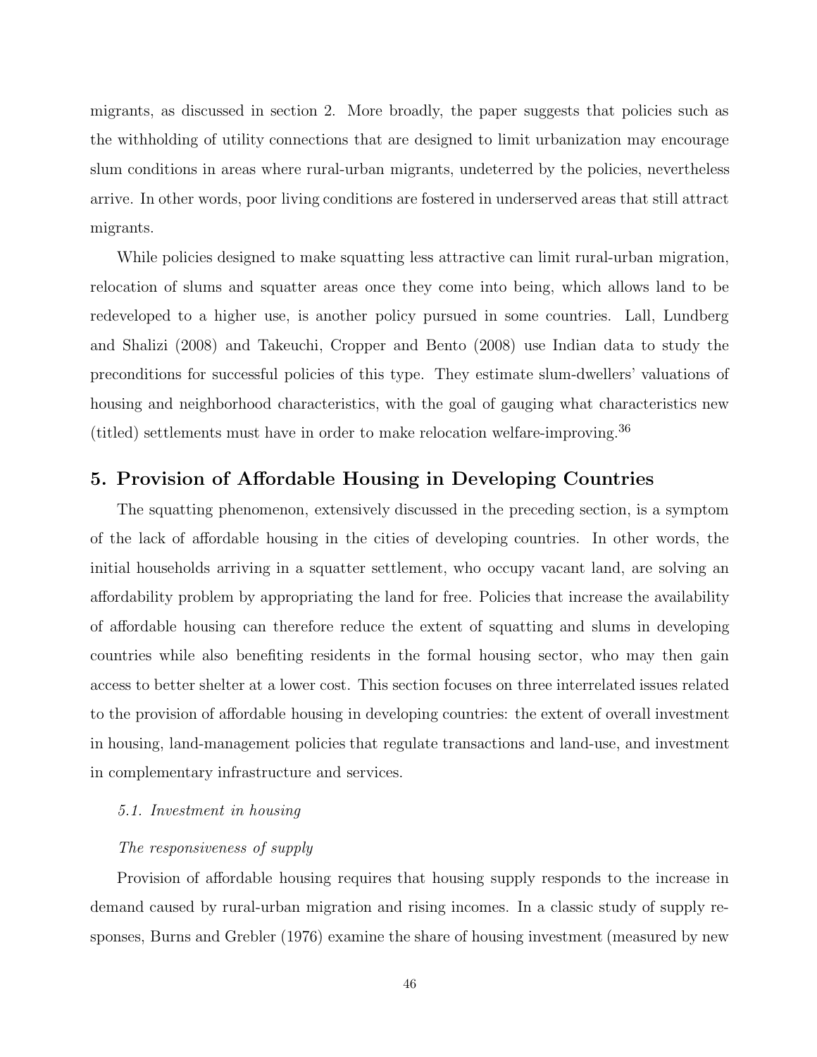migrants, as discussed in section 2. More broadly, the paper suggests that policies such as the withholding of utility connections that are designed to limit urbanization may encourage slum conditions in areas where rural-urban migrants, undeterred by the policies, nevertheless arrive. In other words, poor living conditions are fostered in underserved areas that still attract migrants.

While policies designed to make squatting less attractive can limit rural-urban migration, relocation of slums and squatter areas once they come into being, which allows land to be redeveloped to a higher use, is another policy pursued in some countries. Lall, Lundberg and Shalizi (2008) and Takeuchi, Cropper and Bento (2008) use Indian data to study the preconditions for successful policies of this type. They estimate slum-dwellers' valuations of housing and neighborhood characteristics, with the goal of gauging what characteristics new (titled) settlements must have in order to make relocation welfare-improving.[36]

## 5. Provision of Affordable Housing in Developing Countries

The squatting phenomenon, extensively discussed in the preceding section, is a symptom of the lack of affordable housing in the cities of developing countries. In other words, the initial households arriving in a squatter settlement, who occupy vacant land, are solving an affordability problem by appropriating the land for free. Policies that increase the availability of affordable housing can therefore reduce the extent of squatting and slums in developing countries while also benefiting residents in the formal housing sector, who may then gain access to better shelter at a lower cost. This section focuses on three interrelated issues related to the provision of affordable housing in developing countries: the extent of overall investment in housing, land-management policies that regulate transactions and land-use, and investment in complementary infrastructure and services.

### *5.1. Investment in housing*

*The responsiveness of supply*

Provision of affordable housing requires that housing supply responds to the increase in demand caused by rural-urban migration and rising incomes. In a classic study of supply responses, Burns and Grebler (1976) examine the share of housing investment (measured by new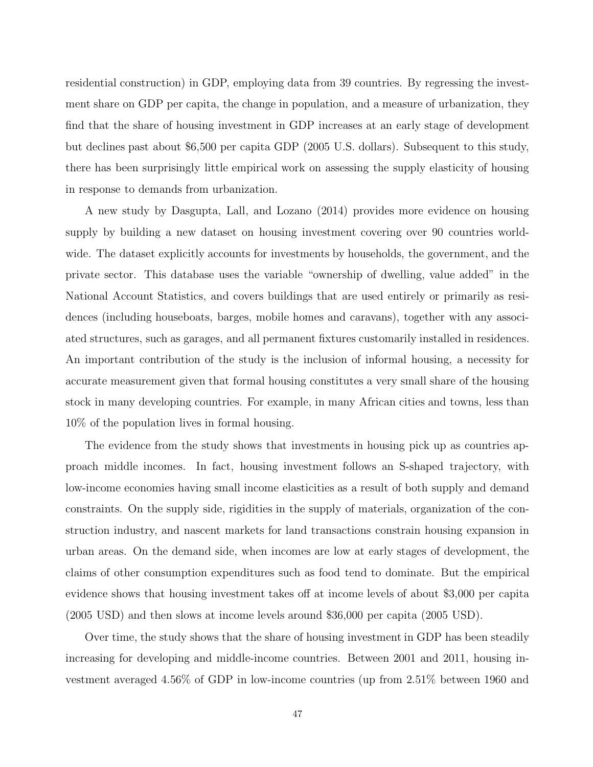residential construction) in GDP, employing data from 39 countries. By regressing the investment share on GDP per capita, the change in population, and a measure of urbanization, they find that the share of housing investment in GDP increases at an early stage of development but declines past about $6,500 per capita GDP (2005 U.S. dollars). Subsequent to this study, there has been surprisingly little empirical work on assessing the supply elasticity of housing in response to demands from urbanization.

A new study by Dasgupta, Lall, and Lozano (2014) provides more evidence on housing supply by building a new dataset on housing investment covering over 90 countries worldwide. The dataset explicitly accounts for investments by households, the government, and the private sector. This database uses the variable "ownership of dwelling, value added" in the National Account Statistics, and covers buildings that are used entirely or primarily as residences (including houseboats, barges, mobile homes and caravans), together with any associated structures, such as garages, and all permanent fixtures customarily installed in residences. An important contribution of the study is the inclusion of informal housing, a necessity for accurate measurement given that formal housing constitutes a very small share of the housing stock in many developing countries. For example, in many African cities and towns, less than 10% of the population lives in formal housing.

The evidence from the study shows that investments in housing pick up as countries approach middle incomes. In fact, housing investment follows an S-shaped trajectory, with low-income economies having small income elasticities as a result of both supply and demand constraints. On the supply side, rigidities in the supply of materials, organization of the construction industry, and nascent markets for land transactions constrain housing expansion in urban areas. On the demand side, when incomes are low at early stages of development, the claims of other consumption expenditures such as food tend to dominate. But the empirical evidence shows that housing investment takes off at income levels of about $3,000 per capita (2005 USD) and then slows at income levels around $36,000 per capita (2005 USD).

Over time, the study shows that the share of housing investment in GDP has been steadily increasing for developing and middle-income countries. Between 2001 and 2011, housing investment averaged 4.56% of GDP in low-income countries (up from 2.51% between 1960 and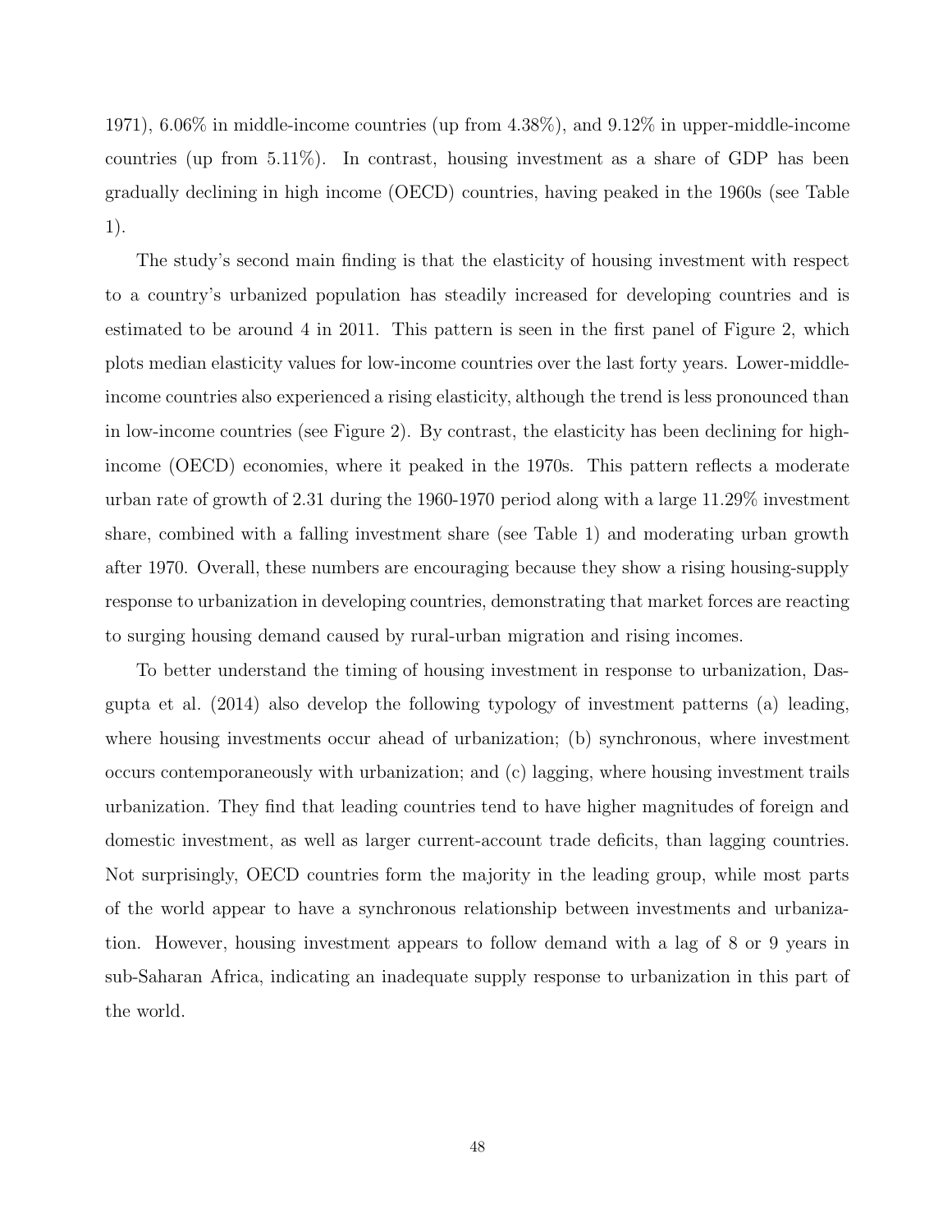1971), 6.06% in middle-income countries (up from 4.38%), and 9.12% in upper-middle-income countries (up from 5.11%). In contrast, housing investment as a share of GDP has been gradually declining in high income (OECD) countries, having peaked in the 1960s (see Table 1).

The study's second main finding is that the elasticity of housing investment with respect to a country's urbanized population has steadily increased for developing countries and is estimated to be around 4 in 2011. This pattern is seen in the first panel of Figure 2, which plots median elasticity values for low-income countries over the last forty years. Lower-middle-income countries also experienced a rising elasticity, although the trend is less pronounced than in low-income countries (see Figure 2). By contrast, the elasticity has been declining for high-income (OECD) economies, where it peaked in the 1970s. This pattern reflects a moderate urban rate of growth of 2.31 during the 1960-1970 period along with a large 11.29% investment share, combined with a falling investment share (see Table 1) and moderating urban growth after 1970. Overall, these numbers are encouraging because they show a rising housing-supply response to urbanization in developing countries, demonstrating that market forces are reacting to surging housing demand caused by rural-urban migration and rising incomes.

To better understand the timing of housing investment in response to urbanization, Dasgupta et al. (2014) also develop the following typology of investment patterns (a) leading, where housing investments occur ahead of urbanization; (b) synchronous, where investment occurs contemporaneously with urbanization; and (c) lagging, where housing investment trails urbanization. They find that leading countries tend to have higher magnitudes of foreign and domestic investment, as well as larger current-account trade deficits, than lagging countries. Not surprisingly, OECD countries form the majority in the leading group, while most parts of the world appear to have a synchronous relationship between investments and urbanization. However, housing investment appears to follow demand with a lag of 8 or 9 years in sub-Saharan Africa, indicating an inadequate supply response to urbanization in this part of the world.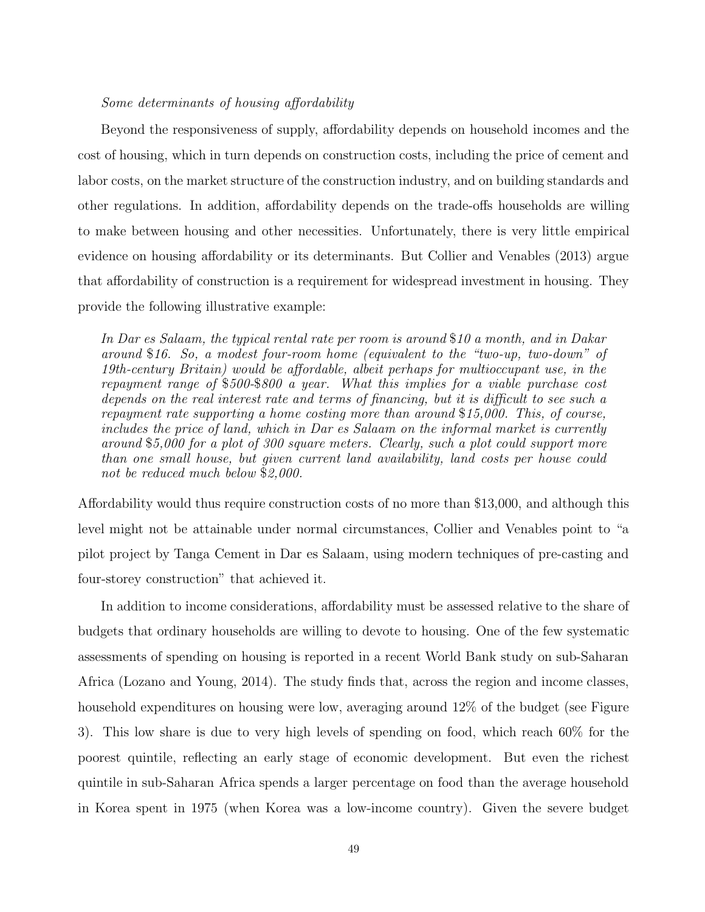*Some determinants of housing affordability*

Beyond the responsiveness of supply, affordability depends on household incomes and the cost of housing, which in turn depends on construction costs, including the price of cement and labor costs, on the market structure of the construction industry, and on building standards and other regulations. In addition, affordability depends on the trade-offs households are willing to make between housing and other necessities. Unfortunately, there is very little empirical evidence on housing affordability or its determinants. But Collier and Venables (2013) argue that affordability of construction is a requirement for widespread investment in housing. They provide the following illustrative example:

> *In Dar es Salaam, the typical rental rate per room is around $10 a month, and in Dakar around $16. So, a modest four-room home (equivalent to the "two-up, two-down" of 19th-century Britain) would be affordable, albeit perhaps for multioccupant use, in the repayment range of $500-$800 a year. What this implies for a viable purchase cost depends on the real interest rate and terms of financing, but it is difficult to see such a repayment rate supporting a home costing more than around $15,000. This, of course, includes the price of land, which in Dar es Salaam on the informal market is currently around $5,000 for a plot of 300 square meters. Clearly, such a plot could support more than one small house, but given current land availability, land costs per house could not be reduced much below $2,000.*

Affordability would thus require construction costs of no more than $13,000, and although this level might not be attainable under normal circumstances, Collier and Venables point to "a pilot project by Tanga Cement in Dar es Salaam, using modern techniques of pre-casting and four-storey construction" that achieved it.

In addition to income considerations, affordability must be assessed relative to the share of budgets that ordinary households are willing to devote to housing. One of the few systematic assessments of spending on housing is reported in a recent World Bank study on sub-Saharan Africa (Lozano and Young, 2014). The study finds that, across the region and income classes, household expenditures on housing were low, averaging around 12% of the budget (see Figure 3). This low share is due to very high levels of spending on food, which reach 60% for the poorest quintile, reflecting an early stage of economic development. But even the richest quintile in sub-Saharan Africa spends a larger percentage on food than the average household in Korea spent in 1975 (when Korea was a low-income country). Given the severe budget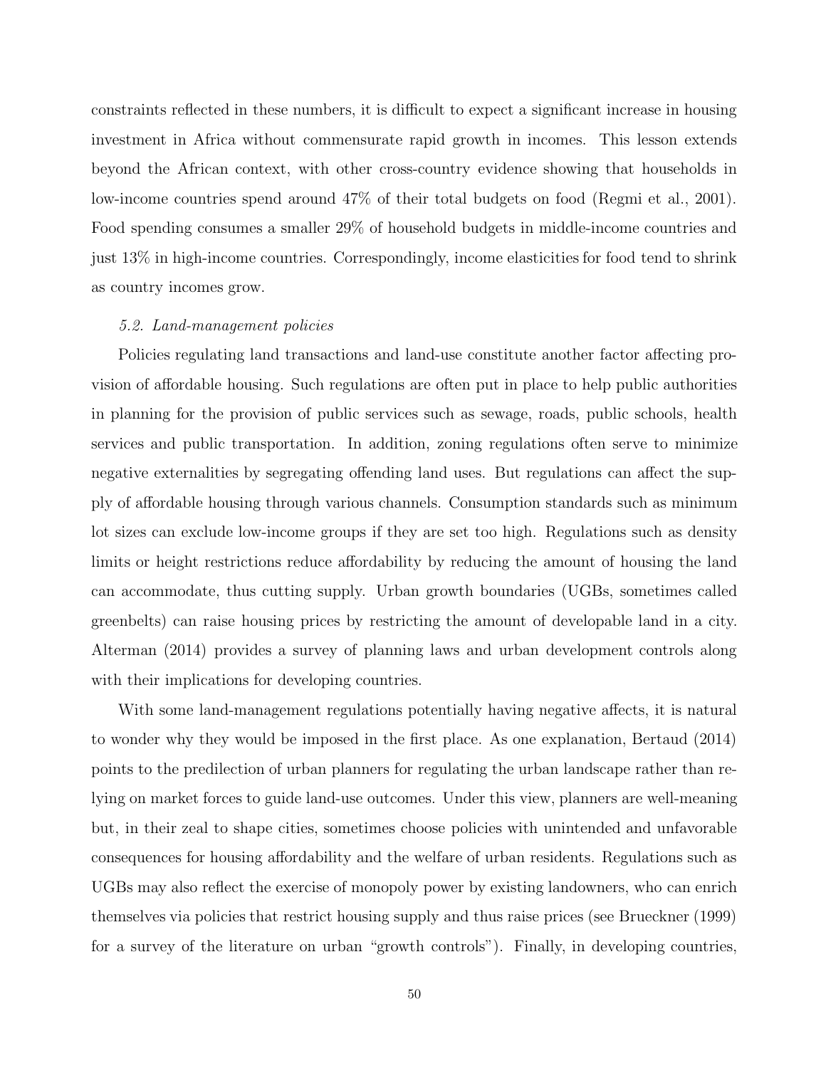constraints reflected in these numbers, it is difficult to expect a significant increase in housing investment in Africa without commensurate rapid growth in incomes. This lesson extends beyond the African context, with other cross-country evidence showing that households in low-income countries spend around 47% of their total budgets on food (Regmi et al., 2001). Food spending consumes a smaller 29% of household budgets in middle-income countries and just 13% in high-income countries. Correspondingly, income elasticities for food tend to shrink as country incomes grow.

### *5.2. Land-management policies*

Policies regulating land transactions and land-use constitute another factor affecting provision of affordable housing. Such regulations are often put in place to help public authorities in planning for the provision of public services such as sewage, roads, public schools, health services and public transportation. In addition, zoning regulations often serve to minimize negative externalities by segregating offending land uses. But regulations can affect the supply of affordable housing through various channels. Consumption standards such as minimum lot sizes can exclude low-income groups if they are set too high. Regulations such as density limits or height restrictions reduce affordability by reducing the amount of housing the land can accommodate, thus cutting supply. Urban growth boundaries (UGBs, sometimes called greenbelts) can raise housing prices by restricting the amount of developable land in a city. Alterman (2014) provides a survey of planning laws and urban development controls along with their implications for developing countries.

With some land-management regulations potentially having negative affects, it is natural to wonder why they would be imposed in the first place. As one explanation, Bertaud (2014) points to the predilection of urban planners for regulating the urban landscape rather than relying on market forces to guide land-use outcomes. Under this view, planners are well-meaning but, in their zeal to shape cities, sometimes choose policies with unintended and unfavorable consequences for housing affordability and the welfare of urban residents. Regulations such as UGBs may also reflect the exercise of monopoly power by existing landowners, who can enrich themselves via policies that restrict housing supply and thus raise prices (see Brueckner (1999) for a survey of the literature on urban "growth controls"). Finally, in developing countries,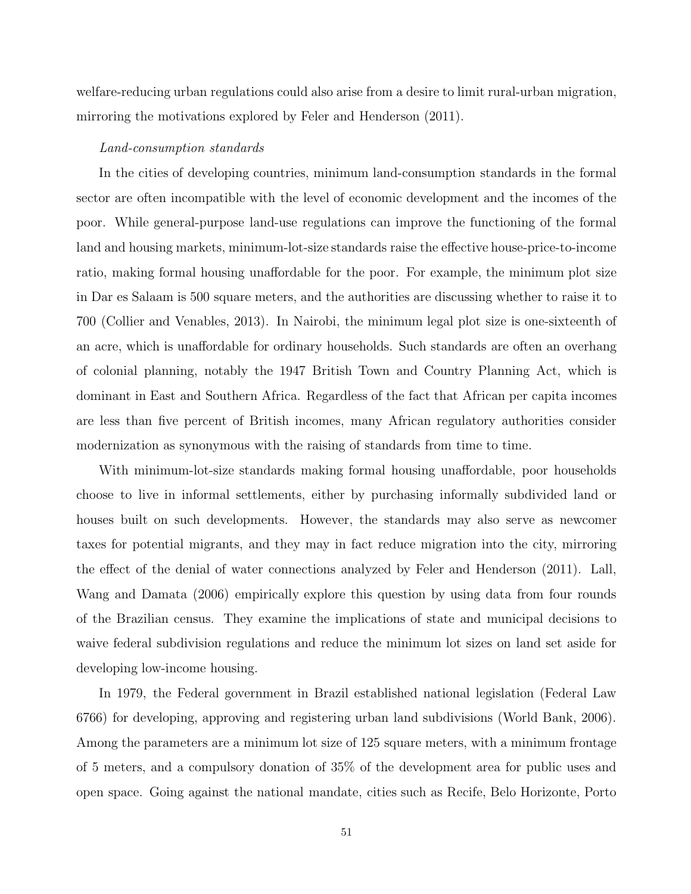welfare-reducing urban regulations could also arise from a desire to limit rural-urban migration, mirroring the motivations explored by Feler and Henderson (2011).

*Land-consumption standards*

In the cities of developing countries, minimum land-consumption standards in the formal sector are often incompatible with the level of economic development and the incomes of the poor. While general-purpose land-use regulations can improve the functioning of the formal land and housing markets, minimum-lot-size standards raise the effective house-price-to-income ratio, making formal housing unaffordable for the poor. For example, the minimum plot size in Dar es Salaam is 500 square meters, and the authorities are discussing whether to raise it to 700 (Collier and Venables, 2013). In Nairobi, the minimum legal plot size is one-sixteenth of an acre, which is unaffordable for ordinary households. Such standards are often an overhang of colonial planning, notably the 1947 British Town and Country Planning Act, which is dominant in East and Southern Africa. Regardless of the fact that African per capita incomes are less than five percent of British incomes, many African regulatory authorities consider modernization as synonymous with the raising of standards from time to time.

With minimum-lot-size standards making formal housing unaffordable, poor households choose to live in informal settlements, either by purchasing informally subdivided land or houses built on such developments. However, the standards may also serve as newcomer taxes for potential migrants, and they may in fact reduce migration into the city, mirroring the effect of the denial of water connections analyzed by Feler and Henderson (2011). Lall, Wang and Damata (2006) empirically explore this question by using data from four rounds of the Brazilian census. They examine the implications of state and municipal decisions to waive federal subdivision regulations and reduce the minimum lot sizes on land set aside for developing low-income housing.

In 1979, the Federal government in Brazil established national legislation (Federal Law 6766) for developing, approving and registering urban land subdivisions (World Bank, 2006). Among the parameters are a minimum lot size of 125 square meters, with a minimum frontage of 5 meters, and a compulsory donation of 35% of the development area for public uses and open space. Going against the national mandate, cities such as Recife, Belo Horizonte, Porto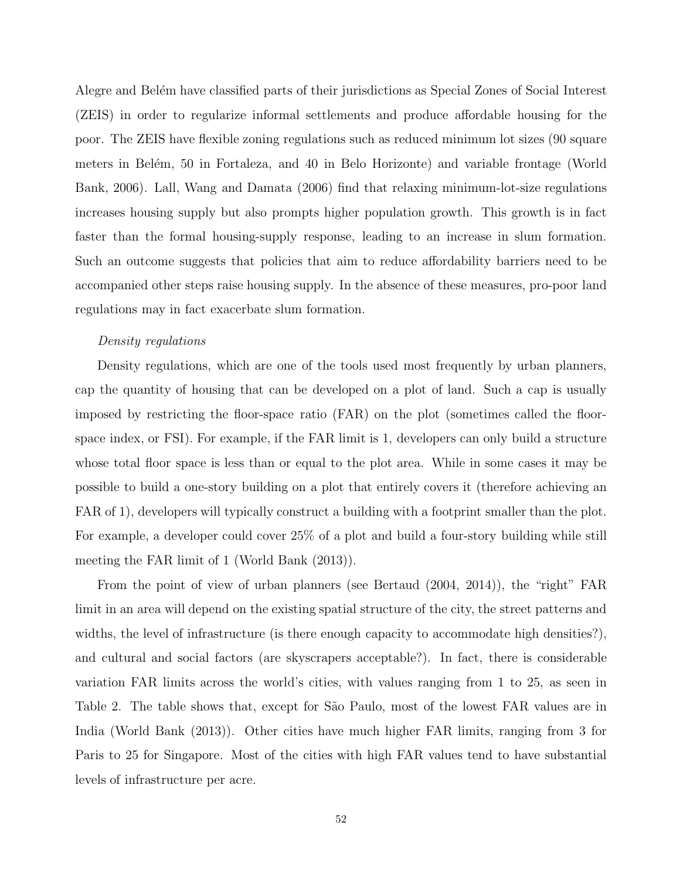Alegre and Belém have classified parts of their jurisdictions as Special Zones of Social Interest (ZEIS) in order to regularize informal settlements and produce affordable housing for the poor. The ZEIS have flexible zoning regulations such as reduced minimum lot sizes (90 square meters in Belém, 50 in Fortaleza, and 40 in Belo Horizonte) and variable frontage (World Bank, 2006). Lall, Wang and Damata (2006) find that relaxing minimum-lot-size regulations increases housing supply but also prompts higher population growth. This growth is in fact faster than the formal housing-supply response, leading to an increase in slum formation. Such an outcome suggests that policies that aim to reduce affordability barriers need to be accompanied other steps raise housing supply. In the absence of these measures, pro-poor land regulations may in fact exacerbate slum formation.

*Density regulations*

Density regulations, which are one of the tools used most frequently by urban planners, cap the quantity of housing that can be developed on a plot of land. Such a cap is usually imposed by restricting the floor-space ratio (FAR) on the plot (sometimes called the floor-space index, or FSI). For example, if the FAR limit is 1, developers can only build a structure whose total floor space is less than or equal to the plot area. While in some cases it may be possible to build a one-story building on a plot that entirely covers it (therefore achieving an FAR of 1), developers will typically construct a building with a footprint smaller than the plot. For example, a developer could cover 25% of a plot and build a four-story building while still meeting the FAR limit of 1 (World Bank (2013)).

From the point of view of urban planners (see Bertaud (2004, 2014)), the "right" FAR limit in an area will depend on the existing spatial structure of the city, the street patterns and widths, the level of infrastructure (is there enough capacity to accommodate high densities?), and cultural and social factors (are skyscrapers acceptable?). In fact, there is considerable variation FAR limits across the world's cities, with values ranging from 1 to 25, as seen in Table 2. The table shows that, except for São Paulo, most of the lowest FAR values are in India (World Bank (2013)). Other cities have much higher FAR limits, ranging from 3 for Paris to 25 for Singapore. Most of the cities with high FAR values tend to have substantial levels of infrastructure per acre.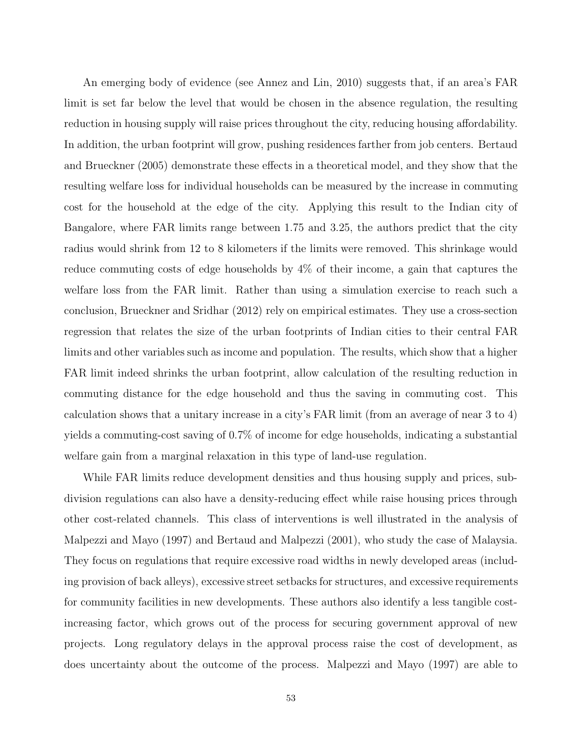An emerging body of evidence (see Annez and Lin, 2010) suggests that, if an area's FAR limit is set far below the level that would be chosen in the absence regulation, the resulting reduction in housing supply will raise prices throughout the city, reducing housing affordability. In addition, the urban footprint will grow, pushing residences farther from job centers. Bertaud and Brueckner (2005) demonstrate these effects in a theoretical model, and they show that the resulting welfare loss for individual households can be measured by the increase in commuting cost for the household at the edge of the city. Applying this result to the Indian city of Bangalore, where FAR limits range between 1.75 and 3.25, the authors predict that the city radius would shrink from 12 to 8 kilometers if the limits were removed. This shrinkage would reduce commuting costs of edge households by 4% of their income, a gain that captures the welfare loss from the FAR limit. Rather than using a simulation exercise to reach such a conclusion, Brueckner and Sridhar (2012) rely on empirical estimates. They use a cross-section regression that relates the size of the urban footprints of Indian cities to their central FAR limits and other variables such as income and population. The results, which show that a higher FAR limit indeed shrinks the urban footprint, allow calculation of the resulting reduction in commuting distance for the edge household and thus the saving in commuting cost. This calculation shows that a unitary increase in a city's FAR limit (from an average of near 3 to 4) yields a commuting-cost saving of 0.7% of income for edge households, indicating a substantial welfare gain from a marginal relaxation in this type of land-use regulation.

While FAR limits reduce development densities and thus housing supply and prices, subdivision regulations can also have a density-reducing effect while raise housing prices through other cost-related channels. This class of interventions is well illustrated in the analysis of Malpezzi and Mayo (1997) and Bertaud and Malpezzi (2001), who study the case of Malaysia. They focus on regulations that require excessive road widths in newly developed areas (including provision of back alleys), excessive street setbacks for structures, and excessive requirements for community facilities in new developments. These authors also identify a less tangible cost-increasing factor, which grows out of the process for securing government approval of new projects. Long regulatory delays in the approval process raise the cost of development, as does uncertainty about the outcome of the process. Malpezzi and Mayo (1997) are able to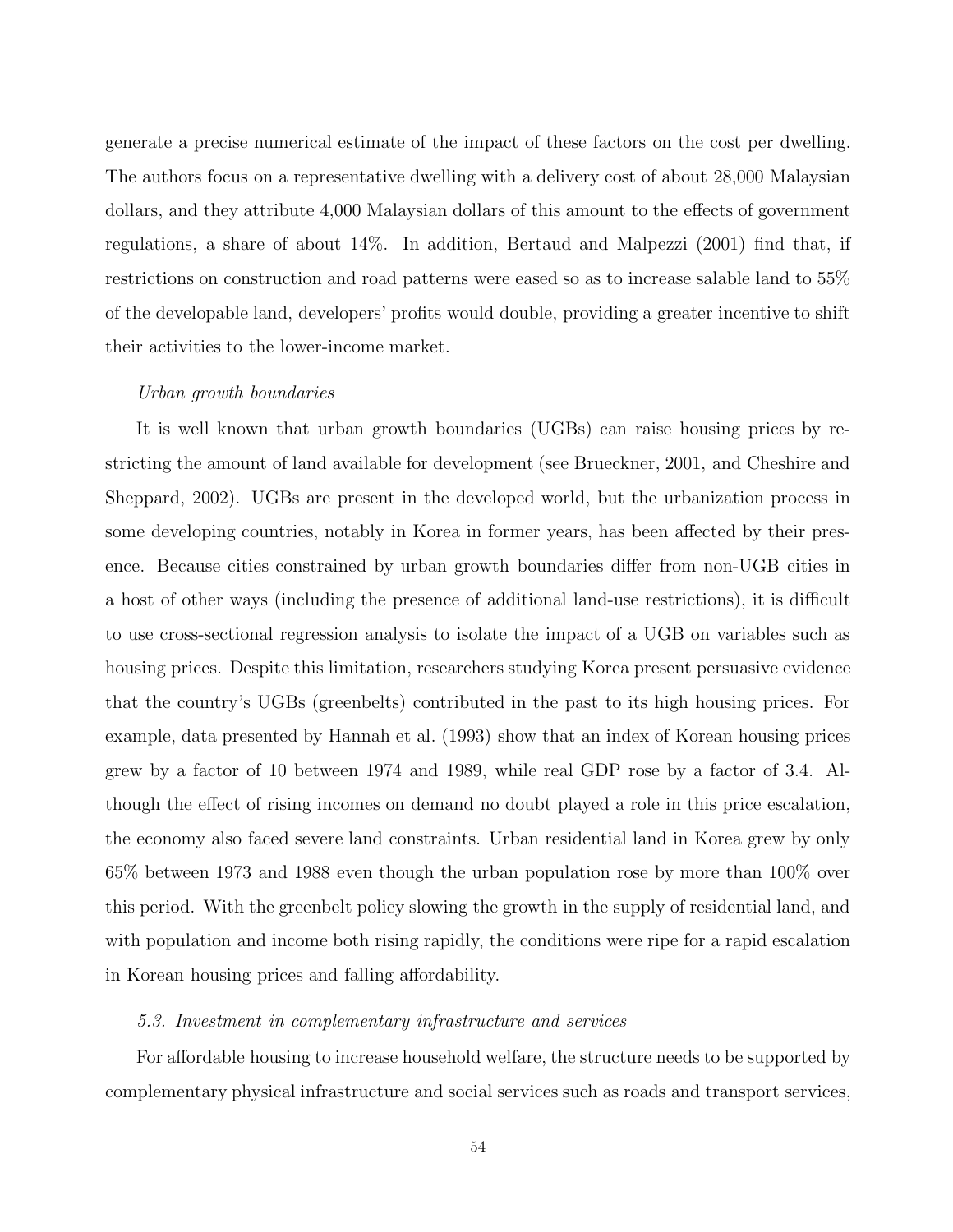generate a precise numerical estimate of the impact of these factors on the cost per dwelling. The authors focus on a representative dwelling with a delivery cost of about 28,000 Malaysian dollars, and they attribute 4,000 Malaysian dollars of this amount to the effects of government regulations, a share of about 14%. In addition, Bertaud and Malpezzi (2001) find that, if restrictions on construction and road patterns were eased so as to increase salable land to 55% of the developable land, developers' profits would double, providing a greater incentive to shift their activities to the lower-income market.

*Urban growth boundaries*

It is well known that urban growth boundaries (UGBs) can raise housing prices by restricting the amount of land available for development (see Brueckner, 2001, and Cheshire and Sheppard, 2002). UGBs are present in the developed world, but the urbanization process in some developing countries, notably in Korea in former years, has been affected by their presence. Because cities constrained by urban growth boundaries differ from non-UGB cities in a host of other ways (including the presence of additional land-use restrictions), it is difficult to use cross-sectional regression analysis to isolate the impact of a UGB on variables such as housing prices. Despite this limitation, researchers studying Korea present persuasive evidence that the country's UGBs (greenbelts) contributed in the past to its high housing prices. For example, data presented by Hannah et al. (1993) show that an index of Korean housing prices grew by a factor of 10 between 1974 and 1989, while real GDP rose by a factor of 3.4. Although the effect of rising incomes on demand no doubt played a role in this price escalation, the economy also faced severe land constraints. Urban residential land in Korea grew by only 65% between 1973 and 1988 even though the urban population rose by more than 100% over this period. With the greenbelt policy slowing the growth in the supply of residential land, and with population and income both rising rapidly, the conditions were ripe for a rapid escalation in Korean housing prices and falling affordability.

### *5.3. Investment in complementary infrastructure and services*

For affordable housing to increase household welfare, the structure needs to be supported by complementary physical infrastructure and social services such as roads and transport services,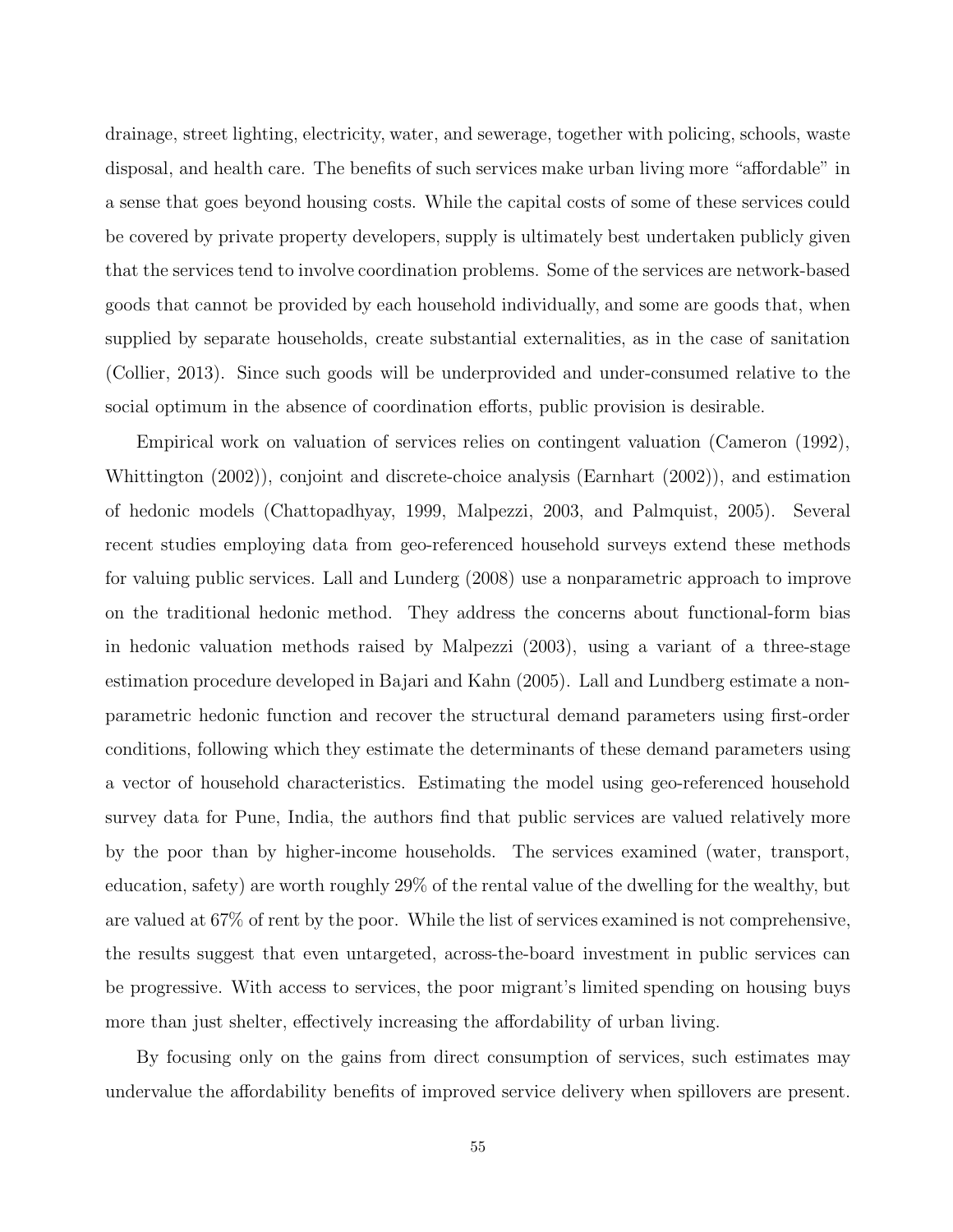drainage, street lighting, electricity, water, and sewerage, together with policing, schools, waste disposal, and health care. The benefits of such services make urban living more "affordable" in a sense that goes beyond housing costs. While the capital costs of some of these services could be covered by private property developers, supply is ultimately best undertaken publicly given that the services tend to involve coordination problems. Some of the services are network-based goods that cannot be provided by each household individually, and some are goods that, when supplied by separate households, create substantial externalities, as in the case of sanitation (Collier, 2013). Since such goods will be underprovided and under-consumed relative to the social optimum in the absence of coordination efforts, public provision is desirable.

Empirical work on valuation of services relies on contingent valuation (Cameron (1992), Whittington (2002)), conjoint and discrete-choice analysis (Earnhart (2002)), and estimation of hedonic models (Chattopadhyay, 1999, Malpezzi, 2003, and Palmquist, 2005). Several recent studies employing data from geo-referenced household surveys extend these methods for valuing public services. Lall and Lunderg (2008) use a nonparametric approach to improve on the traditional hedonic method. They address the concerns about functional-form bias in hedonic valuation methods raised by Malpezzi (2003), using a variant of a three-stage estimation procedure developed in Bajari and Kahn (2005). Lall and Lundberg estimate a non-parametric hedonic function and recover the structural demand parameters using first-order conditions, following which they estimate the determinants of these demand parameters using a vector of household characteristics. Estimating the model using geo-referenced household survey data for Pune, India, the authors find that public services are valued relatively more by the poor than by higher-income households. The services examined (water, transport, education, safety) are worth roughly 29% of the rental value of the dwelling for the wealthy, but are valued at 67% of rent by the poor. While the list of services examined is not comprehensive, the results suggest that even untargeted, across-the-board investment in public services can be progressive. With access to services, the poor migrant's limited spending on housing buys more than just shelter, effectively increasing the affordability of urban living.

By focusing only on the gains from direct consumption of services, such estimates may undervalue the affordability benefits of improved service delivery when spillovers are present.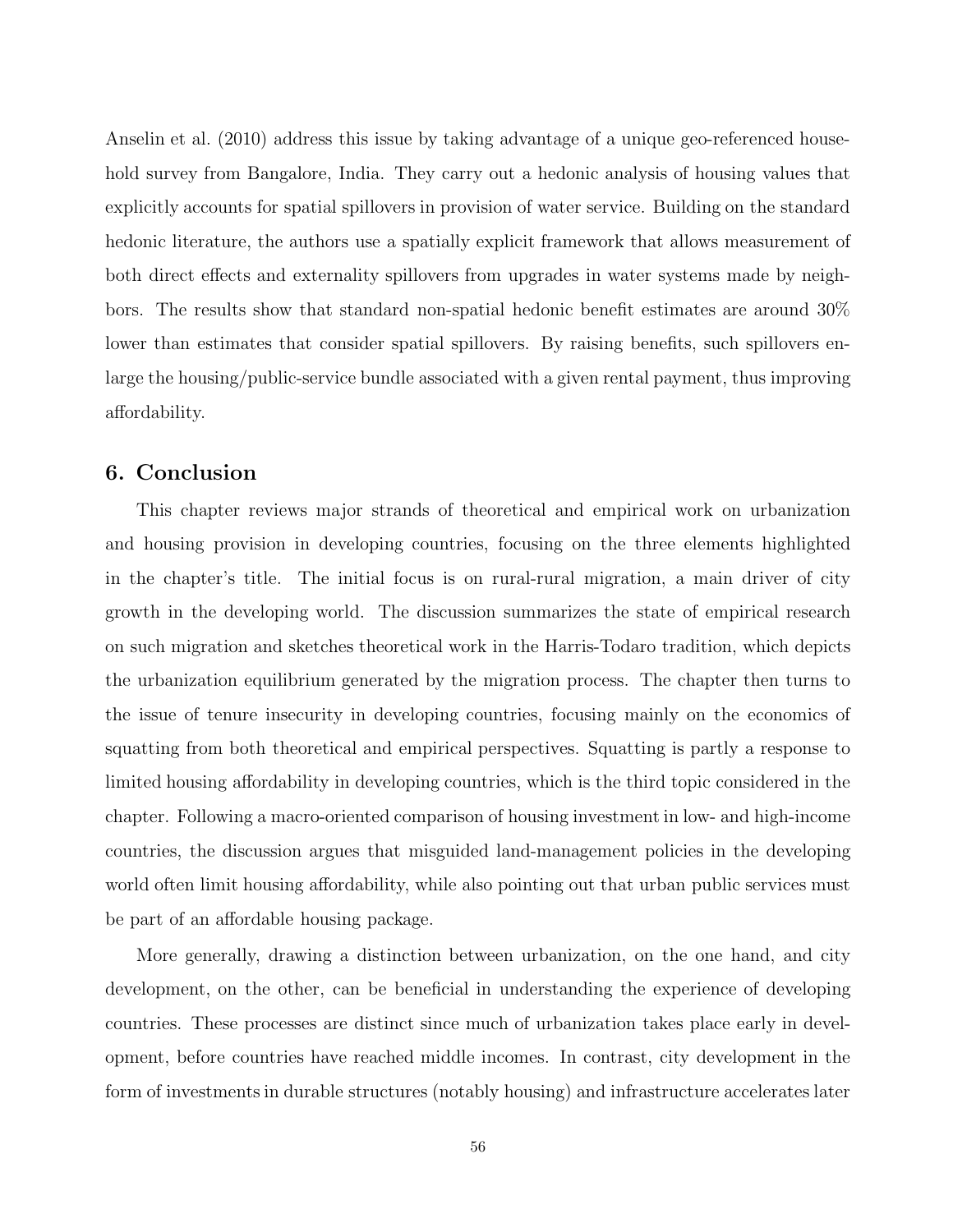Anselin et al. (2010) address this issue by taking advantage of a unique geo-referenced household survey from Bangalore, India. They carry out a hedonic analysis of housing values that explicitly accounts for spatial spillovers in provision of water service. Building on the standard hedonic literature, the authors use a spatially explicit framework that allows measurement of both direct effects and externality spillovers from upgrades in water systems made by neighbors. The results show that standard non-spatial hedonic benefit estimates are around 30% lower than estimates that consider spatial spillovers. By raising benefits, such spillovers enlarge the housing/public-service bundle associated with a given rental payment, thus improving affordability.

## 6. Conclusion

This chapter reviews major strands of theoretical and empirical work on urbanization and housing provision in developing countries, focusing on the three elements highlighted in the chapter's title. The initial focus is on rural-rural migration, a main driver of city growth in the developing world. The discussion summarizes the state of empirical research on such migration and sketches theoretical work in the Harris-Todaro tradition, which depicts the urbanization equilibrium generated by the migration process. The chapter then turns to the issue of tenure insecurity in developing countries, focusing mainly on the economics of squatting from both theoretical and empirical perspectives. Squatting is partly a response to limited housing affordability in developing countries, which is the third topic considered in the chapter. Following a macro-oriented comparison of housing investment in low- and high-income countries, the discussion argues that misguided land-management policies in the developing world often limit housing affordability, while also pointing out that urban public services must be part of an affordable housing package.

More generally, drawing a distinction between urbanization, on the one hand, and city development, on the other, can be beneficial in understanding the experience of developing countries. These processes are distinct since much of urbanization takes place early in development, before countries have reached middle incomes. In contrast, city development in the form of investments in durable structures (notably housing) and infrastructure accelerates later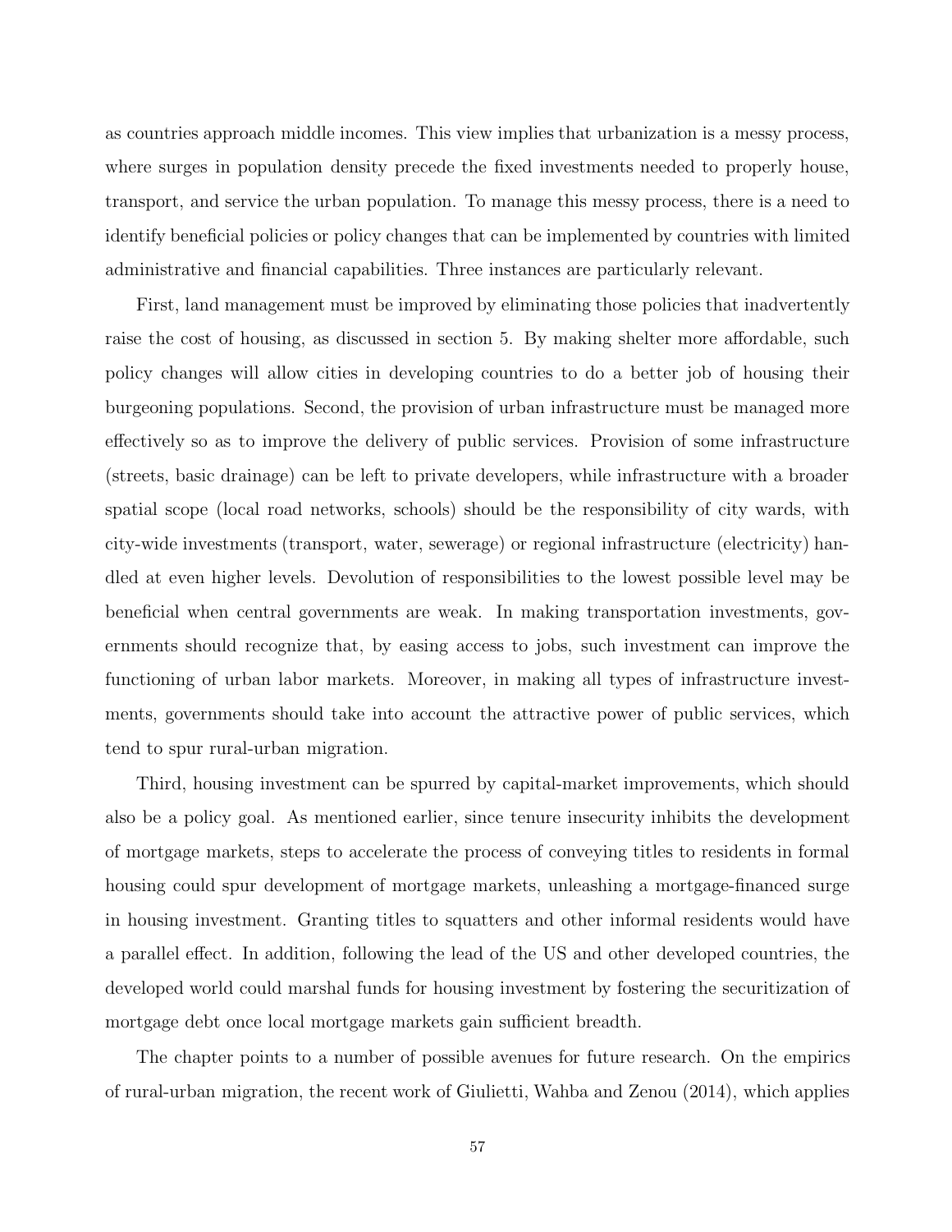as countries approach middle incomes. This view implies that urbanization is a messy process, where surges in population density precede the fixed investments needed to properly house, transport, and service the urban population. To manage this messy process, there is a need to identify beneficial policies or policy changes that can be implemented by countries with limited administrative and financial capabilities. Three instances are particularly relevant.

First, land management must be improved by eliminating those policies that inadvertently raise the cost of housing, as discussed in section 5. By making shelter more affordable, such policy changes will allow cities in developing countries to do a better job of housing their burgeoning populations. Second, the provision of urban infrastructure must be managed more effectively so as to improve the delivery of public services. Provision of some infrastructure (streets, basic drainage) can be left to private developers, while infrastructure with a broader spatial scope (local road networks, schools) should be the responsibility of city wards, with city-wide investments (transport, water, sewerage) or regional infrastructure (electricity) handled at even higher levels. Devolution of responsibilities to the lowest possible level may be beneficial when central governments are weak. In making transportation investments, governments should recognize that, by easing access to jobs, such investment can improve the functioning of urban labor markets. Moreover, in making all types of infrastructure investments, governments should take into account the attractive power of public services, which tend to spur rural-urban migration.

Third, housing investment can be spurred by capital-market improvements, which should also be a policy goal. As mentioned earlier, since tenure insecurity inhibits the development of mortgage markets, steps to accelerate the process of conveying titles to residents in formal housing could spur development of mortgage markets, unleashing a mortgage-financed surge in housing investment. Granting titles to squatters and other informal residents would have a parallel effect. In addition, following the lead of the US and other developed countries, the developed world could marshal funds for housing investment by fostering the securitization of mortgage debt once local mortgage markets gain sufficient breadth.

The chapter points to a number of possible avenues for future research. On the empirics of rural-urban migration, the recent work of Giulietti, Wahba and Zenou (2014), which applies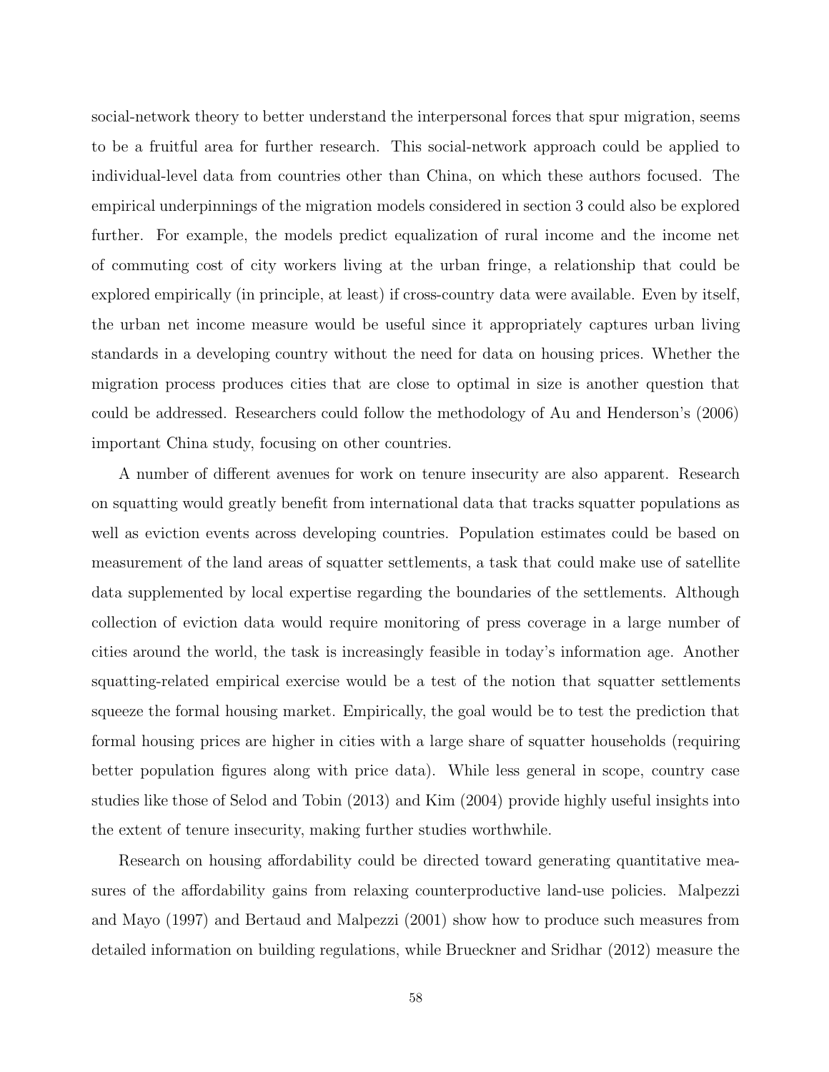social-network theory to better understand the interpersonal forces that spur migration, seems to be a fruitful area for further research. This social-network approach could be applied to individual-level data from countries other than China, on which these authors focused. The empirical underpinnings of the migration models considered in section 3 could also be explored further. For example, the models predict equalization of rural income and the income net of commuting cost of city workers living at the urban fringe, a relationship that could be explored empirically (in principle, at least) if cross-country data were available. Even by itself, the urban net income measure would be useful since it appropriately captures urban living standards in a developing country without the need for data on housing prices. Whether the migration process produces cities that are close to optimal in size is another question that could be addressed. Researchers could follow the methodology of Au and Henderson's (2006) important China study, focusing on other countries.

A number of different avenues for work on tenure insecurity are also apparent. Research on squatting would greatly benefit from international data that tracks squatter populations as well as eviction events across developing countries. Population estimates could be based on measurement of the land areas of squatter settlements, a task that could make use of satellite data supplemented by local expertise regarding the boundaries of the settlements. Although collection of eviction data would require monitoring of press coverage in a large number of cities around the world, the task is increasingly feasible in today's information age. Another squatting-related empirical exercise would be a test of the notion that squatter settlements squeeze the formal housing market. Empirically, the goal would be to test the prediction that formal housing prices are higher in cities with a large share of squatter households (requiring better population figures along with price data). While less general in scope, country case studies like those of Selod and Tobin (2013) and Kim (2004) provide highly useful insights into the extent of tenure insecurity, making further studies worthwhile.

Research on housing affordability could be directed toward generating quantitative measures of the affordability gains from relaxing counterproductive land-use policies. Malpezzi and Mayo (1997) and Bertaud and Malpezzi (2001) show how to produce such measures from detailed information on building regulations, while Brueckner and Sridhar (2012) measure the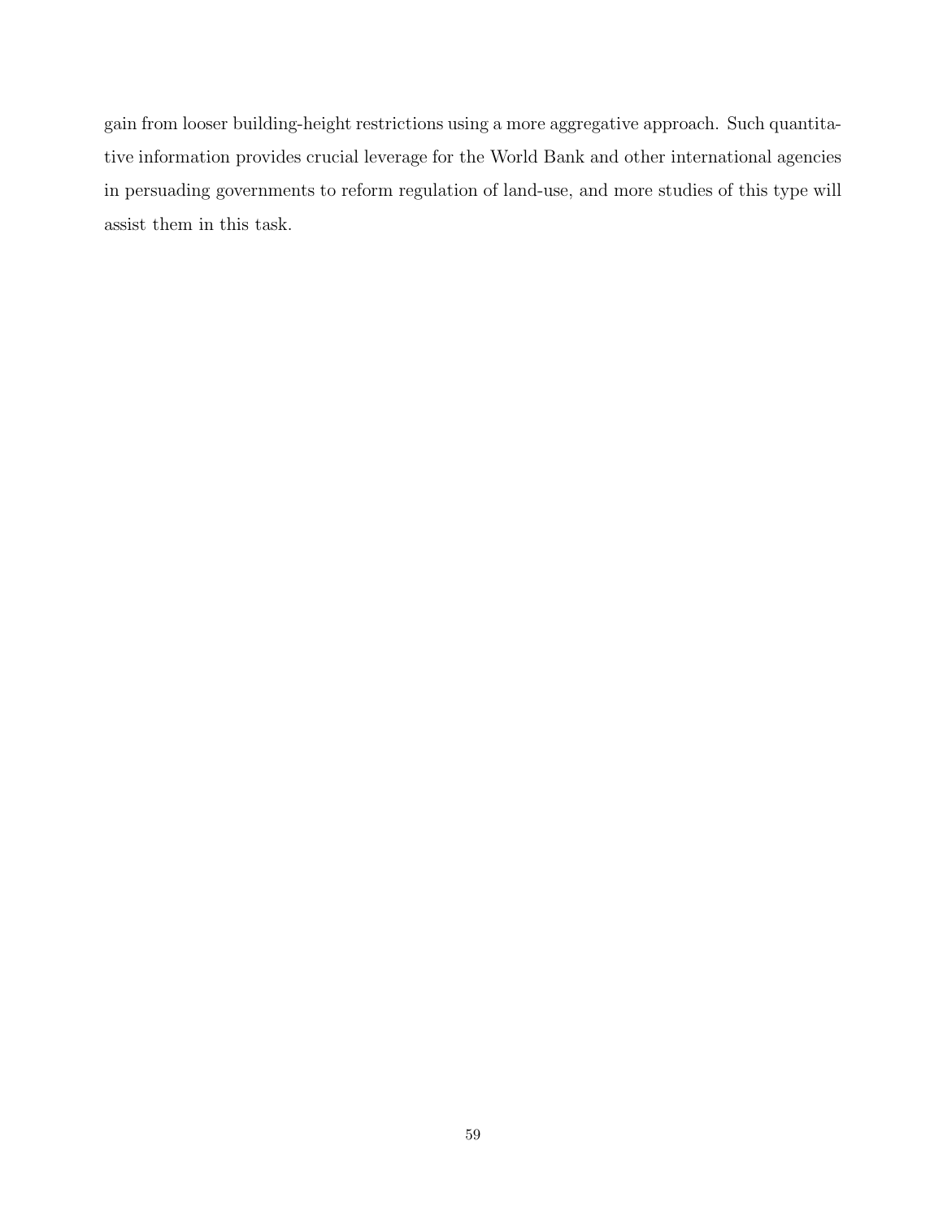gain from looser building-height restrictions using a more aggregative approach. Such quantitative information provides crucial leverage for the World Bank and other international agencies in persuading governments to reform regulation of land-use, and more studies of this type will assist them in this task.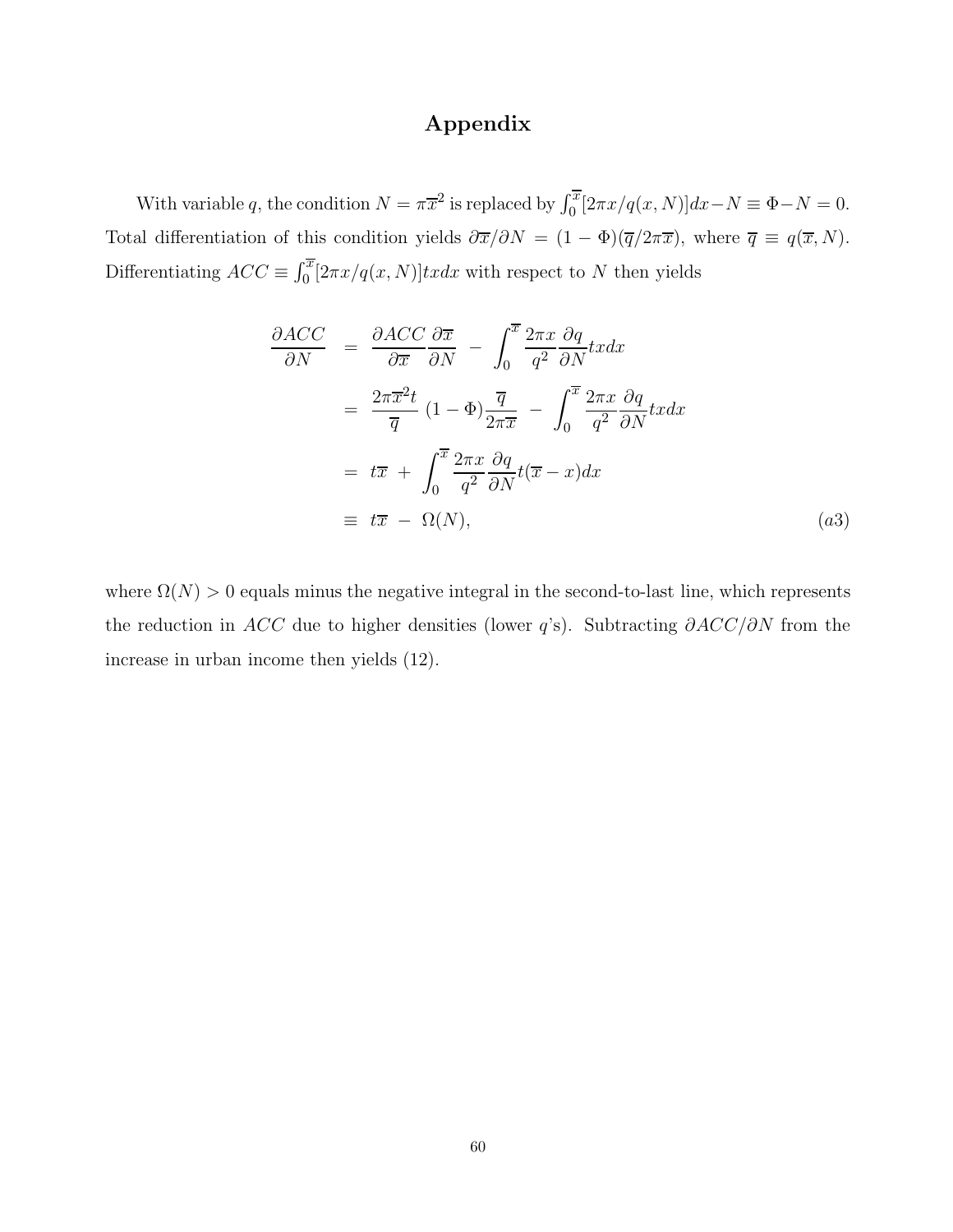# Appendix

With variable $q$, the condition $N = \pi\overline{x}^2$ is replaced by $\int_0^{\overline{x}}[2\pi x/q(x,N)]dx - N \equiv \Phi - N = 0$. Total differentiation of this condition yields $\partial\overline{x}/\partial N = (1-\Phi)(\overline{q}/2\pi\overline{x})$, where $\overline{q} \equiv q(\overline{x}, N)$. Differentiating $ACC \equiv \int_0^{\overline{x}}[2\pi x/q(x,N)]tx dx$ with respect to $N$ then yields

$$
\begin{aligned}
\frac{\partial ACC}{\partial N} &= \frac{\partial ACC}{\partial \overline{x}}\frac{\partial \overline{x}}{\partial N} \;-\; \int_0^{\overline{x}} \frac{2\pi x}{q^2}\frac{\partial q}{\partial N} tx dx \\
&= \frac{2\pi\overline{x}^2 t}{\overline{q}}\,(1-\Phi)\frac{\overline{q}}{2\pi\overline{x}} \;-\; \int_0^{\overline{x}} \frac{2\pi x}{q^2}\frac{\partial q}{\partial N} tx dx \\
&= t\overline{x} \;+\; \int_0^{\overline{x}} \frac{2\pi x}{q^2}\frac{\partial q}{\partial N} t(\overline{x} - x) dx \\
&\equiv t\overline{x} \;-\; \Omega(N), \qquad\qquad (a3)
\end{aligned}
$$

where $\Omega(N) > 0$ equals minus the negative integral in the second-to-last line, which represents the reduction in $ACC$ due to higher densities (lower $q$'s). Subtracting $\partial ACC/\partial N$ from the increase in urban income then yields (12).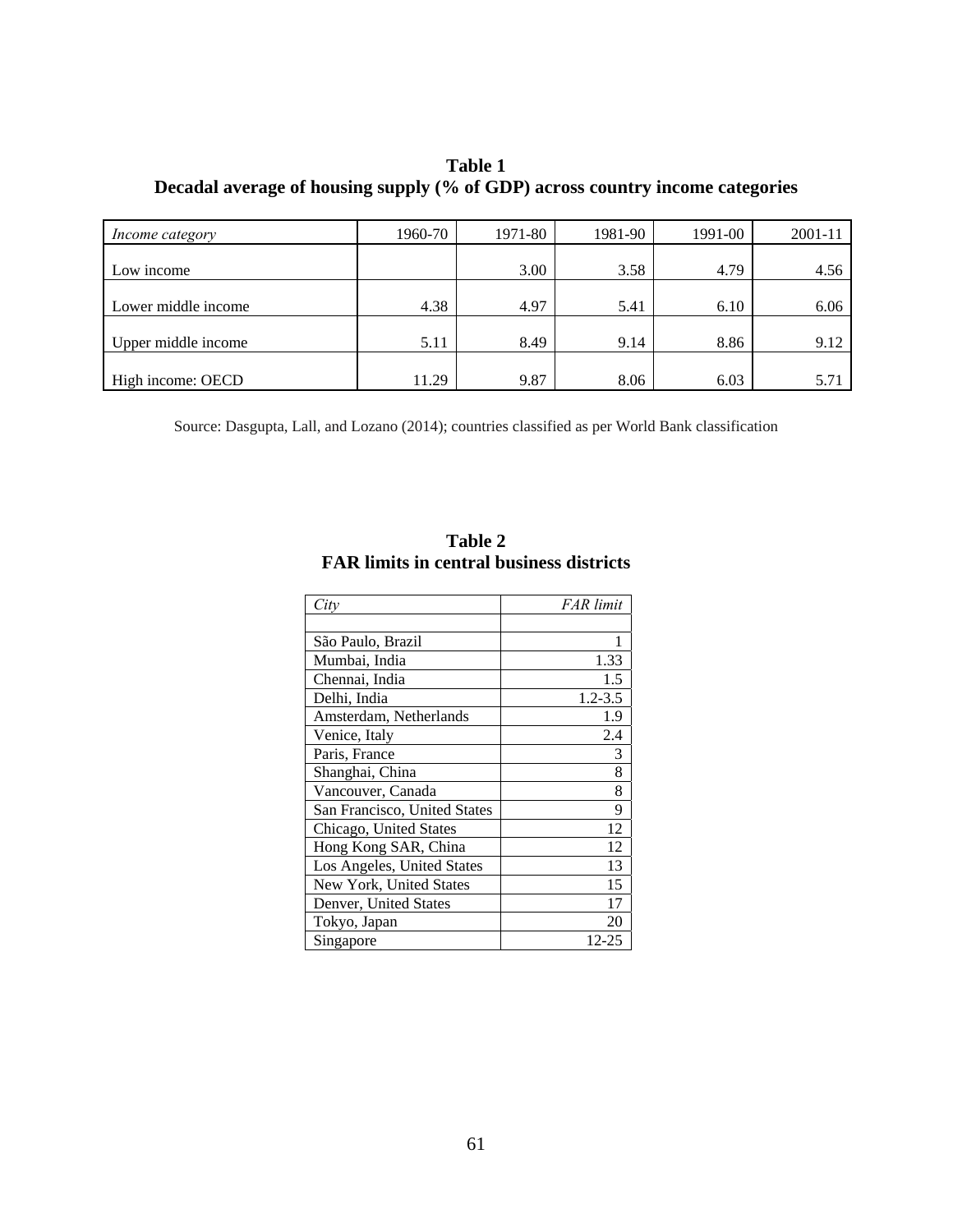**Table 1**
**Decadal average of housing supply (% of GDP) across country income categories**

| *Income category* | 1960-70 | 1971-80 | 1981-90 | 1991-00 | 2001-11 |
|---|---|---|---|---|---|
| Low income | | 3.00 | 3.58 | 4.79 | 4.56 |
| Lower middle income | 4.38 | 4.97 | 5.41 | 6.10 | 6.06 |
| Upper middle income | 5.11 | 8.49 | 9.14 | 8.86 | 9.12 |
| High income: OECD | 11.29 | 9.87 | 8.06 | 6.03 | 5.71 |

Source: Dasgupta, Lall, and Lozano (2014); countries classified as per World Bank classification

**Table 2**
**FAR limits in central business districts**

| *City* | *FAR limit* |
|---|---|
| São Paulo, Brazil | 1 |
| Mumbai, India | 1.33 |
| Chennai, India | 1.5 |
| Delhi, India | 1.2-3.5 |
| Amsterdam, Netherlands | 1.9 |
| Venice, Italy | 2.4 |
| Paris, France | 3 |
| Shanghai, China | 8 |
| Vancouver, Canada | 8 |
| San Francisco, United States | 9 |
| Chicago, United States | 12 |
| Hong Kong SAR, China | 12 |
| Los Angeles, United States | 13 |
| New York, United States | 15 |
| Denver, United States | 17 |
| Tokyo, Japan | 20 |
| Singapore | 12-25 |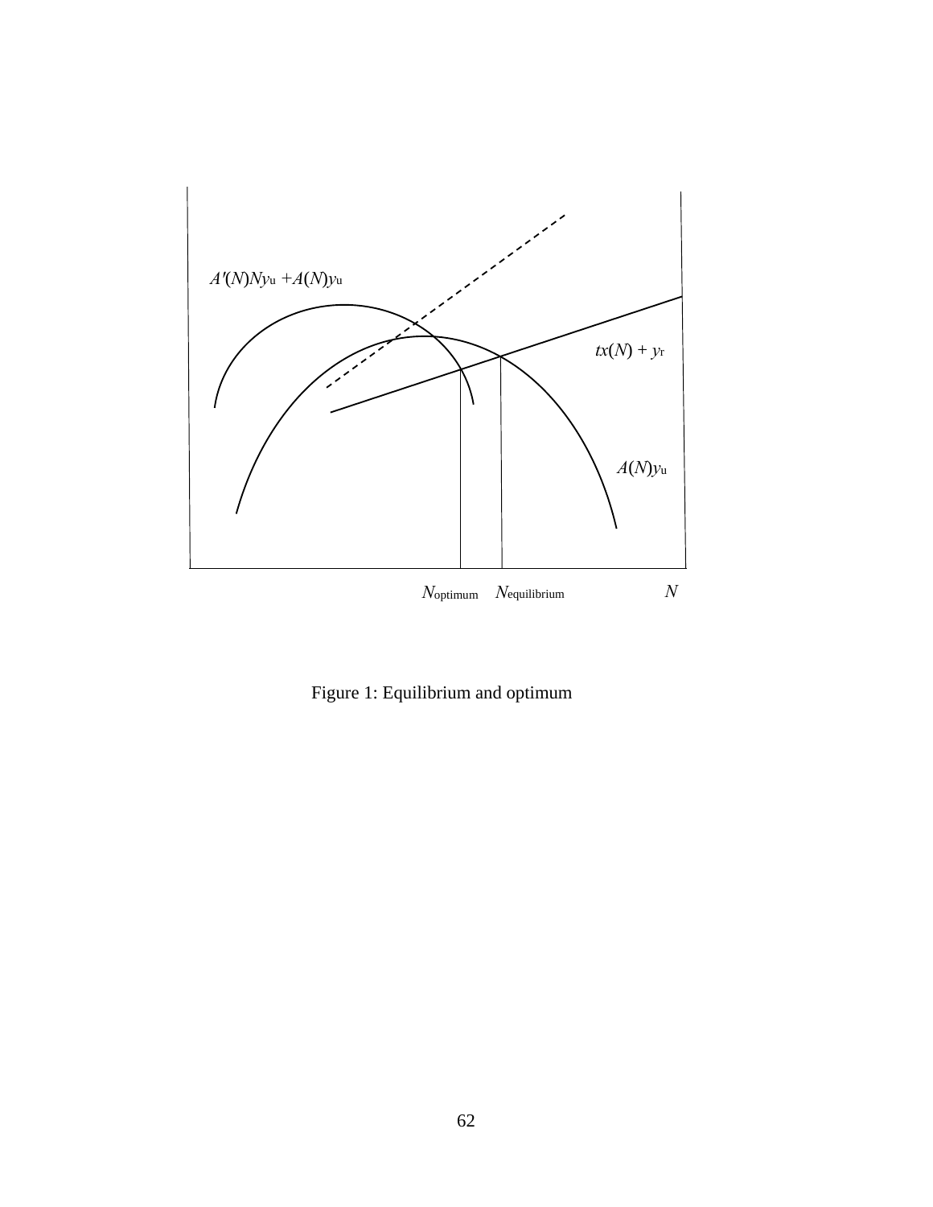Figure 1: Equilibrium and optimum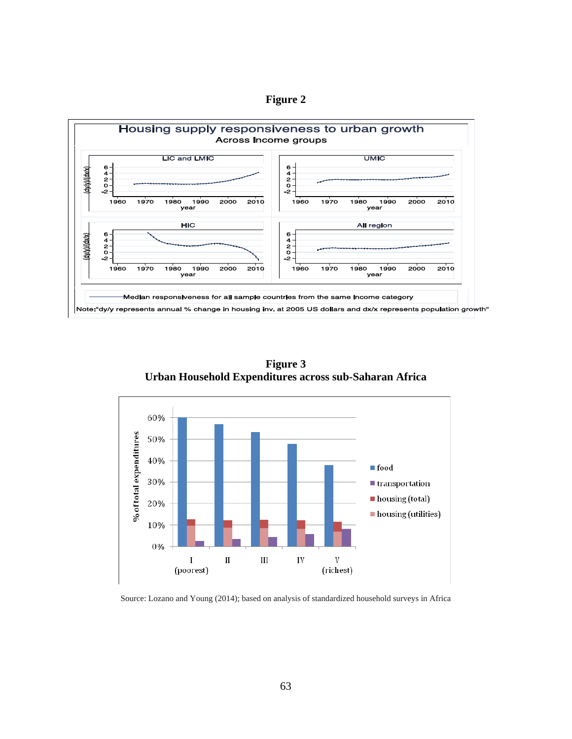**Figure 2**

Housing supply responsiveness to urban growth

Across Income groups

Median responsiveness for all sample countries from the same income category

Note:"dy/y represents annual % change in housing inv. at 2005 US dollars and dx/x represents population growth"

**Figure 3**
**Urban Household Expenditures across sub-Saharan Africa**

Source: Lozano and Young (2014); based on analysis of standardized household surveys in Africa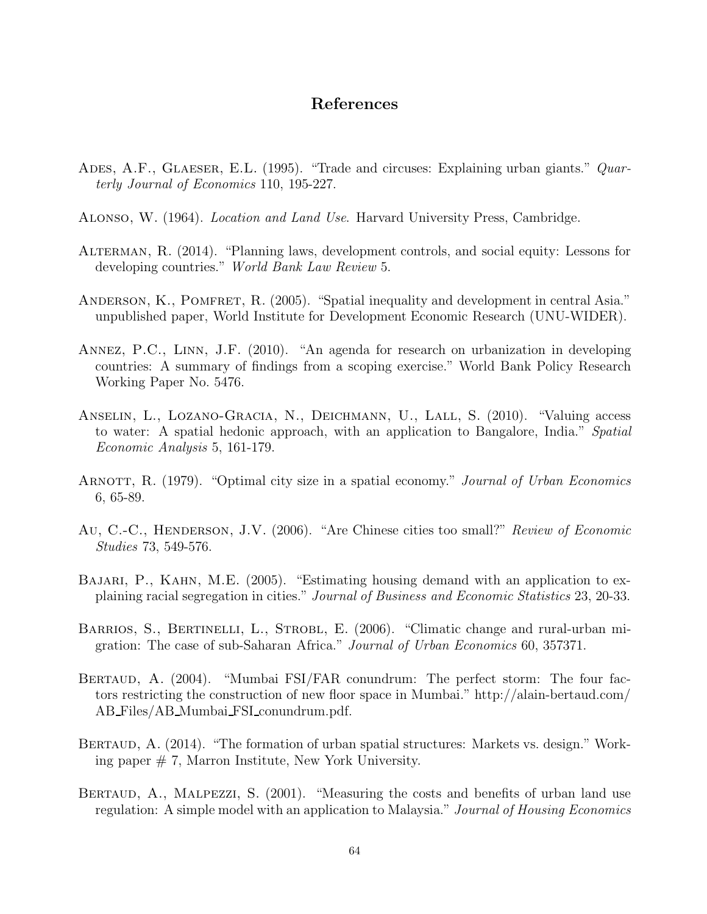# References

Ades, A.F., Glaeser, E.L. (1995). "Trade and circuses: Explaining urban giants." *Quarterly Journal of Economics* 110, 195-227.

Alonso, W. (1964). *Location and Land Use*. Harvard University Press, Cambridge.

Alterman, R. (2014). "Planning laws, development controls, and social equity: Lessons for developing countries." *World Bank Law Review* 5.

Anderson, K., Pomfret, R. (2005). "Spatial inequality and development in central Asia." unpublished paper, World Institute for Development Economic Research (UNU-WIDER).

Annez, P.C., Linn, J.F. (2010). "An agenda for research on urbanization in developing countries: A summary of findings from a scoping exercise." World Bank Policy Research Working Paper No. 5476.

Anselin, L., Lozano-Gracia, N., Deichmann, U., Lall, S. (2010). "Valuing access to water: A spatial hedonic approach, with an application to Bangalore, India." *Spatial Economic Analysis* 5, 161-179.

Arnott, R. (1979). "Optimal city size in a spatial economy." *Journal of Urban Economics* 6, 65-89.

Au, C.-C., Henderson, J.V. (2006). "Are Chinese cities too small?" *Review of Economic Studies* 73, 549-576.

Bajari, P., Kahn, M.E. (2005). "Estimating housing demand with an application to explaining racial segregation in cities." *Journal of Business and Economic Statistics* 23, 20-33.

Barrios, S., Bertinelli, L., Strobl, E. (2006). "Climatic change and rural-urban migration: The case of sub-Saharan Africa." *Journal of Urban Economics* 60, 357371.

Bertaud, A. (2004). "Mumbai FSI/FAR conundrum: The perfect storm: The four factors restricting the construction of new floor space in Mumbai." http://alain-bertaud.com/AB_Files/AB_Mumbai_FSI_conundrum.pdf.

Bertaud, A. (2014). "The formation of urban spatial structures: Markets vs. design." Working paper # 7, Marron Institute, New York University.

Bertaud, A., Malpezzi, S. (2001). "Measuring the costs and benefits of urban land use regulation: A simple model with an application to Malaysia." *Journal of Housing Economics*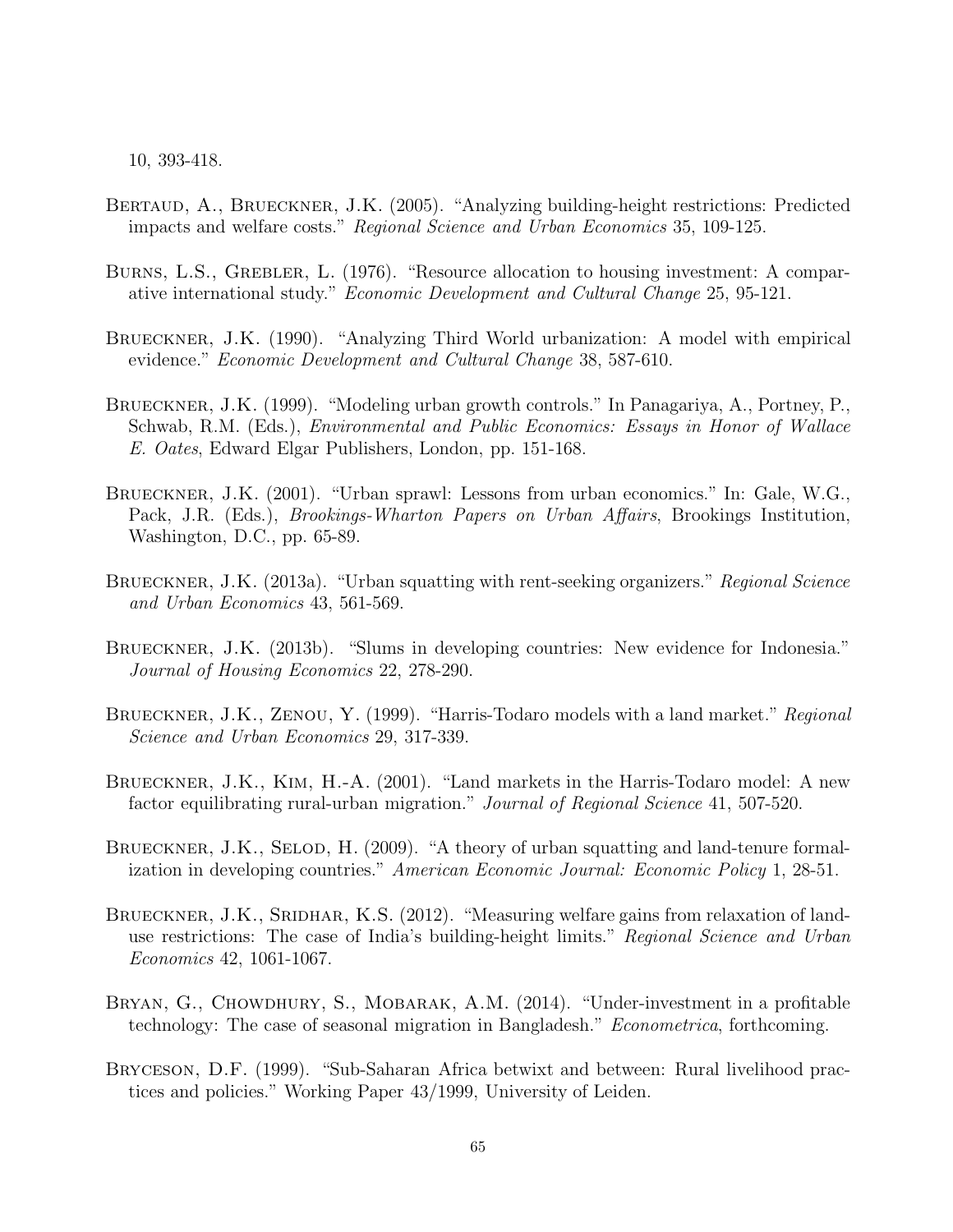10, 393-418.

Bertaud, A., Brueckner, J.K. (2005). "Analyzing building-height restrictions: Predicted impacts and welfare costs." *Regional Science and Urban Economics* 35, 109-125.

Burns, L.S., Grebler, L. (1976). "Resource allocation to housing investment: A comparative international study." *Economic Development and Cultural Change* 25, 95-121.

Brueckner, J.K. (1990). "Analyzing Third World urbanization: A model with empirical evidence." *Economic Development and Cultural Change* 38, 587-610.

Brueckner, J.K. (1999). "Modeling urban growth controls." In Panagariya, A., Portney, P., Schwab, R.M. (Eds.), *Environmental and Public Economics: Essays in Honor of Wallace E. Oates*, Edward Elgar Publishers, London, pp. 151-168.

Brueckner, J.K. (2001). "Urban sprawl: Lessons from urban economics." In: Gale, W.G., Pack, J.R. (Eds.), *Brookings-Wharton Papers on Urban Affairs*, Brookings Institution, Washington, D.C., pp. 65-89.

Brueckner, J.K. (2013a). "Urban squatting with rent-seeking organizers." *Regional Science and Urban Economics* 43, 561-569.

Brueckner, J.K. (2013b). "Slums in developing countries: New evidence for Indonesia." *Journal of Housing Economics* 22, 278-290.

Brueckner, J.K., Zenou, Y. (1999). "Harris-Todaro models with a land market." *Regional Science and Urban Economics* 29, 317-339.

Brueckner, J.K., Kim, H.-A. (2001). "Land markets in the Harris-Todaro model: A new factor equilibrating rural-urban migration." *Journal of Regional Science* 41, 507-520.

Brueckner, J.K., Selod, H. (2009). "A theory of urban squatting and land-tenure formalization in developing countries." *American Economic Journal: Economic Policy* 1, 28-51.

Brueckner, J.K., Sridhar, K.S. (2012). "Measuring welfare gains from relaxation of land-use restrictions: The case of India's building-height limits." *Regional Science and Urban Economics* 42, 1061-1067.

Bryan, G., Chowdhury, S., Mobarak, A.M. (2014). "Under-investment in a profitable technology: The case of seasonal migration in Bangladesh." *Econometrica*, forthcoming.

Bryceson, D.F. (1999). "Sub-Saharan Africa betwixt and between: Rural livelihood practices and policies." Working Paper 43/1999, University of Leiden.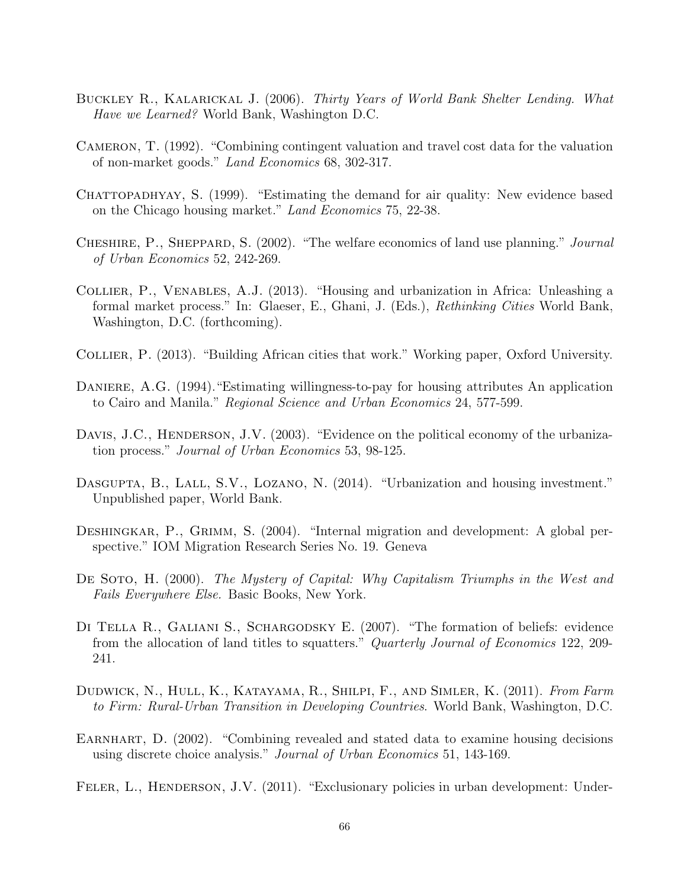Buckley R., Kalarickal J. (2006). *Thirty Years of World Bank Shelter Lending. What Have we Learned?* World Bank, Washington D.C.

Cameron, T. (1992). "Combining contingent valuation and travel cost data for the valuation of non-market goods." *Land Economics* 68, 302-317.

Chattopadhyay, S. (1999). "Estimating the demand for air quality: New evidence based on the Chicago housing market." *Land Economics* 75, 22-38.

Cheshire, P., Sheppard, S. (2002). "The welfare economics of land use planning." *Journal of Urban Economics* 52, 242-269.

Collier, P., Venables, A.J. (2013). "Housing and urbanization in Africa: Unleashing a formal market process." In: Glaeser, E., Ghani, J. (Eds.), *Rethinking Cities* World Bank, Washington, D.C. (forthcoming).

Collier, P. (2013). "Building African cities that work." Working paper, Oxford University.

Daniere, A.G. (1994)."Estimating willingness-to-pay for housing attributes An application to Cairo and Manila." *Regional Science and Urban Economics* 24, 577-599.

Davis, J.C., Henderson, J.V. (2003). "Evidence on the political economy of the urbanization process." *Journal of Urban Economics* 53, 98-125.

Dasgupta, B., Lall, S.V., Lozano, N. (2014). "Urbanization and housing investment." Unpublished paper, World Bank.

Deshingkar, P., Grimm, S. (2004). "Internal migration and development: A global perspective." IOM Migration Research Series No. 19. Geneva

De Soto, H. (2000). *The Mystery of Capital: Why Capitalism Triumphs in the West and Fails Everywhere Else.* Basic Books, New York.

Di Tella R., Galiani S., Schargodsky E. (2007). "The formation of beliefs: evidence from the allocation of land titles to squatters." *Quarterly Journal of Economics* 122, 209-241.

Dudwick, N., Hull, K., Katayama, R., Shilpi, F., and Simler, K. (2011). *From Farm to Firm: Rural-Urban Transition in Developing Countries*. World Bank, Washington, D.C.

Earnhart, D. (2002). "Combining revealed and stated data to examine housing decisions using discrete choice analysis." *Journal of Urban Economics* 51, 143-169.

Feler, L., Henderson, J.V. (2011). "Exclusionary policies in urban development: Under-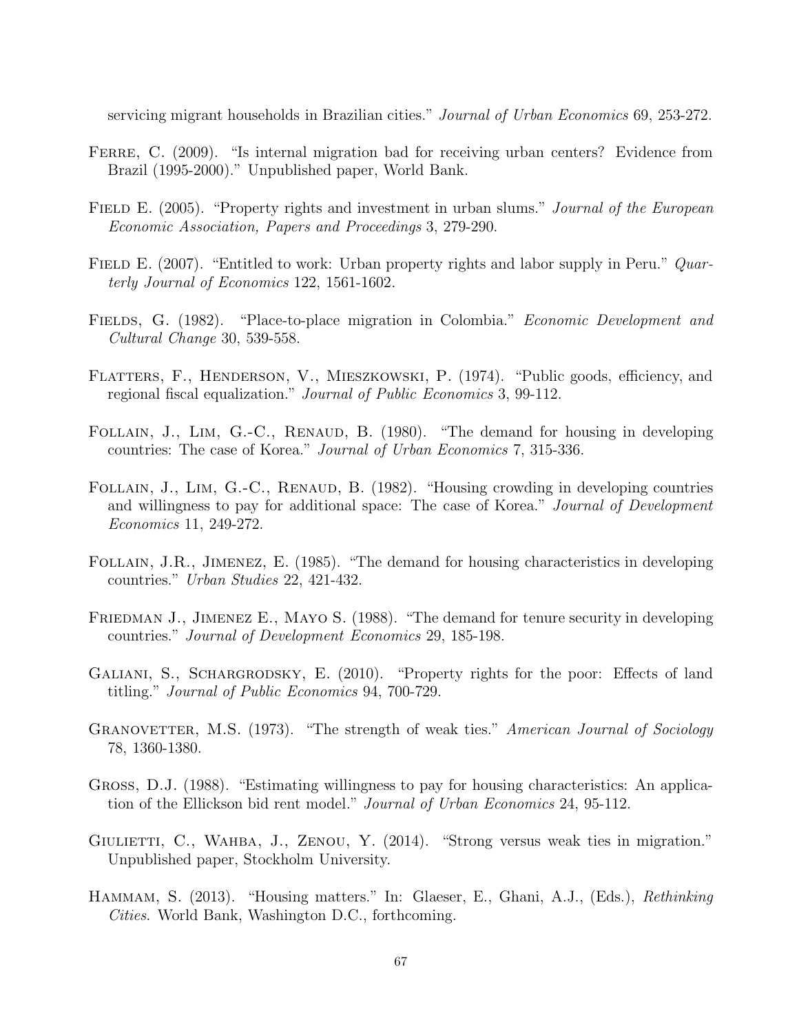servicing migrant households in Brazilian cities." *Journal of Urban Economics* 69, 253-272.

Ferre, C. (2009). "Is internal migration bad for receiving urban centers? Evidence from Brazil (1995-2000)." Unpublished paper, World Bank.

Field E. (2005). "Property rights and investment in urban slums." *Journal of the European Economic Association, Papers and Proceedings* 3, 279-290.

Field E. (2007). "Entitled to work: Urban property rights and labor supply in Peru." *Quarterly Journal of Economics* 122, 1561-1602.

Fields, G. (1982). "Place-to-place migration in Colombia." *Economic Development and Cultural Change* 30, 539-558.

Flatters, F., Henderson, V., Mieszkowski, P. (1974). "Public goods, efficiency, and regional fiscal equalization." *Journal of Public Economics* 3, 99-112.

Follain, J., Lim, G.-C., Renaud, B. (1980). "The demand for housing in developing countries: The case of Korea." *Journal of Urban Economics* 7, 315-336.

Follain, J., Lim, G.-C., Renaud, B. (1982). "Housing crowding in developing countries and willingness to pay for additional space: The case of Korea." *Journal of Development Economics* 11, 249-272.

Follain, J.R., Jimenez, E. (1985). "The demand for housing characteristics in developing countries." *Urban Studies* 22, 421-432.

Friedman J., Jimenez E., Mayo S. (1988). "The demand for tenure security in developing countries." *Journal of Development Economics* 29, 185-198.

Galiani, S., Schargrodsky, E. (2010). "Property rights for the poor: Effects of land titling." *Journal of Public Economics* 94, 700-729.

Granovetter, M.S. (1973). "The strength of weak ties." *American Journal of Sociology* 78, 1360-1380.

Gross, D.J. (1988). "Estimating willingness to pay for housing characteristics: An application of the Ellickson bid rent model." *Journal of Urban Economics* 24, 95-112.

Giulietti, C., Wahba, J., Zenou, Y. (2014). "Strong versus weak ties in migration." Unpublished paper, Stockholm University.

Hammam, S. (2013). "Housing matters." In: Glaeser, E., Ghani, A.J., (Eds.), *Rethinking Cities*. World Bank, Washington D.C., forthcoming.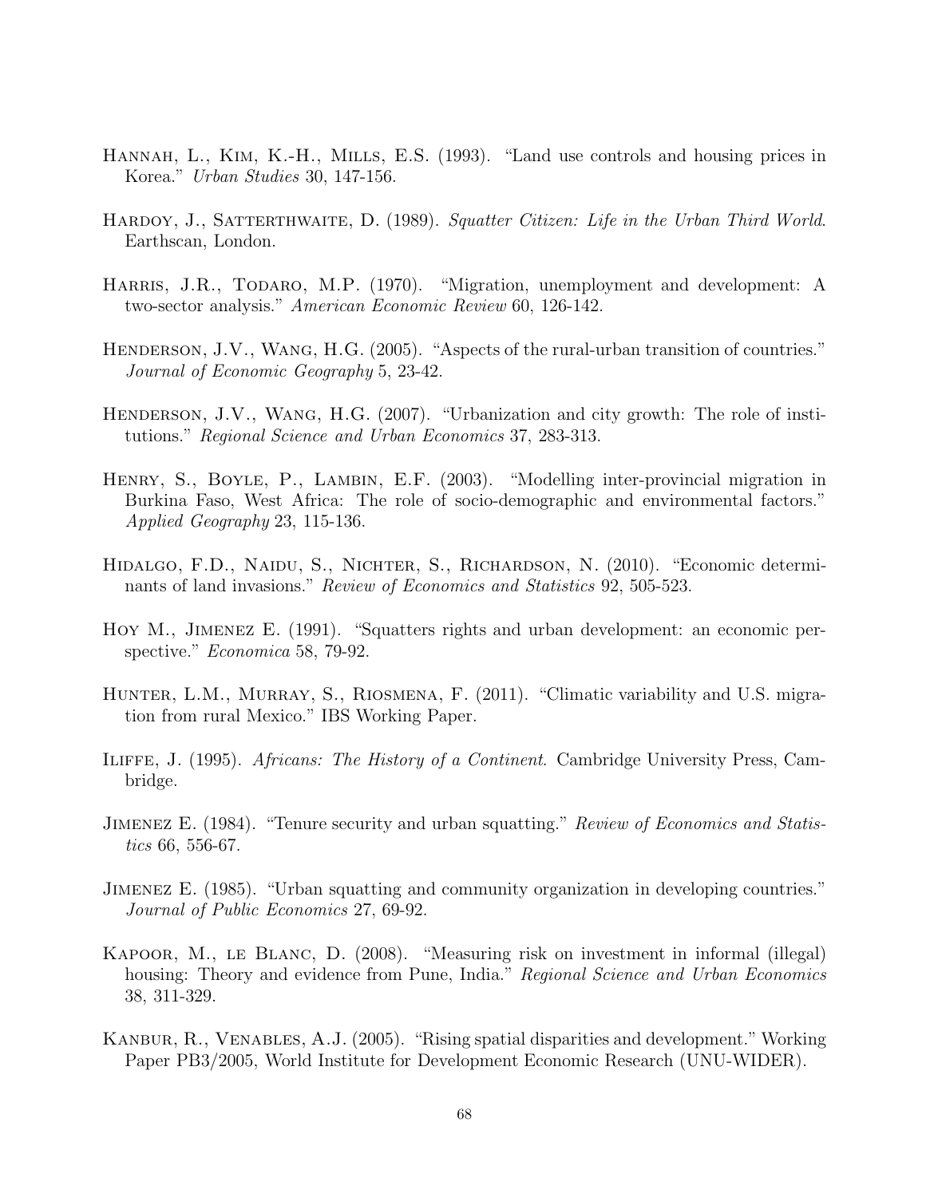Hannah, L., Kim, K.-H., Mills, E.S. (1993). "Land use controls and housing prices in Korea." *Urban Studies* 30, 147-156.

Hardoy, J., Satterthwaite, D. (1989). *Squatter Citizen: Life in the Urban Third World*. Earthscan, London.

Harris, J.R., Todaro, M.P. (1970). "Migration, unemployment and development: A two-sector analysis." *American Economic Review* 60, 126-142.

Henderson, J.V., Wang, H.G. (2005). "Aspects of the rural-urban transition of countries." *Journal of Economic Geography* 5, 23-42.

Henderson, J.V., Wang, H.G. (2007). "Urbanization and city growth: The role of institutions." *Regional Science and Urban Economics* 37, 283-313.

Henry, S., Boyle, P., Lambin, E.F. (2003). "Modelling inter-provincial migration in Burkina Faso, West Africa: The role of socio-demographic and environmental factors." *Applied Geography* 23, 115-136.

Hidalgo, F.D., Naidu, S., Nichter, S., Richardson, N. (2010). "Economic determinants of land invasions." *Review of Economics and Statistics* 92, 505-523.

Hoy M., Jimenez E. (1991). "Squatters rights and urban development: an economic perspective." *Economica* 58, 79-92.

Hunter, L.M., Murray, S., Riosmena, F. (2011). "Climatic variability and U.S. migration from rural Mexico." IBS Working Paper.

Iliffe, J. (1995). *Africans: The History of a Continent*. Cambridge University Press, Cambridge.

Jimenez E. (1984). "Tenure security and urban squatting." *Review of Economics and Statistics* 66, 556-67.

Jimenez E. (1985). "Urban squatting and community organization in developing countries." *Journal of Public Economics* 27, 69-92.

Kapoor, M., le Blanc, D. (2008). "Measuring risk on investment in informal (illegal) housing: Theory and evidence from Pune, India." *Regional Science and Urban Economics* 38, 311-329.

Kanbur, R., Venables, A.J. (2005). "Rising spatial disparities and development." Working Paper PB3/2005, World Institute for Development Economic Research (UNU-WIDER).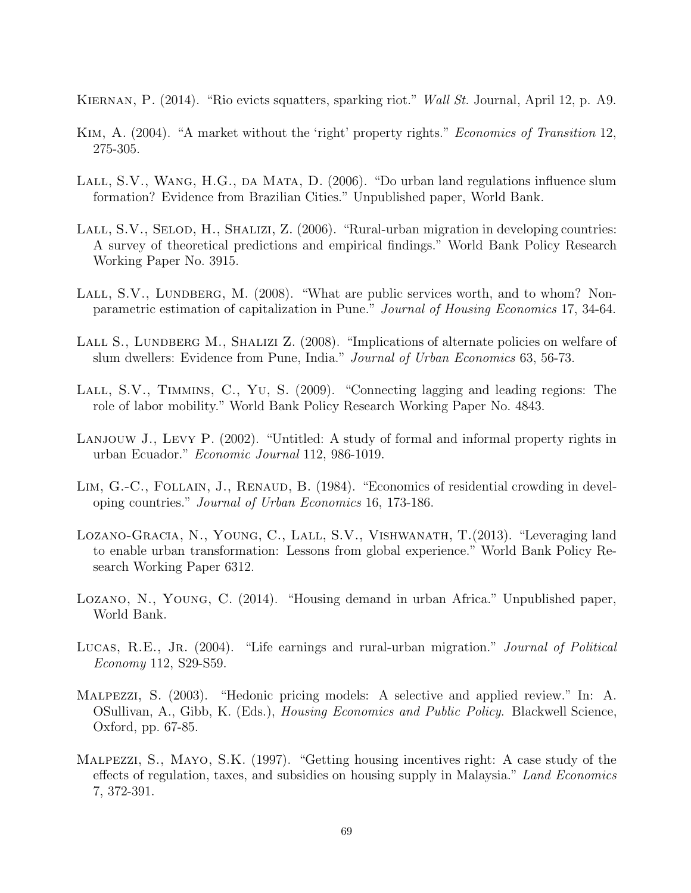Kiernan, P. (2014). "Rio evicts squatters, sparking riot." *Wall St.* Journal, April 12, p. A9.

Kim, A. (2004). "A market without the 'right' property rights." *Economics of Transition* 12, 275-305.

Lall, S.V., Wang, H.G., da Mata, D. (2006). "Do urban land regulations influence slum formation? Evidence from Brazilian Cities." Unpublished paper, World Bank.

Lall, S.V., Selod, H., Shalizi, Z. (2006). "Rural-urban migration in developing countries: A survey of theoretical predictions and empirical findings." World Bank Policy Research Working Paper No. 3915.

Lall, S.V., Lundberg, M. (2008). "What are public services worth, and to whom? Non-parametric estimation of capitalization in Pune." *Journal of Housing Economics* 17, 34-64.

Lall S., Lundberg M., Shalizi Z. (2008). "Implications of alternate policies on welfare of slum dwellers: Evidence from Pune, India." *Journal of Urban Economics* 63, 56-73.

Lall, S.V., Timmins, C., Yu, S. (2009). "Connecting lagging and leading regions: The role of labor mobility." World Bank Policy Research Working Paper No. 4843.

Lanjouw J., Levy P. (2002). "Untitled: A study of formal and informal property rights in urban Ecuador." *Economic Journal* 112, 986-1019.

Lim, G.-C., Follain, J., Renaud, B. (1984). "Economics of residential crowding in developing countries." *Journal of Urban Economics* 16, 173-186.

Lozano-Gracia, N., Young, C., Lall, S.V., Vishwanath, T.(2013). "Leveraging land to enable urban transformation: Lessons from global experience." World Bank Policy Research Working Paper 6312.

Lozano, N., Young, C. (2014). "Housing demand in urban Africa." Unpublished paper, World Bank.

Lucas, R.E., Jr. (2004). "Life earnings and rural-urban migration." *Journal of Political Economy* 112, S29-S59.

Malpezzi, S. (2003). "Hedonic pricing models: A selective and applied review." In: A. OSullivan, A., Gibb, K. (Eds.), *Housing Economics and Public Policy*. Blackwell Science, Oxford, pp. 67-85.

Malpezzi, S., Mayo, S.K. (1997). "Getting housing incentives right: A case study of the effects of regulation, taxes, and subsidies on housing supply in Malaysia." *Land Economics* 7, 372-391.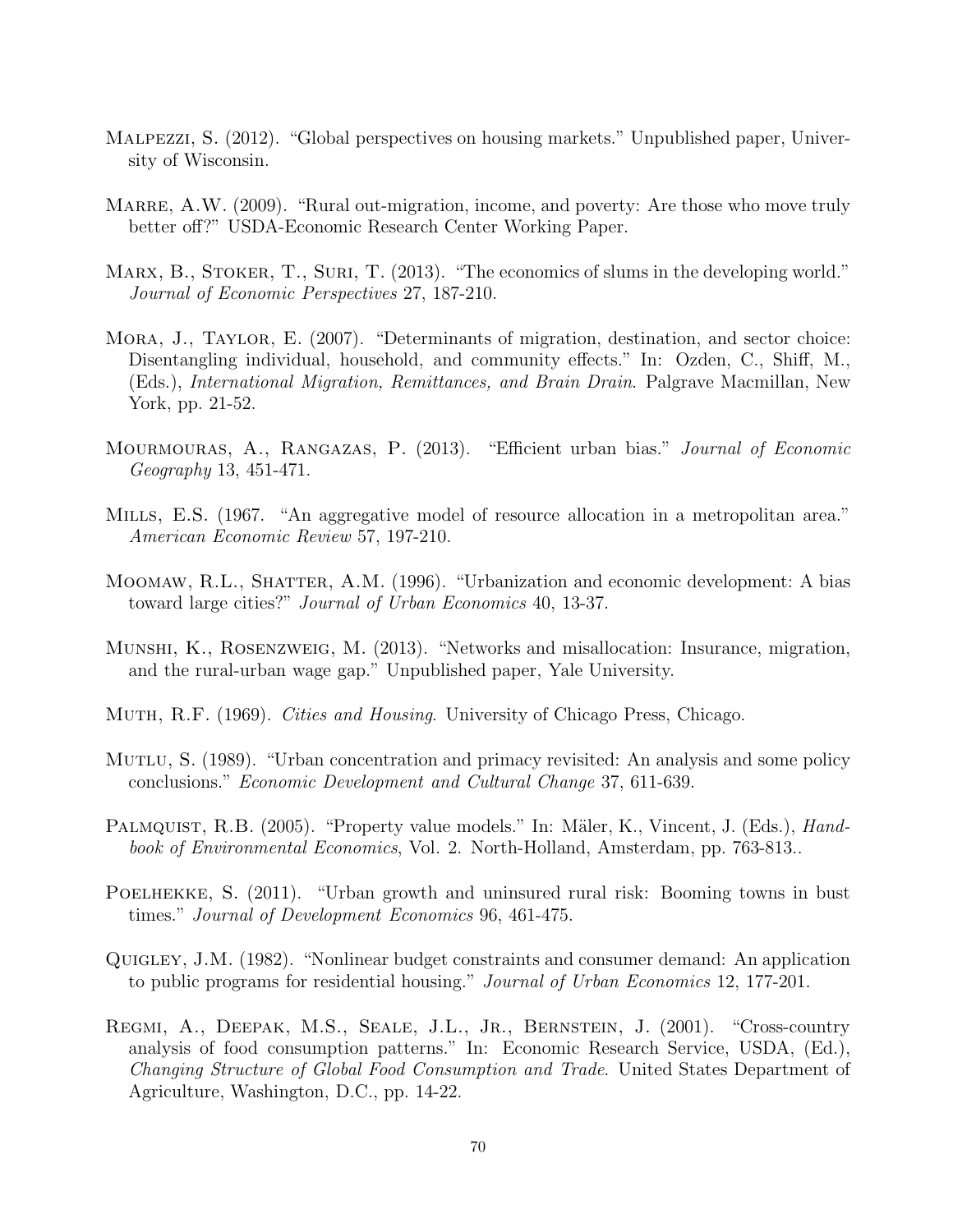Malpezzi, S. (2012). "Global perspectives on housing markets." Unpublished paper, University of Wisconsin.

Marre, A.W. (2009). "Rural out-migration, income, and poverty: Are those who move truly better off?" USDA-Economic Research Center Working Paper.

Marx, B., Stoker, T., Suri, T. (2013). "The economics of slums in the developing world." *Journal of Economic Perspectives* 27, 187-210.

Mora, J., Taylor, E. (2007). "Determinants of migration, destination, and sector choice: Disentangling individual, household, and community effects." In: Ozden, C., Shiff, M., (Eds.), *International Migration, Remittances, and Brain Drain*. Palgrave Macmillan, New York, pp. 21-52.

Mourmouras, A., Rangazas, P. (2013). "Efficient urban bias." *Journal of Economic Geography* 13, 451-471.

Mills, E.S. (1967. "An aggregative model of resource allocation in a metropolitan area." *American Economic Review* 57, 197-210.

Moomaw, R.L., Shatter, A.M. (1996). "Urbanization and economic development: A bias toward large cities?" *Journal of Urban Economics* 40, 13-37.

Munshi, K., Rosenzweig, M. (2013). "Networks and misallocation: Insurance, migration, and the rural-urban wage gap." Unpublished paper, Yale University.

Muth, R.F. (1969). *Cities and Housing*. University of Chicago Press, Chicago.

Mutlu, S. (1989). "Urban concentration and primacy revisited: An analysis and some policy conclusions." *Economic Development and Cultural Change* 37, 611-639.

Palmquist, R.B. (2005). "Property value models." In: Mäler, K., Vincent, J. (Eds.), *Handbook of Environmental Economics*, Vol. 2. North-Holland, Amsterdam, pp. 763-813..

Poelhekke, S. (2011). "Urban growth and uninsured rural risk: Booming towns in bust times." *Journal of Development Economics* 96, 461-475.

Quigley, J.M. (1982). "Nonlinear budget constraints and consumer demand: An application to public programs for residential housing." *Journal of Urban Economics* 12, 177-201.

Regmi, A., Deepak, M.S., Seale, J.L., Jr., Bernstein, J. (2001). "Cross-country analysis of food consumption patterns." In: Economic Research Service, USDA, (Ed.), *Changing Structure of Global Food Consumption and Trade*. United States Department of Agriculture, Washington, D.C., pp. 14-22.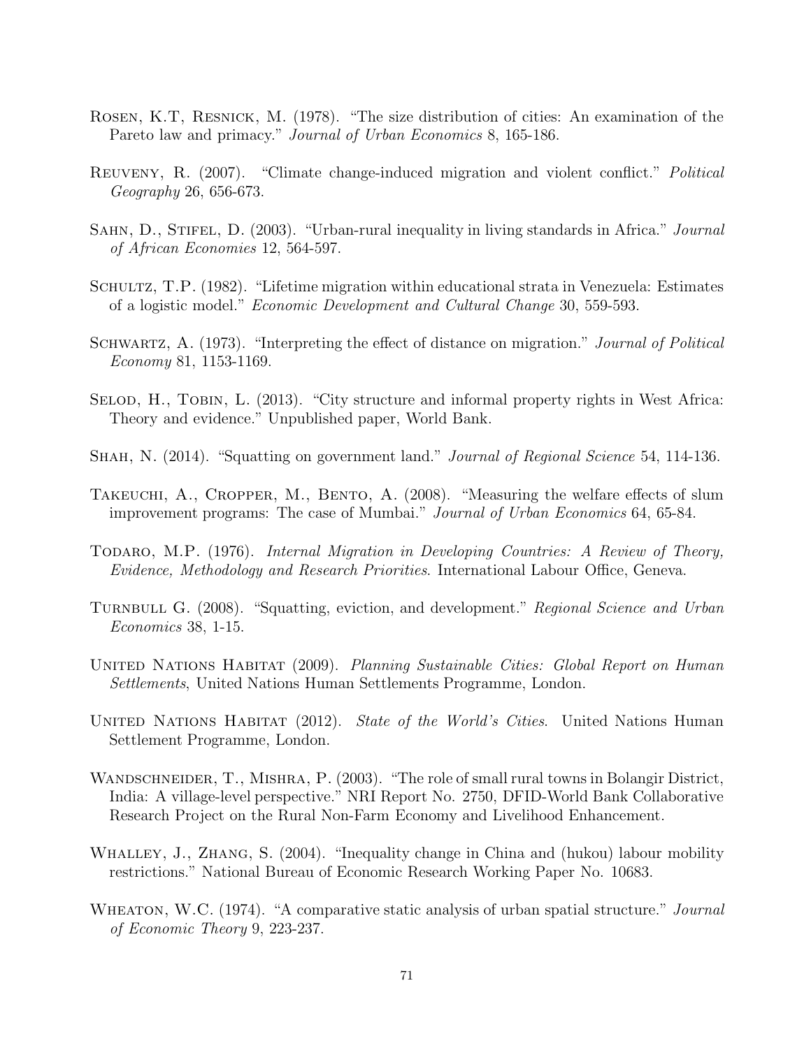Rosen, K.T, Resnick, M. (1978). "The size distribution of cities: An examination of the Pareto law and primacy." *Journal of Urban Economics* 8, 165-186.

Reuveny, R. (2007). "Climate change-induced migration and violent conflict." *Political Geography* 26, 656-673.

Sahn, D., Stifel, D. (2003). "Urban-rural inequality in living standards in Africa." *Journal of African Economies* 12, 564-597.

Schultz, T.P. (1982). "Lifetime migration within educational strata in Venezuela: Estimates of a logistic model." *Economic Development and Cultural Change* 30, 559-593.

Schwartz, A. (1973). "Interpreting the effect of distance on migration." *Journal of Political Economy* 81, 1153-1169.

Selod, H., Tobin, L. (2013). "City structure and informal property rights in West Africa: Theory and evidence." Unpublished paper, World Bank.

Shah, N. (2014). "Squatting on government land." *Journal of Regional Science* 54, 114-136.

Takeuchi, A., Cropper, M., Bento, A. (2008). "Measuring the welfare effects of slum improvement programs: The case of Mumbai." *Journal of Urban Economics* 64, 65-84.

Todaro, M.P. (1976). *Internal Migration in Developing Countries: A Review of Theory, Evidence, Methodology and Research Priorities*. International Labour Office, Geneva.

Turnbull G. (2008). "Squatting, eviction, and development." *Regional Science and Urban Economics* 38, 1-15.

United Nations Habitat (2009). *Planning Sustainable Cities: Global Report on Human Settlements*, United Nations Human Settlements Programme, London.

United Nations Habitat (2012). *State of the World's Cities*. United Nations Human Settlement Programme, London.

Wandschneider, T., Mishra, P. (2003). "The role of small rural towns in Bolangir District, India: A village-level perspective." NRI Report No. 2750, DFID-World Bank Collaborative Research Project on the Rural Non-Farm Economy and Livelihood Enhancement.

Whalley, J., Zhang, S. (2004). "Inequality change in China and (hukou) labour mobility restrictions." National Bureau of Economic Research Working Paper No. 10683.

Wheaton, W.C. (1974). "A comparative static analysis of urban spatial structure." *Journal of Economic Theory* 9, 223-237.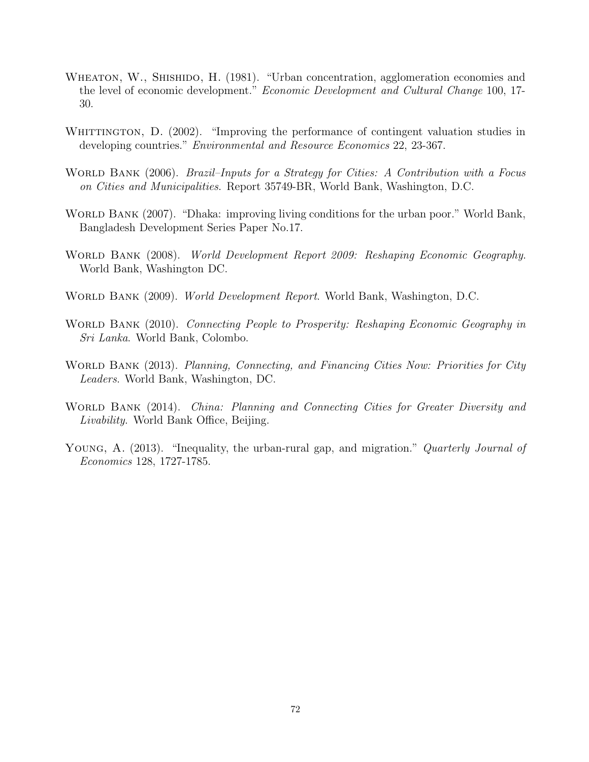Wheaton, W., Shishido, H. (1981). "Urban concentration, agglomeration economies and the level of economic development." *Economic Development and Cultural Change* 100, 17-30.

Whittington, D. (2002). "Improving the performance of contingent valuation studies in developing countries." *Environmental and Resource Economics* 22, 23-367.

World Bank (2006). *Brazil–Inputs for a Strategy for Cities: A Contribution with a Focus on Cities and Municipalities*. Report 35749-BR, World Bank, Washington, D.C.

World Bank (2007). "Dhaka: improving living conditions for the urban poor." World Bank, Bangladesh Development Series Paper No.17.

World Bank (2008). *World Development Report 2009: Reshaping Economic Geography*. World Bank, Washington DC.

World Bank (2009). *World Development Report*. World Bank, Washington, D.C.

World Bank (2010). *Connecting People to Prosperity: Reshaping Economic Geography in Sri Lanka*. World Bank, Colombo.

World Bank (2013). *Planning, Connecting, and Financing Cities Now: Priorities for City Leaders*. World Bank, Washington, DC.

World Bank (2014). *China: Planning and Connecting Cities for Greater Diversity and Livability*. World Bank Office, Beijing.

Young, A. (2013). "Inequality, the urban-rural gap, and migration." *Quarterly Journal of Economics* 128, 1727-1785.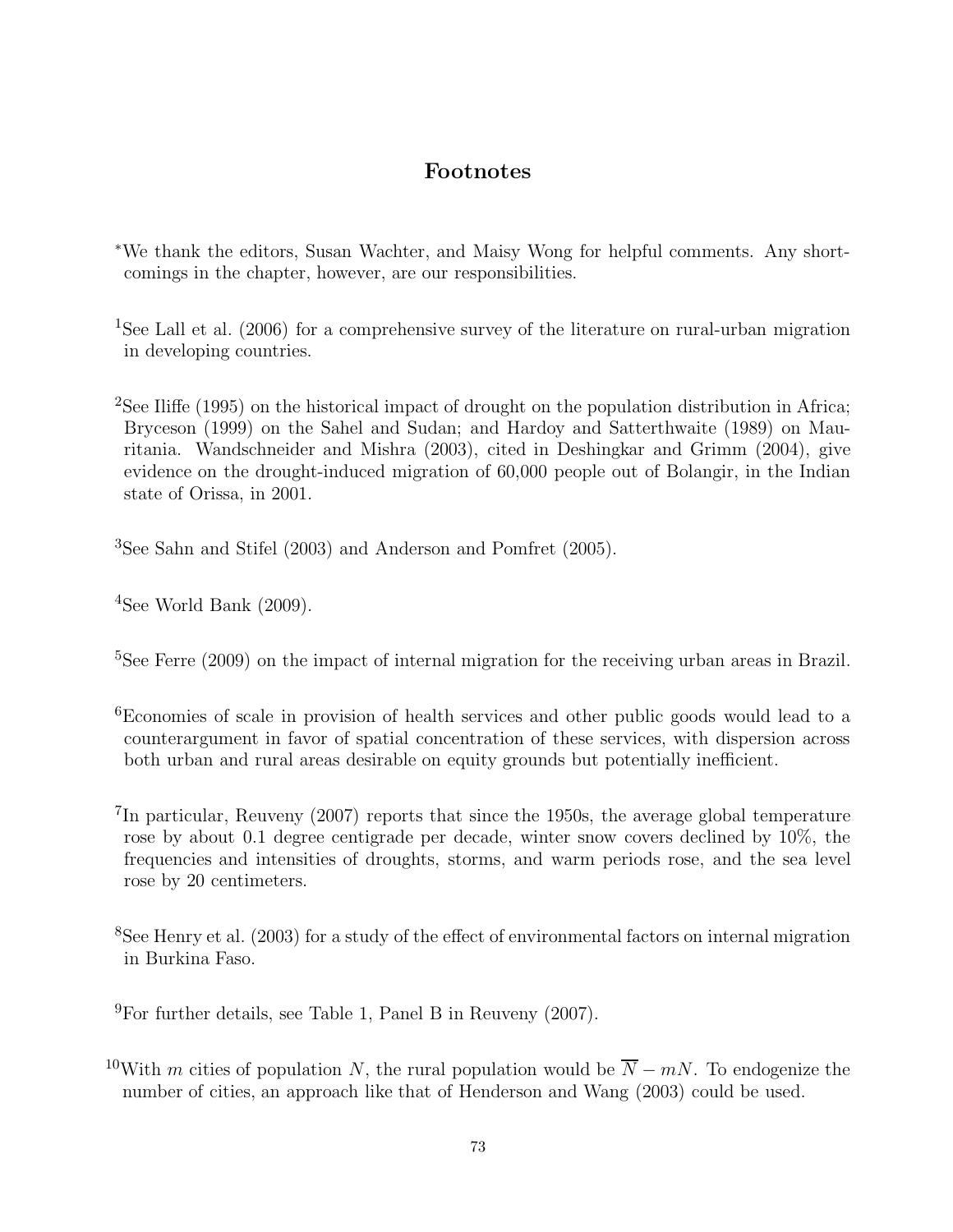## Footnotes

*We thank the editors, Susan Wachter, and Maisy Wong for helpful comments. Any shortcomings in the chapter, however, are our responsibilities.

[1]See Lall et al. (2006) for a comprehensive survey of the literature on rural-urban migration in developing countries.

[2]See Iliffe (1995) on the historical impact of drought on the population distribution in Africa; Bryceson (1999) on the Sahel and Sudan; and Hardoy and Satterthwaite (1989) on Mauritania. Wandschneider and Mishra (2003), cited in Deshingkar and Grimm (2004), give evidence on the drought-induced migration of 60,000 people out of Bolangir, in the Indian state of Orissa, in 2001.

[3]See Sahn and Stifel (2003) and Anderson and Pomfret (2005).

[4]See World Bank (2009).

[5]See Ferre (2009) on the impact of internal migration for the receiving urban areas in Brazil.

[6]Economies of scale in provision of health services and other public goods would lead to a counterargument in favor of spatial concentration of these services, with dispersion across both urban and rural areas desirable on equity grounds but potentially inefficient.

[7]In particular, Reuveny (2007) reports that since the 1950s, the average global temperature rose by about 0.1 degree centigrade per decade, winter snow covers declined by 10%, the frequencies and intensities of droughts, storms, and warm periods rose, and the sea level rose by 20 centimeters.

[8]See Henry et al. (2003) for a study of the effect of environmental factors on internal migration in Burkina Faso.

[9]For further details, see Table 1, Panel B in Reuveny (2007).

[10]With $m$ cities of population $N$, the rural population would be $\overline{N} - mN$. To endogenize the number of cities, an approach like that of Henderson and Wang (2003) could be used.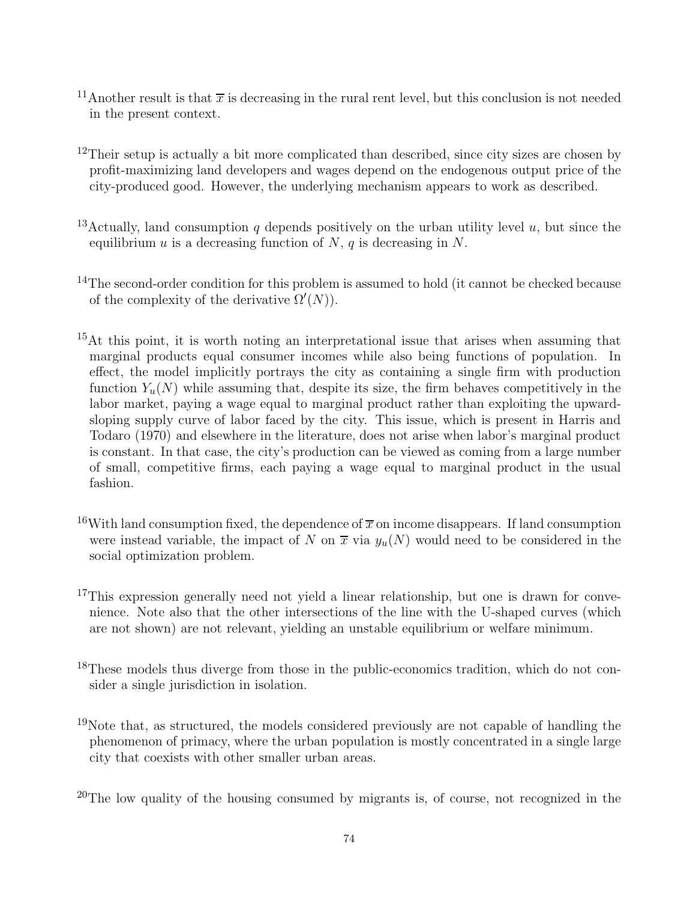[11]Another result is that $\overline{x}$ is decreasing in the rural rent level, but this conclusion is not needed in the present context.

[12]Their setup is actually a bit more complicated than described, since city sizes are chosen by profit-maximizing land developers and wages depend on the endogenous output price of the city-produced good. However, the underlying mechanism appears to work as described.

[13]Actually, land consumption $q$ depends positively on the urban utility level $u$, but since the equilibrium $u$ is a decreasing function of $N$, $q$ is decreasing in $N$.

[14]The second-order condition for this problem is assumed to hold (it cannot be checked because of the complexity of the derivative $\Omega'(N)$).

[15]At this point, it is worth noting an interpretational issue that arises when assuming that marginal products equal consumer incomes while also being functions of population. In effect, the model implicitly portrays the city as containing a single firm with production function $Y_u(N)$ while assuming that, despite its size, the firm behaves competitively in the labor market, paying a wage equal to marginal product rather than exploiting the upward-sloping supply curve of labor faced by the city. This issue, which is present in Harris and Todaro (1970) and elsewhere in the literature, does not arise when labor's marginal product is constant. In that case, the city's production can be viewed as coming from a large number of small, competitive firms, each paying a wage equal to marginal product in the usual fashion.

[16]With land consumption fixed, the dependence of $\overline{x}$ on income disappears. If land consumption were instead variable, the impact of $N$ on $\overline{x}$ via $y_u(N)$ would need to be considered in the social optimization problem.

[17]This expression generally need not yield a linear relationship, but one is drawn for convenience. Note also that the other intersections of the line with the U-shaped curves (which are not shown) are not relevant, yielding an unstable equilibrium or welfare minimum.

[18]These models thus diverge from those in the public-economics tradition, which do not consider a single jurisdiction in isolation.

[19]Note that, as structured, the models considered previously are not capable of handling the phenomenon of primacy, where the urban population is mostly concentrated in a single large city that coexists with other smaller urban areas.

[20]The low quality of the housing consumed by migrants is, of course, not recognized in the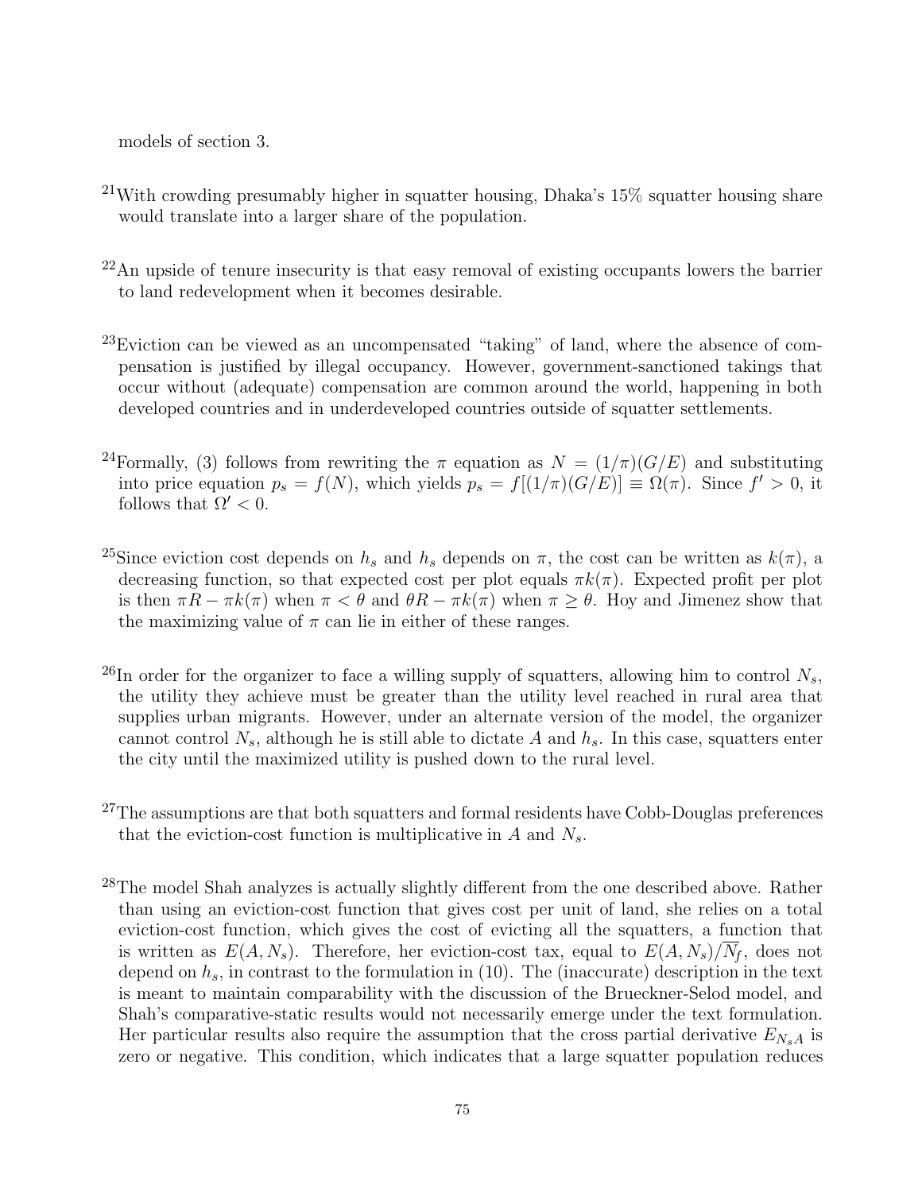models of section 3.

[21] With crowding presumably higher in squatter housing, Dhaka's 15% squatter housing share would translate into a larger share of the population.

[22] An upside of tenure insecurity is that easy removal of existing occupants lowers the barrier to land redevelopment when it becomes desirable.

[23] Eviction can be viewed as an uncompensated "taking" of land, where the absence of compensation is justified by illegal occupancy. However, government-sanctioned takings that occur without (adequate) compensation are common around the world, happening in both developed countries and in underdeveloped countries outside of squatter settlements.

[24] Formally, (3) follows from rewriting the $\pi$ equation as $N = (1/\pi)(G/E)$ and substituting into price equation $p_s = f(N)$, which yields $p_s = f[(1/\pi)(G/E)] \equiv \Omega(\pi)$. Since $f' > 0$, it follows that $\Omega' < 0$.

[25] Since eviction cost depends on $h_s$ and $h_s$ depends on $\pi$, the cost can be written as $k(\pi)$, a decreasing function, so that expected cost per plot equals $\pi k(\pi)$. Expected profit per plot is then $\pi R - \pi k(\pi)$ when $\pi < \theta$ and $\theta R - \pi k(\pi)$ when $\pi \geq \theta$. Hoy and Jimenez show that the maximizing value of $\pi$ can lie in either of these ranges.

[26] In order for the organizer to face a willing supply of squatters, allowing him to control $N_s$, the utility they achieve must be greater than the utility level reached in rural area that supplies urban migrants. However, under an alternate version of the model, the organizer cannot control $N_s$, although he is still able to dictate $A$ and $h_s$. In this case, squatters enter the city until the maximized utility is pushed down to the rural level.

[27] The assumptions are that both squatters and formal residents have Cobb-Douglas preferences that the eviction-cost function is multiplicative in $A$ and $N_s$.

[28] The model Shah analyzes is actually slightly different from the one described above. Rather than using an eviction-cost function that gives cost per unit of land, she relies on a total eviction-cost function, which gives the cost of evicting all the squatters, a function that is written as $E(A, N_s)$. Therefore, her eviction-cost tax, equal to $E(A, N_s)/\overline{N_f}$, does not depend on $h_s$, in contrast to the formulation in (10). The (inaccurate) description in the text is meant to maintain comparability with the discussion of the Brueckner-Selod model, and Shah's comparative-static results would not necessarily emerge under the text formulation. Her particular results also require the assumption that the cross partial derivative $E_{N_s A}$ is zero or negative. This condition, which indicates that a large squatter population reduces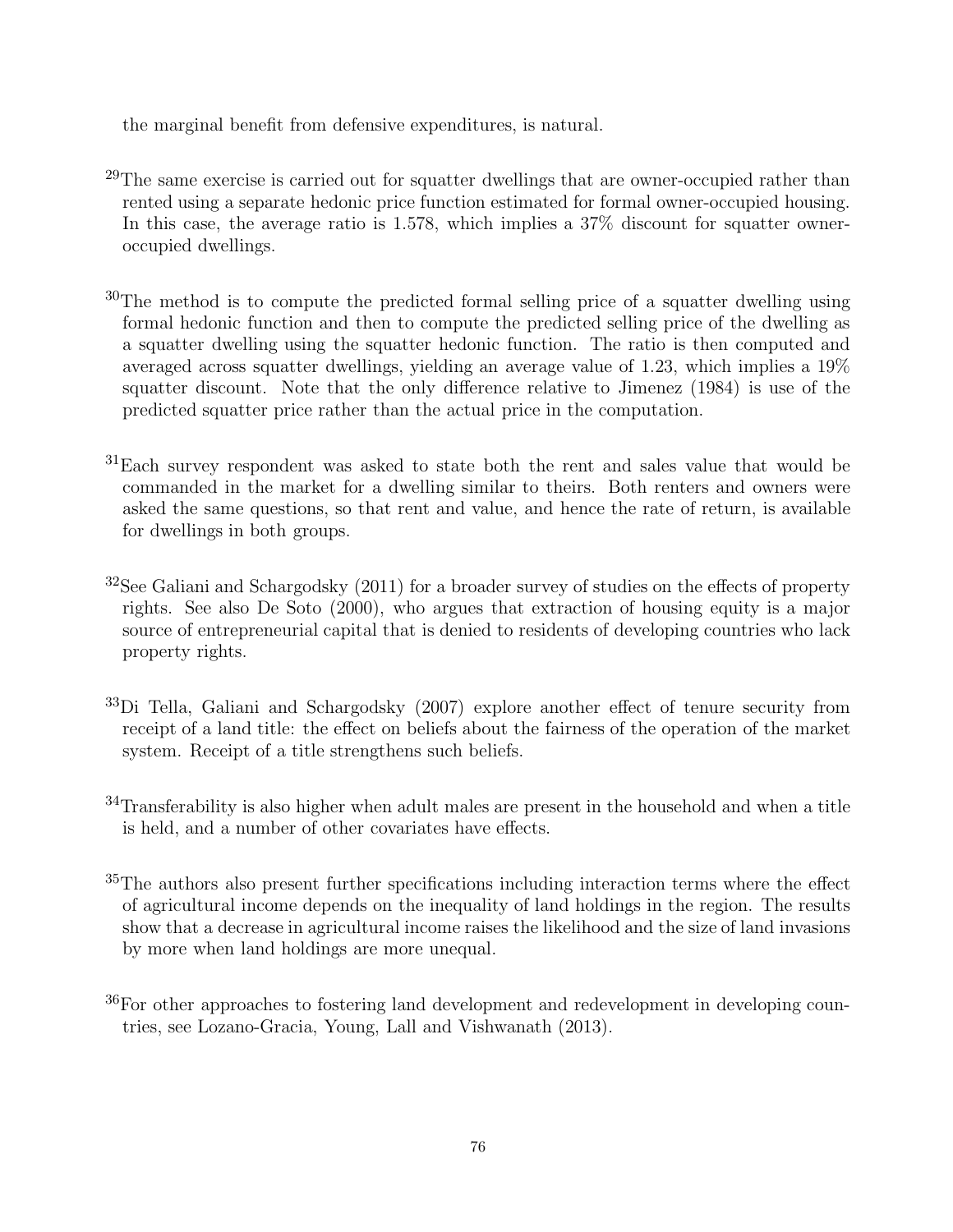the marginal benefit from defensive expenditures, is natural.

[29]The same exercise is carried out for squatter dwellings that are owner-occupied rather than rented using a separate hedonic price function estimated for formal owner-occupied housing. In this case, the average ratio is 1.578, which implies a 37% discount for squatter owner-occupied dwellings.

[30]The method is to compute the predicted formal selling price of a squatter dwelling using formal hedonic function and then to compute the predicted selling price of the dwelling as a squatter dwelling using the squatter hedonic function. The ratio is then computed and averaged across squatter dwellings, yielding an average value of 1.23, which implies a 19% squatter discount. Note that the only difference relative to Jimenez (1984) is use of the predicted squatter price rather than the actual price in the computation.

[31]Each survey respondent was asked to state both the rent and sales value that would be commanded in the market for a dwelling similar to theirs. Both renters and owners were asked the same questions, so that rent and value, and hence the rate of return, is available for dwellings in both groups.

[32]See Galiani and Schargodsky (2011) for a broader survey of studies on the effects of property rights. See also De Soto (2000), who argues that extraction of housing equity is a major source of entrepreneurial capital that is denied to residents of developing countries who lack property rights.

[33]Di Tella, Galiani and Schargodsky (2007) explore another effect of tenure security from receipt of a land title: the effect on beliefs about the fairness of the operation of the market system. Receipt of a title strengthens such beliefs.

[34]Transferability is also higher when adult males are present in the household and when a title is held, and a number of other covariates have effects.

[35]The authors also present further specifications including interaction terms where the effect of agricultural income depends on the inequality of land holdings in the region. The results show that a decrease in agricultural income raises the likelihood and the size of land invasions by more when land holdings are more unequal.

[36]For other approaches to fostering land development and redevelopment in developing countries, see Lozano-Gracia, Young, Lall and Vishwanath (2013).